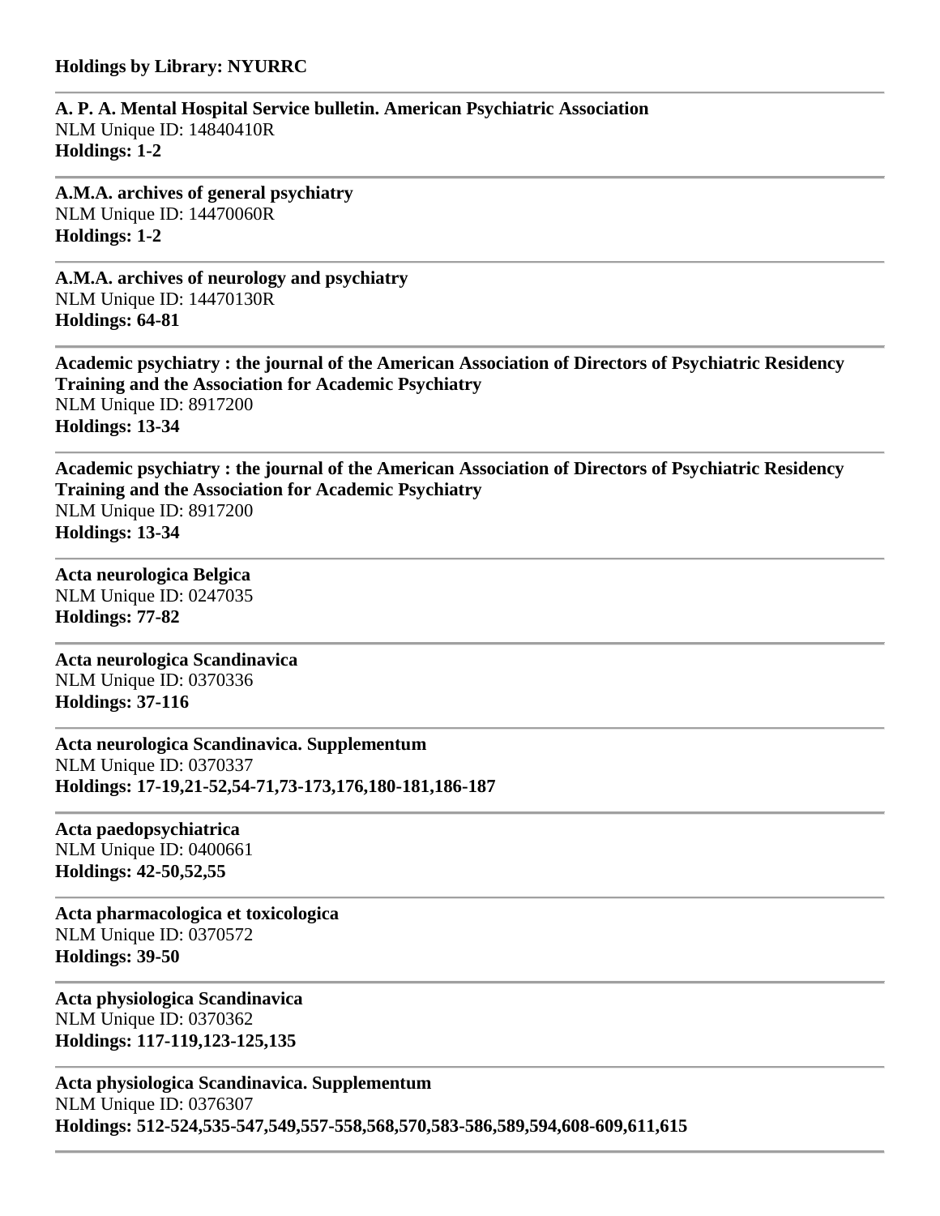**Holdings by Library: NYURRC**

---

**A. P. A. Mental Hospital Service bulletin. American Psychiatric Association**
NLM Unique ID: 14840410R
**Holdings: 1-2**

---

**A.M.A. archives of general psychiatry**
NLM Unique ID: 14470060R
**Holdings: 1-2**

---

**A.M.A. archives of neurology and psychiatry**
NLM Unique ID: 14470130R
**Holdings: 64-81**

---

**Academic psychiatry : the journal of the American Association of Directors of Psychiatric Residency Training and the Association for Academic Psychiatry**
NLM Unique ID: 8917200
**Holdings: 13-34**

---

**Academic psychiatry : the journal of the American Association of Directors of Psychiatric Residency Training and the Association for Academic Psychiatry**
NLM Unique ID: 8917200
**Holdings: 13-34**

---

**Acta neurologica Belgica**
NLM Unique ID: 0247035
**Holdings: 77-82**

---

**Acta neurologica Scandinavica**
NLM Unique ID: 0370336
**Holdings: 37-116**

---

**Acta neurologica Scandinavica. Supplementum**
NLM Unique ID: 0370337
**Holdings: 17-19,21-52,54-71,73-173,176,180-181,186-187**

---

**Acta paedopsychiatrica**
NLM Unique ID: 0400661
**Holdings: 42-50,52,55**

---

**Acta pharmacologica et toxicologica**
NLM Unique ID: 0370572
**Holdings: 39-50**

---

**Acta physiologica Scandinavica**
NLM Unique ID: 0370362
**Holdings: 117-119,123-125,135**

---

**Acta physiologica Scandinavica. Supplementum**
NLM Unique ID: 0376307
**Holdings: 512-524,535-547,549,557-558,568,570,583-586,589,594,608-609,611,615**

---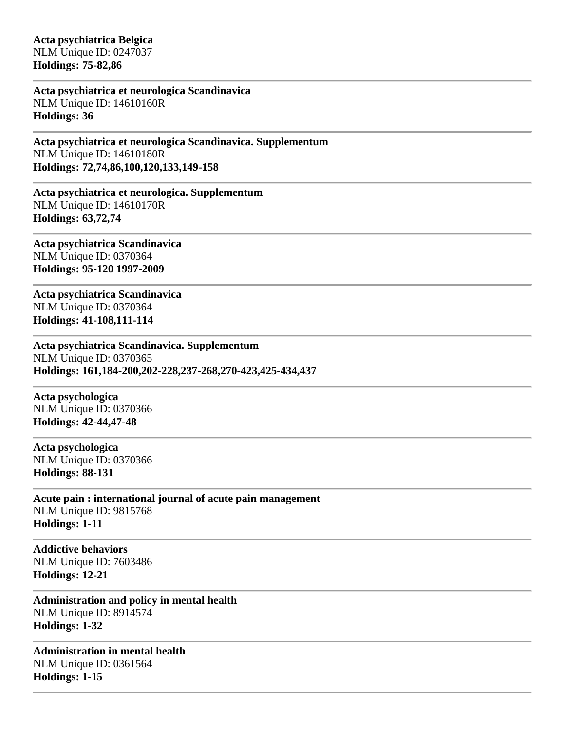**Acta psychiatrica Belgica**
NLM Unique ID: 0247037
**Holdings: 75-82,86**

---

**Acta psychiatrica et neurologica Scandinavica**
NLM Unique ID: 14610160R
**Holdings: 36**

---

**Acta psychiatrica et neurologica Scandinavica. Supplementum**
NLM Unique ID: 14610180R
**Holdings: 72,74,86,100,120,133,149-158**

---

**Acta psychiatrica et neurologica. Supplementum**
NLM Unique ID: 14610170R
**Holdings: 63,72,74**

---

**Acta psychiatrica Scandinavica**
NLM Unique ID: 0370364
**Holdings: 95-120 1997-2009**

---

**Acta psychiatrica Scandinavica**
NLM Unique ID: 0370364
**Holdings: 41-108,111-114**

---

**Acta psychiatrica Scandinavica. Supplementum**
NLM Unique ID: 0370365
**Holdings: 161,184-200,202-228,237-268,270-423,425-434,437**

---

**Acta psychologica**
NLM Unique ID: 0370366
**Holdings: 42-44,47-48**

---

**Acta psychologica**
NLM Unique ID: 0370366
**Holdings: 88-131**

---

**Acute pain : international journal of acute pain management**
NLM Unique ID: 9815768
**Holdings: 1-11**

---

**Addictive behaviors**
NLM Unique ID: 7603486
**Holdings: 12-21**

---

**Administration and policy in mental health**
NLM Unique ID: 8914574
**Holdings: 1-32**

---

**Administration in mental health**
NLM Unique ID: 0361564
**Holdings: 1-15**

---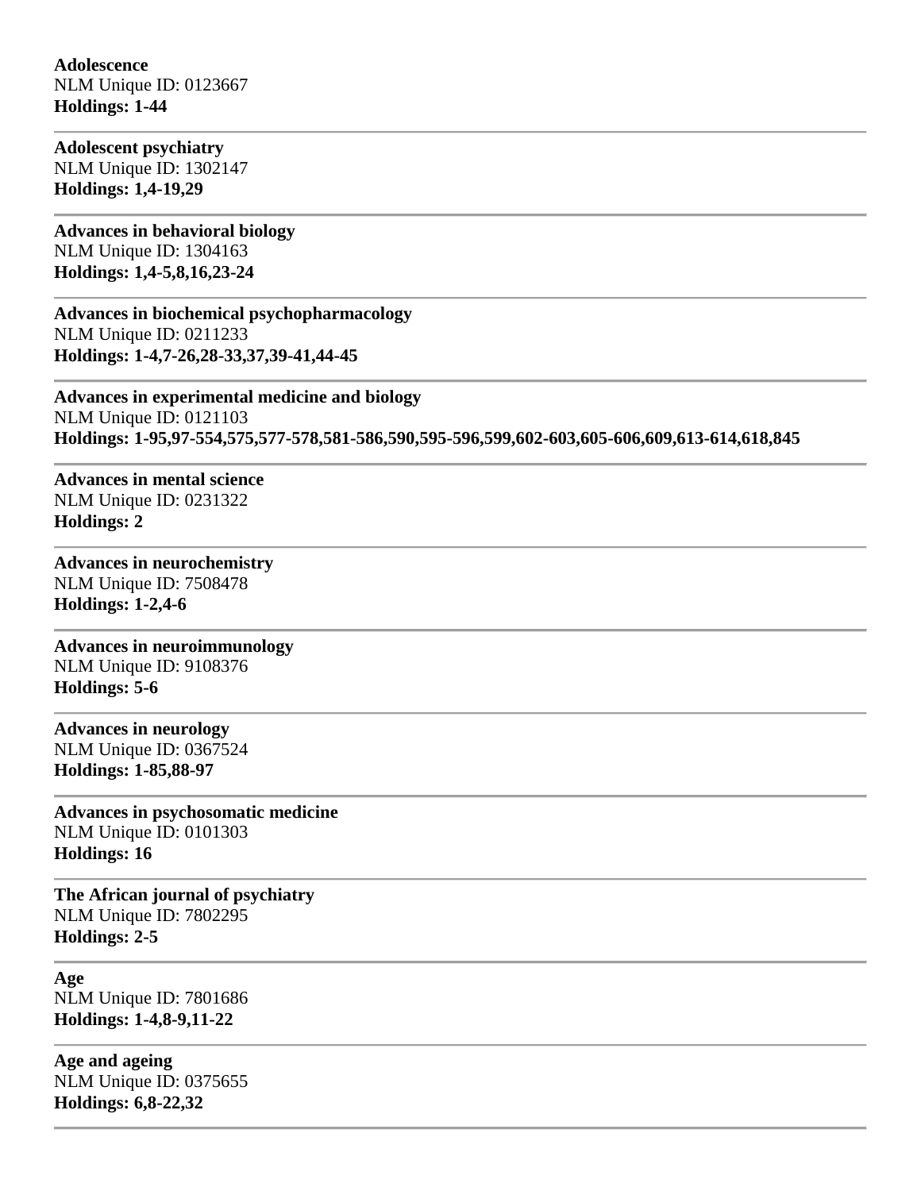**Adolescence**
NLM Unique ID: 0123667
**Holdings: 1-44**

---

**Adolescent psychiatry**
NLM Unique ID: 1302147
**Holdings: 1,4-19,29**

---

**Advances in behavioral biology**
NLM Unique ID: 1304163
**Holdings: 1,4-5,8,16,23-24**

---

**Advances in biochemical psychopharmacology**
NLM Unique ID: 0211233
**Holdings: 1-4,7-26,28-33,37,39-41,44-45**

---

**Advances in experimental medicine and biology**
NLM Unique ID: 0121103
**Holdings: 1-95,97-554,575,577-578,581-586,590,595-596,599,602-603,605-606,609,613-614,618,845**

---

**Advances in mental science**
NLM Unique ID: 0231322
**Holdings: 2**

---

**Advances in neurochemistry**
NLM Unique ID: 7508478
**Holdings: 1-2,4-6**

---

**Advances in neuroimmunology**
NLM Unique ID: 9108376
**Holdings: 5-6**

---

**Advances in neurology**
NLM Unique ID: 0367524
**Holdings: 1-85,88-97**

---

**Advances in psychosomatic medicine**
NLM Unique ID: 0101303
**Holdings: 16**

---

**The African journal of psychiatry**
NLM Unique ID: 7802295
**Holdings: 2-5**

---

**Age**
NLM Unique ID: 7801686
**Holdings: 1-4,8-9,11-22**

---

**Age and ageing**
NLM Unique ID: 0375655
**Holdings: 6,8-22,32**

---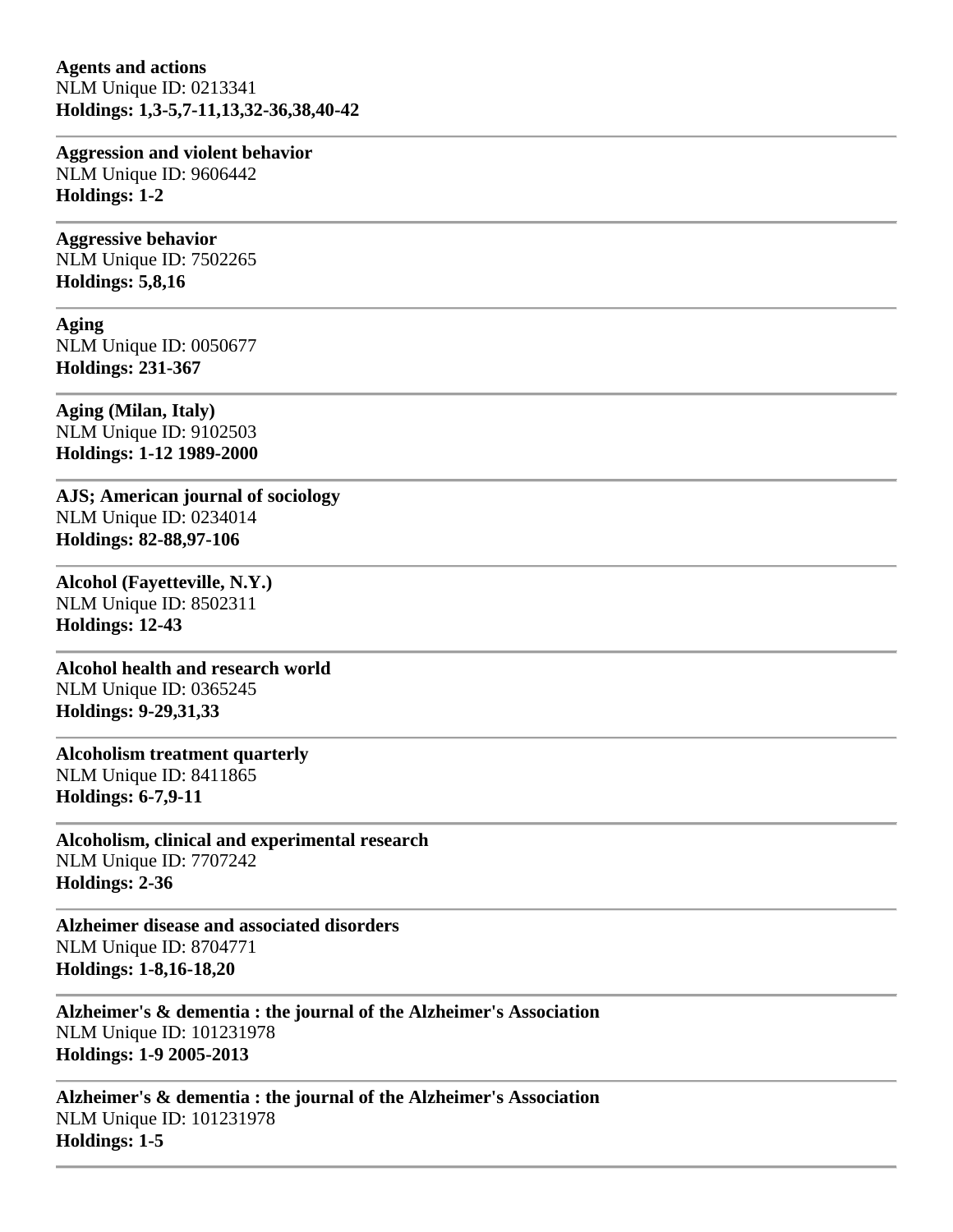**Agents and actions**
NLM Unique ID: 0213341
**Holdings: 1,3-5,7-11,13,32-36,38,40-42**

---

**Aggression and violent behavior**
NLM Unique ID: 9606442
**Holdings: 1-2**

---

**Aggressive behavior**
NLM Unique ID: 7502265
**Holdings: 5,8,16**

---

**Aging**
NLM Unique ID: 0050677
**Holdings: 231-367**

---

**Aging (Milan, Italy)**
NLM Unique ID: 9102503
**Holdings: 1-12 1989-2000**

---

**AJS; American journal of sociology**
NLM Unique ID: 0234014
**Holdings: 82-88,97-106**

---

**Alcohol (Fayetteville, N.Y.)**
NLM Unique ID: 8502311
**Holdings: 12-43**

---

**Alcohol health and research world**
NLM Unique ID: 0365245
**Holdings: 9-29,31,33**

---

**Alcoholism treatment quarterly**
NLM Unique ID: 8411865
**Holdings: 6-7,9-11**

---

**Alcoholism, clinical and experimental research**
NLM Unique ID: 7707242
**Holdings: 2-36**

---

**Alzheimer disease and associated disorders**
NLM Unique ID: 8704771
**Holdings: 1-8,16-18,20**

---

**Alzheimer's & dementia : the journal of the Alzheimer's Association**
NLM Unique ID: 101231978
**Holdings: 1-9 2005-2013**

---

**Alzheimer's & dementia : the journal of the Alzheimer's Association**
NLM Unique ID: 101231978
**Holdings: 1-5**

---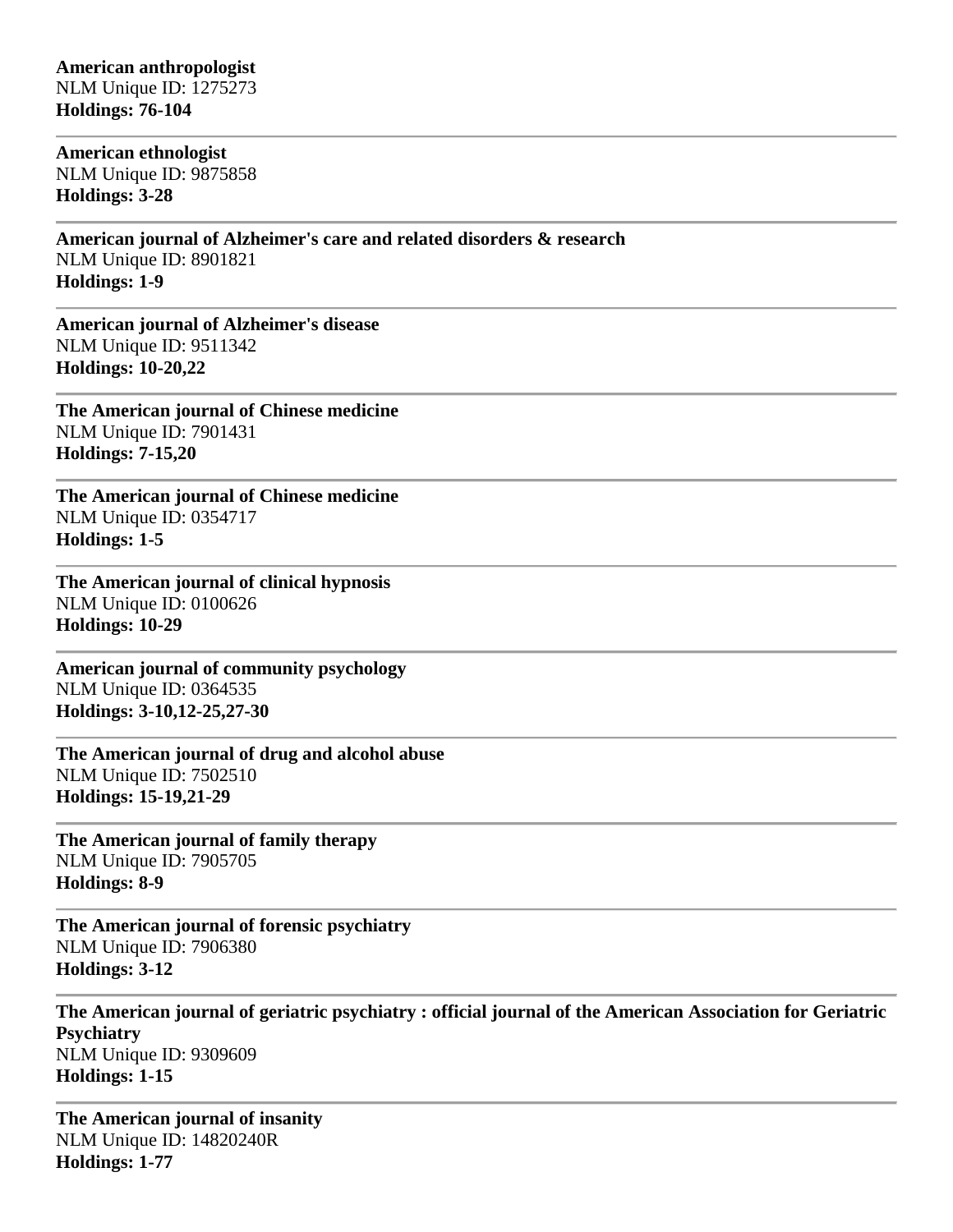**American anthropologist**
NLM Unique ID: 1275273
**Holdings: 76-104**

---

**American ethnologist**
NLM Unique ID: 9875858
**Holdings: 3-28**

---

**American journal of Alzheimer's care and related disorders & research**
NLM Unique ID: 8901821
**Holdings: 1-9**

---

**American journal of Alzheimer's disease**
NLM Unique ID: 9511342
**Holdings: 10-20,22**

---

**The American journal of Chinese medicine**
NLM Unique ID: 7901431
**Holdings: 7-15,20**

---

**The American journal of Chinese medicine**
NLM Unique ID: 0354717
**Holdings: 1-5**

---

**The American journal of clinical hypnosis**
NLM Unique ID: 0100626
**Holdings: 10-29**

---

**American journal of community psychology**
NLM Unique ID: 0364535
**Holdings: 3-10,12-25,27-30**

---

**The American journal of drug and alcohol abuse**
NLM Unique ID: 7502510
**Holdings: 15-19,21-29**

---

**The American journal of family therapy**
NLM Unique ID: 7905705
**Holdings: 8-9**

---

**The American journal of forensic psychiatry**
NLM Unique ID: 7906380
**Holdings: 3-12**

---

**The American journal of geriatric psychiatry : official journal of the American Association for Geriatric Psychiatry**
NLM Unique ID: 9309609
**Holdings: 1-15**

---

**The American journal of insanity**
NLM Unique ID: 14820240R
**Holdings: 1-77**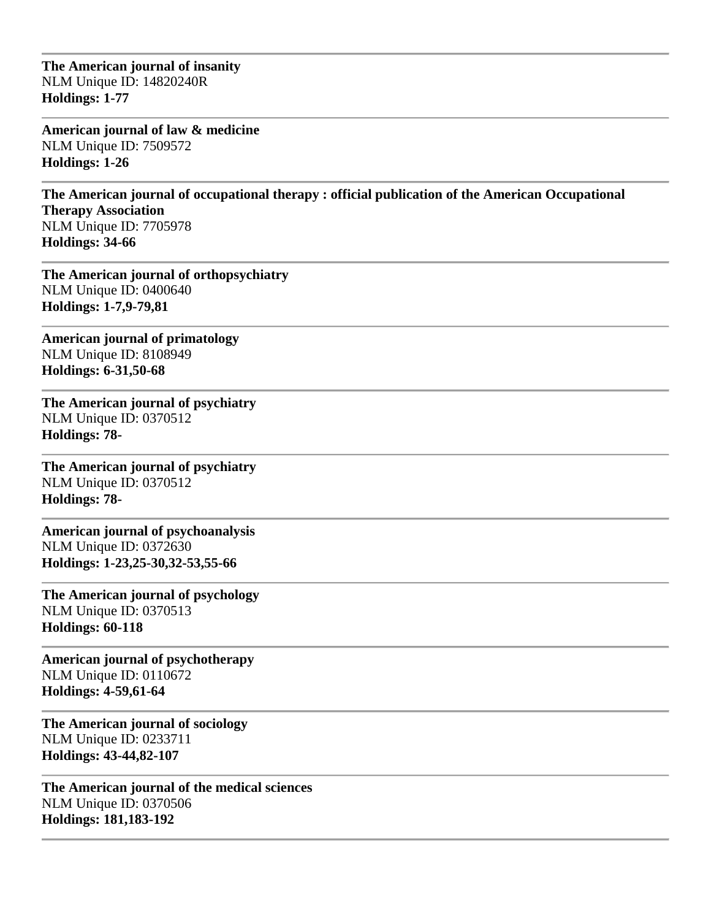---

**The American journal of insanity**
NLM Unique ID: 14820240R
**Holdings: 1-77**

---

**American journal of law & medicine**
NLM Unique ID: 7509572
**Holdings: 1-26**

---

**The American journal of occupational therapy : official publication of the American Occupational Therapy Association**
NLM Unique ID: 7705978
**Holdings: 34-66**

---

**The American journal of orthopsychiatry**
NLM Unique ID: 0400640
**Holdings: 1-7,9-79,81**

---

**American journal of primatology**
NLM Unique ID: 8108949
**Holdings: 6-31,50-68**

---

**The American journal of psychiatry**
NLM Unique ID: 0370512
**Holdings: 78-**

---

**The American journal of psychiatry**
NLM Unique ID: 0370512
**Holdings: 78-**

---

**American journal of psychoanalysis**
NLM Unique ID: 0372630
**Holdings: 1-23,25-30,32-53,55-66**

---

**The American journal of psychology**
NLM Unique ID: 0370513
**Holdings: 60-118**

---

**American journal of psychotherapy**
NLM Unique ID: 0110672
**Holdings: 4-59,61-64**

---

**The American journal of sociology**
NLM Unique ID: 0233711
**Holdings: 43-44,82-107**

---

**The American journal of the medical sciences**
NLM Unique ID: 0370506
**Holdings: 181,183-192**

---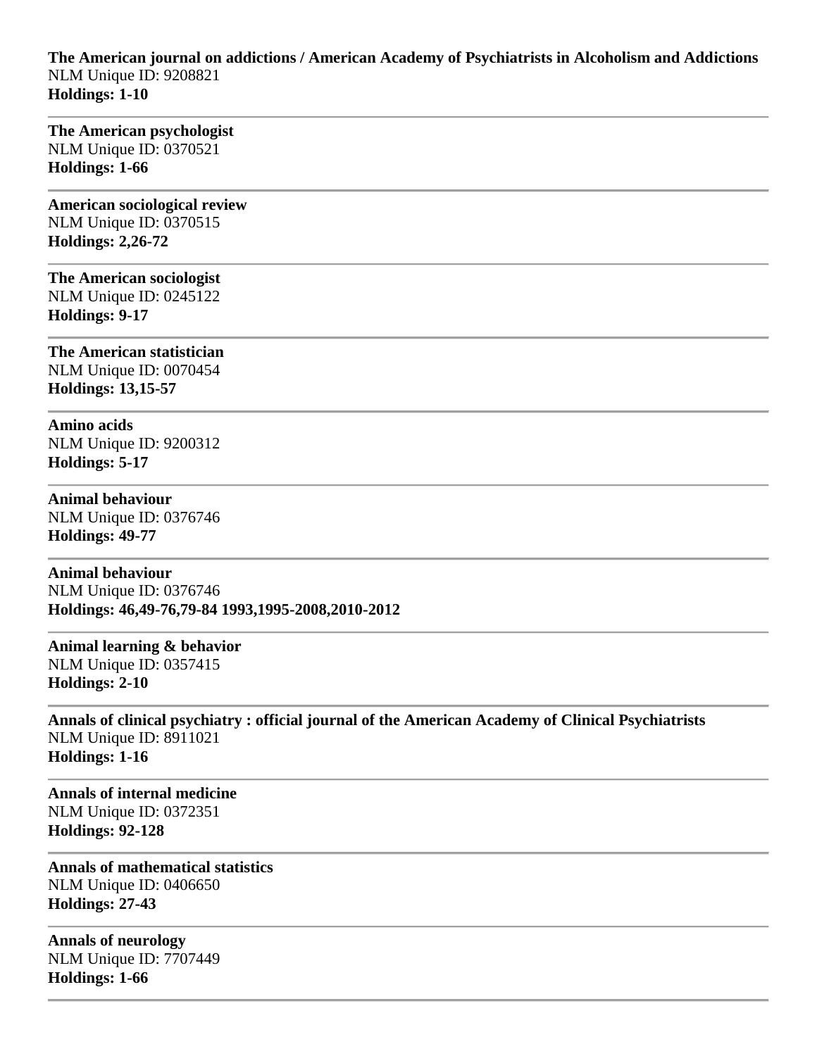**The American journal on addictions / American Academy of Psychiatrists in Alcoholism and Addictions**
NLM Unique ID: 9208821
**Holdings: 1-10**

---

**The American psychologist**
NLM Unique ID: 0370521
**Holdings: 1-66**

---

**American sociological review**
NLM Unique ID: 0370515
**Holdings: 2,26-72**

---

**The American sociologist**
NLM Unique ID: 0245122
**Holdings: 9-17**

---

**The American statistician**
NLM Unique ID: 0070454
**Holdings: 13,15-57**

---

**Amino acids**
NLM Unique ID: 9200312
**Holdings: 5-17**

---

**Animal behaviour**
NLM Unique ID: 0376746
**Holdings: 49-77**

---

**Animal behaviour**
NLM Unique ID: 0376746
**Holdings: 46,49-76,79-84 1993,1995-2008,2010-2012**

---

**Animal learning & behavior**
NLM Unique ID: 0357415
**Holdings: 2-10**

---

**Annals of clinical psychiatry : official journal of the American Academy of Clinical Psychiatrists**
NLM Unique ID: 8911021
**Holdings: 1-16**

---

**Annals of internal medicine**
NLM Unique ID: 0372351
**Holdings: 92-128**

---

**Annals of mathematical statistics**
NLM Unique ID: 0406650
**Holdings: 27-43**

---

**Annals of neurology**
NLM Unique ID: 7707449
**Holdings: 1-66**

---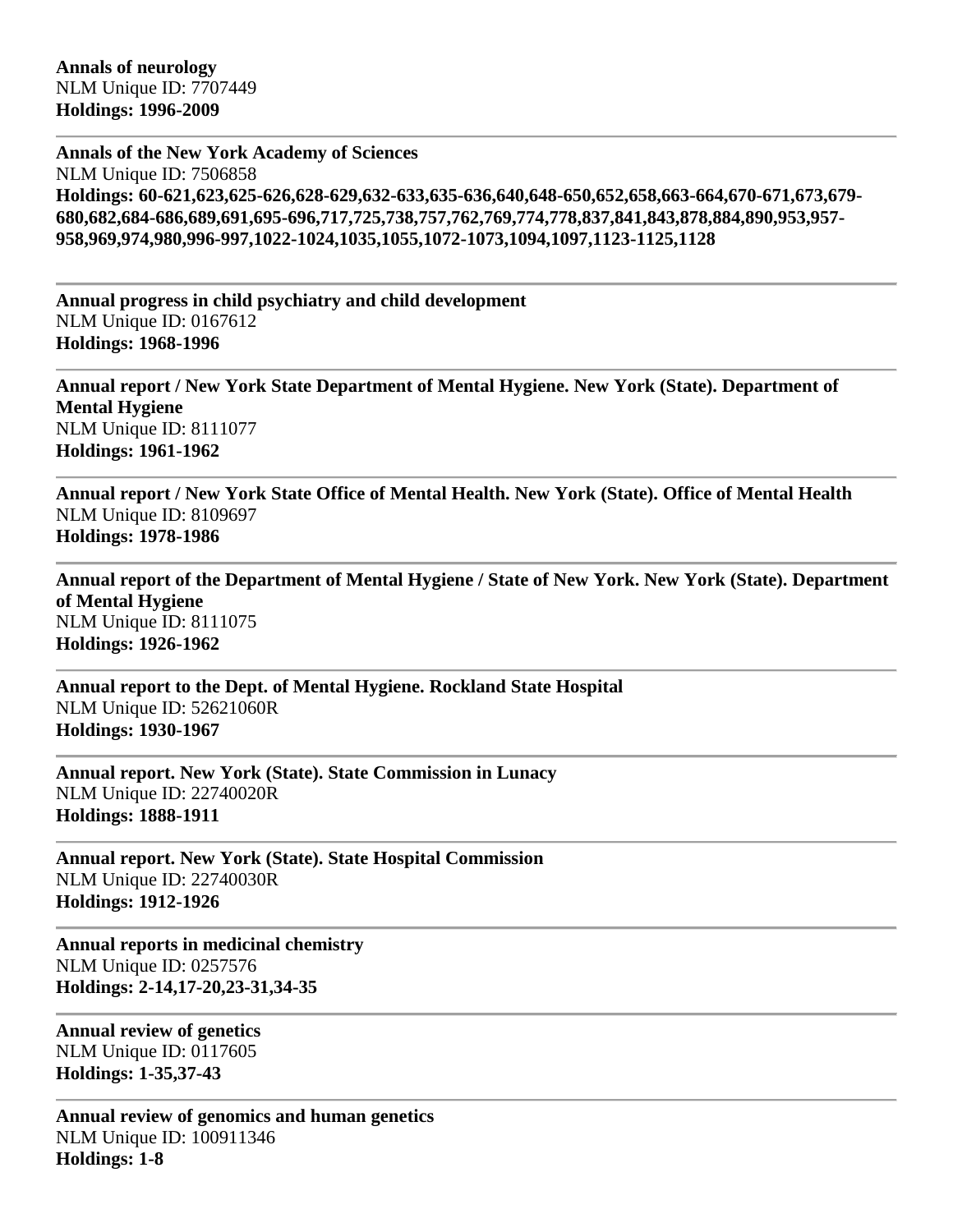**Annals of neurology**
NLM Unique ID: 7707449
**Holdings: 1996-2009**

---

**Annals of the New York Academy of Sciences**
NLM Unique ID: 7506858
**Holdings: 60-621,623,625-626,628-629,632-633,635-636,640,648-650,652,658,663-664,670-671,673,679-680,682,684-686,689,691,695-696,717,725,738,757,762,769,774,778,837,841,843,878,884,890,953,957-958,969,974,980,996-997,1022-1024,1035,1055,1072-1073,1094,1097,1123-1125,1128**

---

**Annual progress in child psychiatry and child development**
NLM Unique ID: 0167612
**Holdings: 1968-1996**

---

**Annual report / New York State Department of Mental Hygiene. New York (State). Department of Mental Hygiene**
NLM Unique ID: 8111077
**Holdings: 1961-1962**

---

**Annual report / New York State Office of Mental Health. New York (State). Office of Mental Health**
NLM Unique ID: 8109697
**Holdings: 1978-1986**

---

**Annual report of the Department of Mental Hygiene / State of New York. New York (State). Department of Mental Hygiene**
NLM Unique ID: 8111075
**Holdings: 1926-1962**

---

**Annual report to the Dept. of Mental Hygiene. Rockland State Hospital**
NLM Unique ID: 52621060R
**Holdings: 1930-1967**

---

**Annual report. New York (State). State Commission in Lunacy**
NLM Unique ID: 22740020R
**Holdings: 1888-1911**

---

**Annual report. New York (State). State Hospital Commission**
NLM Unique ID: 22740030R
**Holdings: 1912-1926**

---

**Annual reports in medicinal chemistry**
NLM Unique ID: 0257576
**Holdings: 2-14,17-20,23-31,34-35**

---

**Annual review of genetics**
NLM Unique ID: 0117605
**Holdings: 1-35,37-43**

---

**Annual review of genomics and human genetics**
NLM Unique ID: 100911346
**Holdings: 1-8**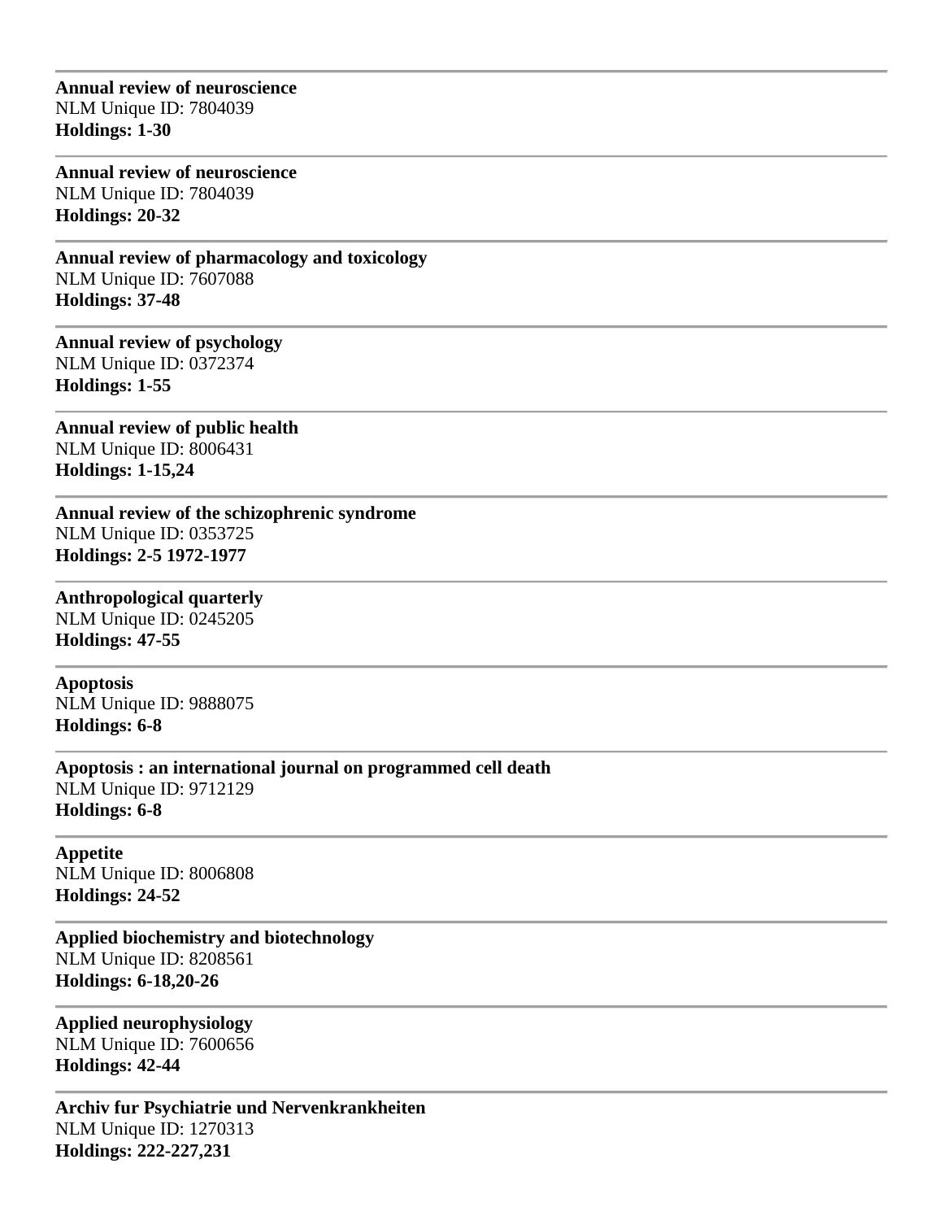---

**Annual review of neuroscience**
NLM Unique ID: 7804039
**Holdings: 1-30**

---

**Annual review of neuroscience**
NLM Unique ID: 7804039
**Holdings: 20-32**

---

**Annual review of pharmacology and toxicology**
NLM Unique ID: 7607088
**Holdings: 37-48**

---

**Annual review of psychology**
NLM Unique ID: 0372374
**Holdings: 1-55**

---

**Annual review of public health**
NLM Unique ID: 8006431
**Holdings: 1-15,24**

---

**Annual review of the schizophrenic syndrome**
NLM Unique ID: 0353725
**Holdings: 2-5 1972-1977**

---

**Anthropological quarterly**
NLM Unique ID: 0245205
**Holdings: 47-55**

---

**Apoptosis**
NLM Unique ID: 9888075
**Holdings: 6-8**

---

**Apoptosis : an international journal on programmed cell death**
NLM Unique ID: 9712129
**Holdings: 6-8**

---

**Appetite**
NLM Unique ID: 8006808
**Holdings: 24-52**

---

**Applied biochemistry and biotechnology**
NLM Unique ID: 8208561
**Holdings: 6-18,20-26**

---

**Applied neurophysiology**
NLM Unique ID: 7600656
**Holdings: 42-44**

---

**Archiv fur Psychiatrie und Nervenkrankheiten**
NLM Unique ID: 1270313
**Holdings: 222-227,231**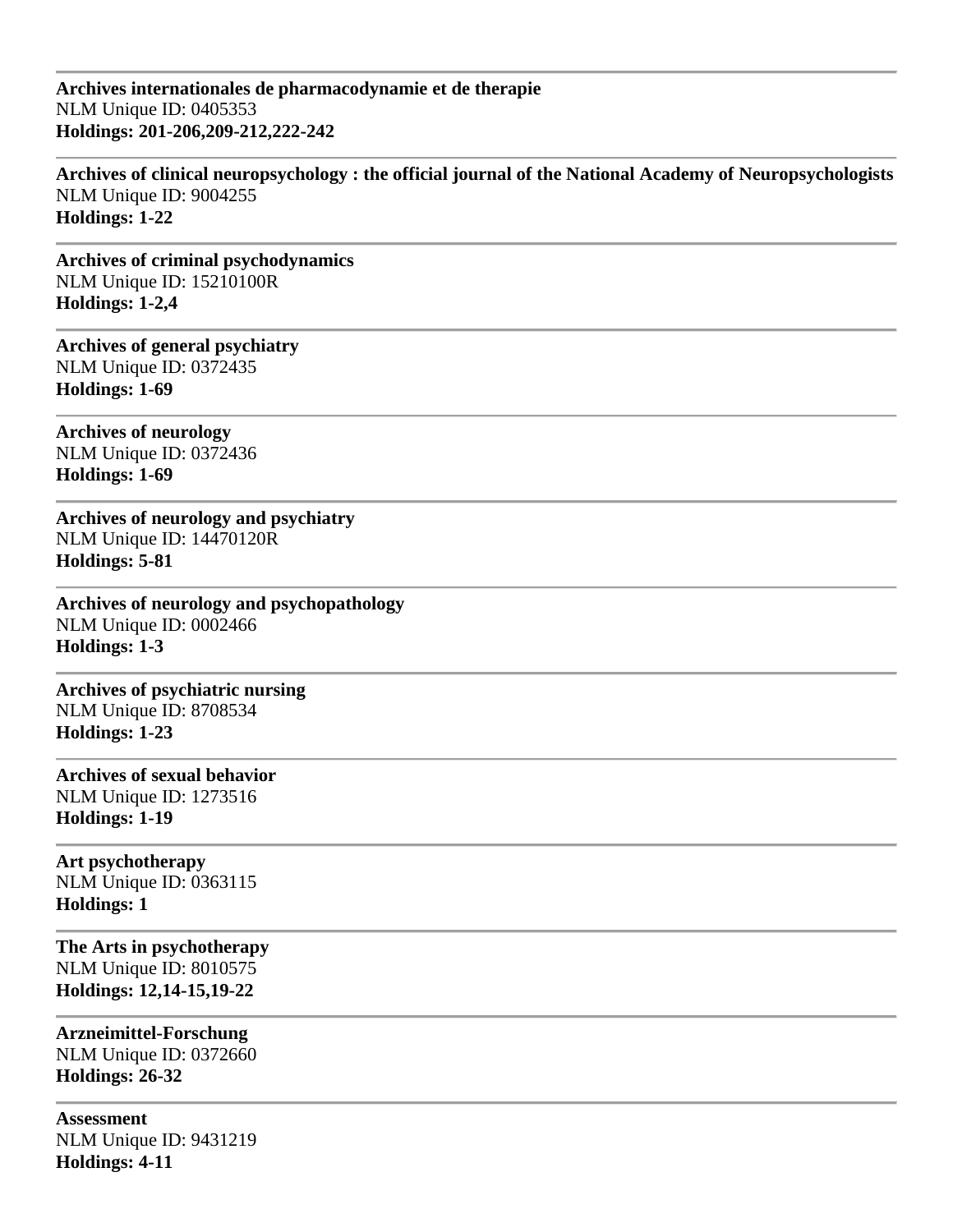---

**Archives internationales de pharmacodynamie et de therapie**
NLM Unique ID: 0405353
**Holdings: 201-206,209-212,222-242**

---

**Archives of clinical neuropsychology : the official journal of the National Academy of Neuropsychologists**
NLM Unique ID: 9004255
**Holdings: 1-22**

---

**Archives of criminal psychodynamics**
NLM Unique ID: 15210100R
**Holdings: 1-2,4**

---

**Archives of general psychiatry**
NLM Unique ID: 0372435
**Holdings: 1-69**

---

**Archives of neurology**
NLM Unique ID: 0372436
**Holdings: 1-69**

---

**Archives of neurology and psychiatry**
NLM Unique ID: 14470120R
**Holdings: 5-81**

---

**Archives of neurology and psychopathology**
NLM Unique ID: 0002466
**Holdings: 1-3**

---

**Archives of psychiatric nursing**
NLM Unique ID: 8708534
**Holdings: 1-23**

---

**Archives of sexual behavior**
NLM Unique ID: 1273516
**Holdings: 1-19**

---

**Art psychotherapy**
NLM Unique ID: 0363115
**Holdings: 1**

---

**The Arts in psychotherapy**
NLM Unique ID: 8010575
**Holdings: 12,14-15,19-22**

---

**Arzneimittel-Forschung**
NLM Unique ID: 0372660
**Holdings: 26-32**

---

**Assessment**
NLM Unique ID: 9431219
**Holdings: 4-11**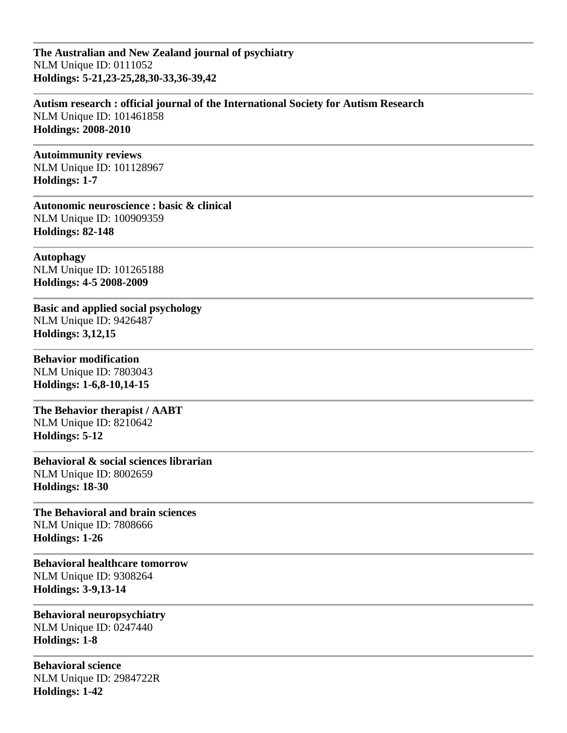---

**The Australian and New Zealand journal of psychiatry**
NLM Unique ID: 0111052
**Holdings: 5-21,23-25,28,30-33,36-39,42**

---

**Autism research : official journal of the International Society for Autism Research**
NLM Unique ID: 101461858
**Holdings: 2008-2010**

---

**Autoimmunity reviews**
NLM Unique ID: 101128967
**Holdings: 1-7**

---

**Autonomic neuroscience : basic & clinical**
NLM Unique ID: 100909359
**Holdings: 82-148**

---

**Autophagy**
NLM Unique ID: 101265188
**Holdings: 4-5 2008-2009**

---

**Basic and applied social psychology**
NLM Unique ID: 9426487
**Holdings: 3,12,15**

---

**Behavior modification**
NLM Unique ID: 7803043
**Holdings: 1-6,8-10,14-15**

---

**The Behavior therapist / AABT**
NLM Unique ID: 8210642
**Holdings: 5-12**

---

**Behavioral & social sciences librarian**
NLM Unique ID: 8002659
**Holdings: 18-30**

---

**The Behavioral and brain sciences**
NLM Unique ID: 7808666
**Holdings: 1-26**

---

**Behavioral healthcare tomorrow**
NLM Unique ID: 9308264
**Holdings: 3-9,13-14**

---

**Behavioral neuropsychiatry**
NLM Unique ID: 0247440
**Holdings: 1-8**

---

**Behavioral science**
NLM Unique ID: 2984722R
**Holdings: 1-42**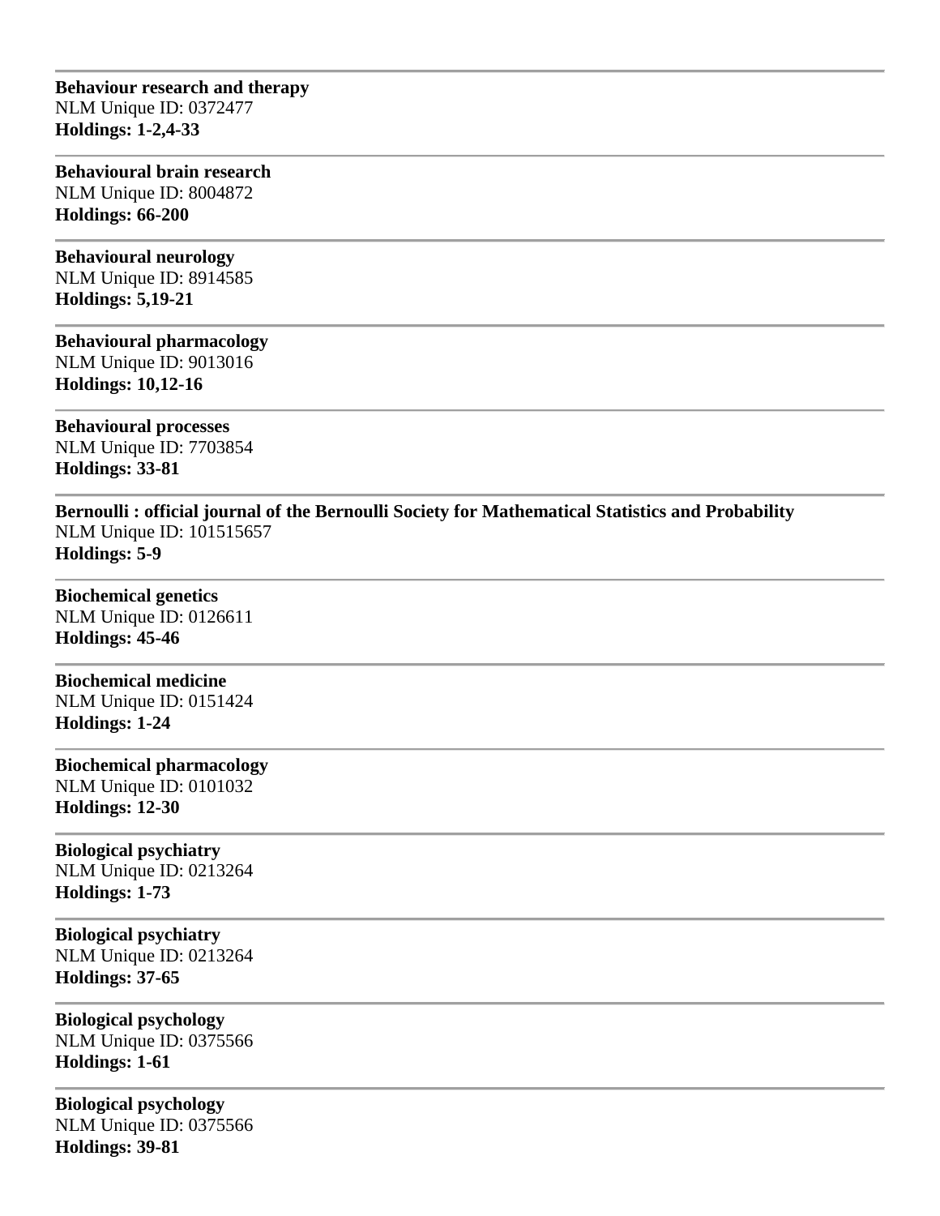---

**Behaviour research and therapy**
NLM Unique ID: 0372477
**Holdings: 1-2,4-33**

---

**Behavioural brain research**
NLM Unique ID: 8004872
**Holdings: 66-200**

---

**Behavioural neurology**
NLM Unique ID: 8914585
**Holdings: 5,19-21**

---

**Behavioural pharmacology**
NLM Unique ID: 9013016
**Holdings: 10,12-16**

---

**Behavioural processes**
NLM Unique ID: 7703854
**Holdings: 33-81**

---

**Bernoulli : official journal of the Bernoulli Society for Mathematical Statistics and Probability**
NLM Unique ID: 101515657
**Holdings: 5-9**

---

**Biochemical genetics**
NLM Unique ID: 0126611
**Holdings: 45-46**

---

**Biochemical medicine**
NLM Unique ID: 0151424
**Holdings: 1-24**

---

**Biochemical pharmacology**
NLM Unique ID: 0101032
**Holdings: 12-30**

---

**Biological psychiatry**
NLM Unique ID: 0213264
**Holdings: 1-73**

---

**Biological psychiatry**
NLM Unique ID: 0213264
**Holdings: 37-65**

---

**Biological psychology**
NLM Unique ID: 0375566
**Holdings: 1-61**

---

**Biological psychology**
NLM Unique ID: 0375566
**Holdings: 39-81**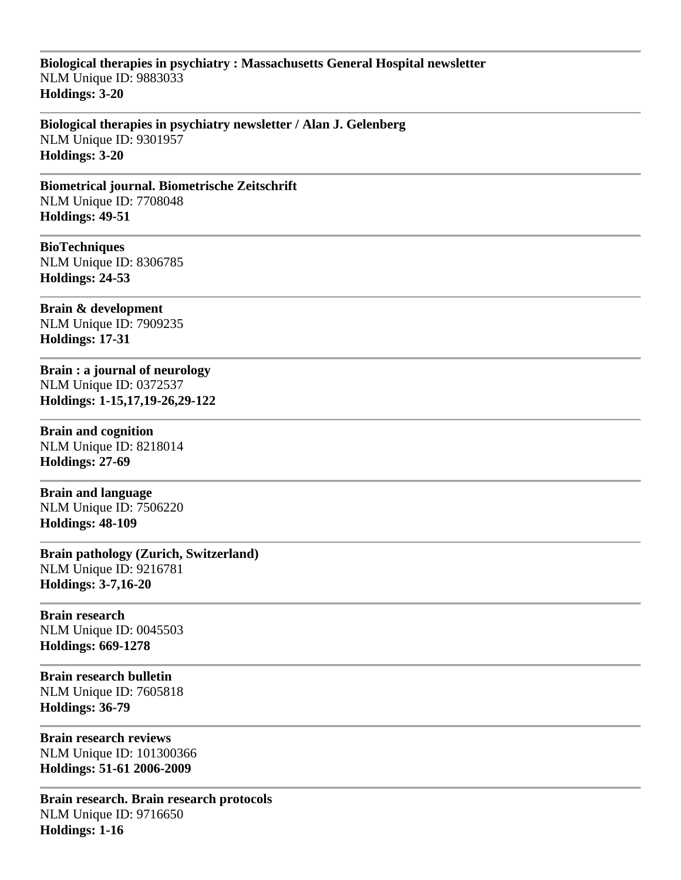---

**Biological therapies in psychiatry : Massachusetts General Hospital newsletter**
NLM Unique ID: 9883033
**Holdings: 3-20**

---

**Biological therapies in psychiatry newsletter / Alan J. Gelenberg**
NLM Unique ID: 9301957
**Holdings: 3-20**

---

**Biometrical journal. Biometrische Zeitschrift**
NLM Unique ID: 7708048
**Holdings: 49-51**

---

**BioTechniques**
NLM Unique ID: 8306785
**Holdings: 24-53**

---

**Brain & development**
NLM Unique ID: 7909235
**Holdings: 17-31**

---

**Brain : a journal of neurology**
NLM Unique ID: 0372537
**Holdings: 1-15,17,19-26,29-122**

---

**Brain and cognition**
NLM Unique ID: 8218014
**Holdings: 27-69**

---

**Brain and language**
NLM Unique ID: 7506220
**Holdings: 48-109**

---

**Brain pathology (Zurich, Switzerland)**
NLM Unique ID: 9216781
**Holdings: 3-7,16-20**

---

**Brain research**
NLM Unique ID: 0045503
**Holdings: 669-1278**

---

**Brain research bulletin**
NLM Unique ID: 7605818
**Holdings: 36-79**

---

**Brain research reviews**
NLM Unique ID: 101300366
**Holdings: 51-61 2006-2009**

---

**Brain research. Brain research protocols**
NLM Unique ID: 9716650
**Holdings: 1-16**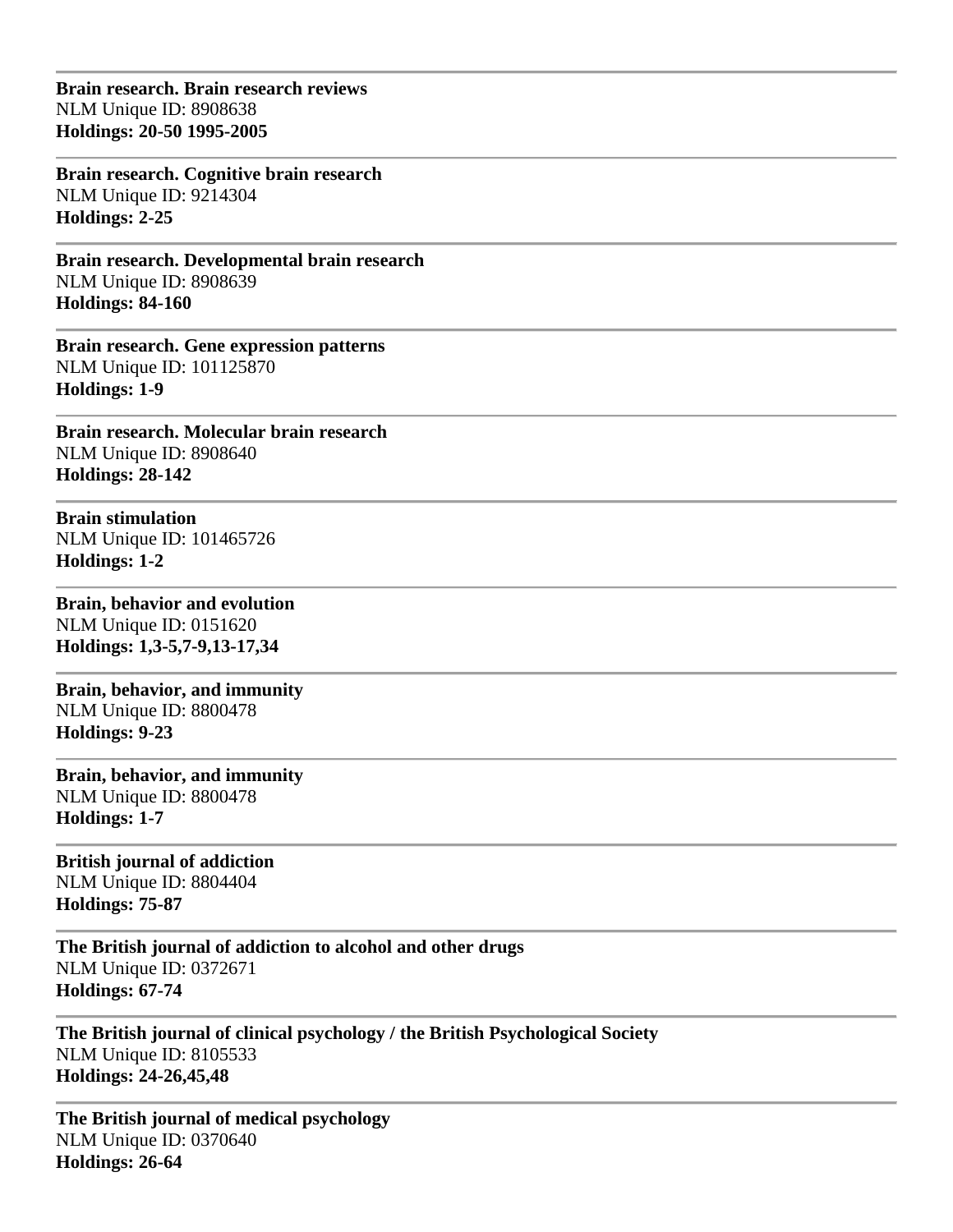---

**Brain research. Brain research reviews**
NLM Unique ID: 8908638
**Holdings: 20-50 1995-2005**

---

**Brain research. Cognitive brain research**
NLM Unique ID: 9214304
**Holdings: 2-25**

---

**Brain research. Developmental brain research**
NLM Unique ID: 8908639
**Holdings: 84-160**

---

**Brain research. Gene expression patterns**
NLM Unique ID: 101125870
**Holdings: 1-9**

---

**Brain research. Molecular brain research**
NLM Unique ID: 8908640
**Holdings: 28-142**

---

**Brain stimulation**
NLM Unique ID: 101465726
**Holdings: 1-2**

---

**Brain, behavior and evolution**
NLM Unique ID: 0151620
**Holdings: 1,3-5,7-9,13-17,34**

---

**Brain, behavior, and immunity**
NLM Unique ID: 8800478
**Holdings: 9-23**

---

**Brain, behavior, and immunity**
NLM Unique ID: 8800478
**Holdings: 1-7**

---

**British journal of addiction**
NLM Unique ID: 8804404
**Holdings: 75-87**

---

**The British journal of addiction to alcohol and other drugs**
NLM Unique ID: 0372671
**Holdings: 67-74**

---

**The British journal of clinical psychology / the British Psychological Society**
NLM Unique ID: 8105533
**Holdings: 24-26,45,48**

---

**The British journal of medical psychology**
NLM Unique ID: 0370640
**Holdings: 26-64**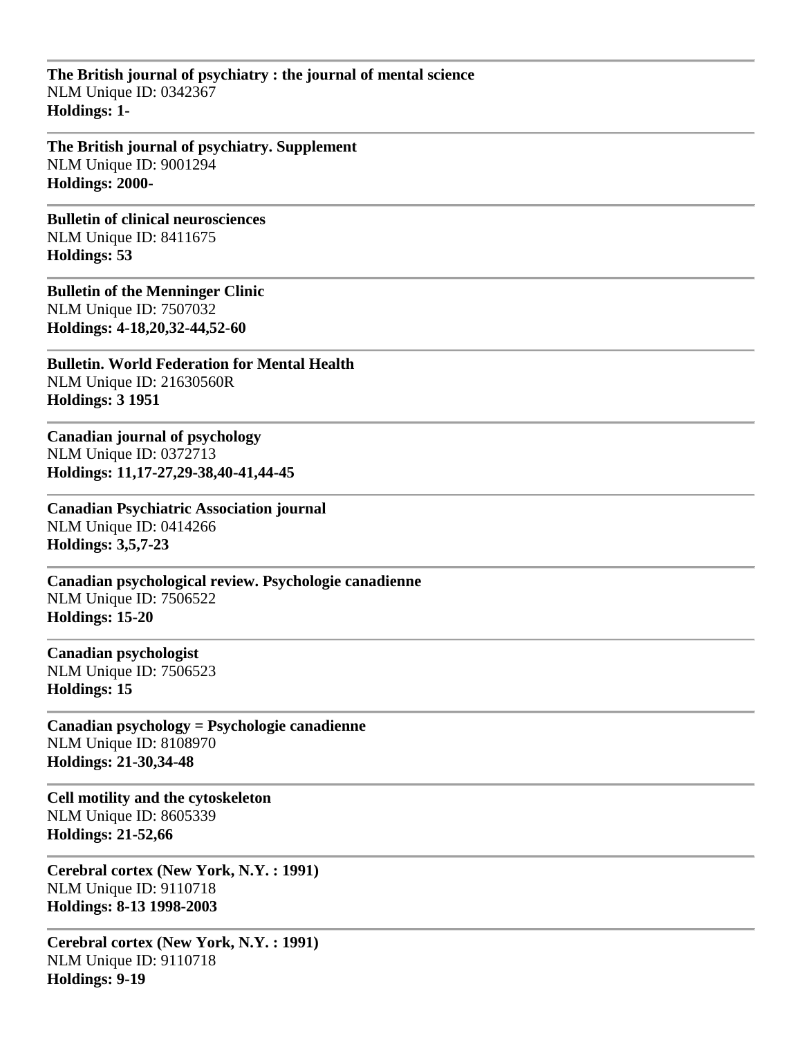---

**The British journal of psychiatry : the journal of mental science**
NLM Unique ID: 0342367
**Holdings: 1-**

---

**The British journal of psychiatry. Supplement**
NLM Unique ID: 9001294
**Holdings: 2000-**

---

**Bulletin of clinical neurosciences**
NLM Unique ID: 8411675
**Holdings: 53**

---

**Bulletin of the Menninger Clinic**
NLM Unique ID: 7507032
**Holdings: 4-18,20,32-44,52-60**

---

**Bulletin. World Federation for Mental Health**
NLM Unique ID: 21630560R
**Holdings: 3 1951**

---

**Canadian journal of psychology**
NLM Unique ID: 0372713
**Holdings: 11,17-27,29-38,40-41,44-45**

---

**Canadian Psychiatric Association journal**
NLM Unique ID: 0414266
**Holdings: 3,5,7-23**

---

**Canadian psychological review. Psychologie canadienne**
NLM Unique ID: 7506522
**Holdings: 15-20**

---

**Canadian psychologist**
NLM Unique ID: 7506523
**Holdings: 15**

---

**Canadian psychology = Psychologie canadienne**
NLM Unique ID: 8108970
**Holdings: 21-30,34-48**

---

**Cell motility and the cytoskeleton**
NLM Unique ID: 8605339
**Holdings: 21-52,66**

---

**Cerebral cortex (New York, N.Y. : 1991)**
NLM Unique ID: 9110718
**Holdings: 8-13 1998-2003**

---

**Cerebral cortex (New York, N.Y. : 1991)**
NLM Unique ID: 9110718
**Holdings: 9-19**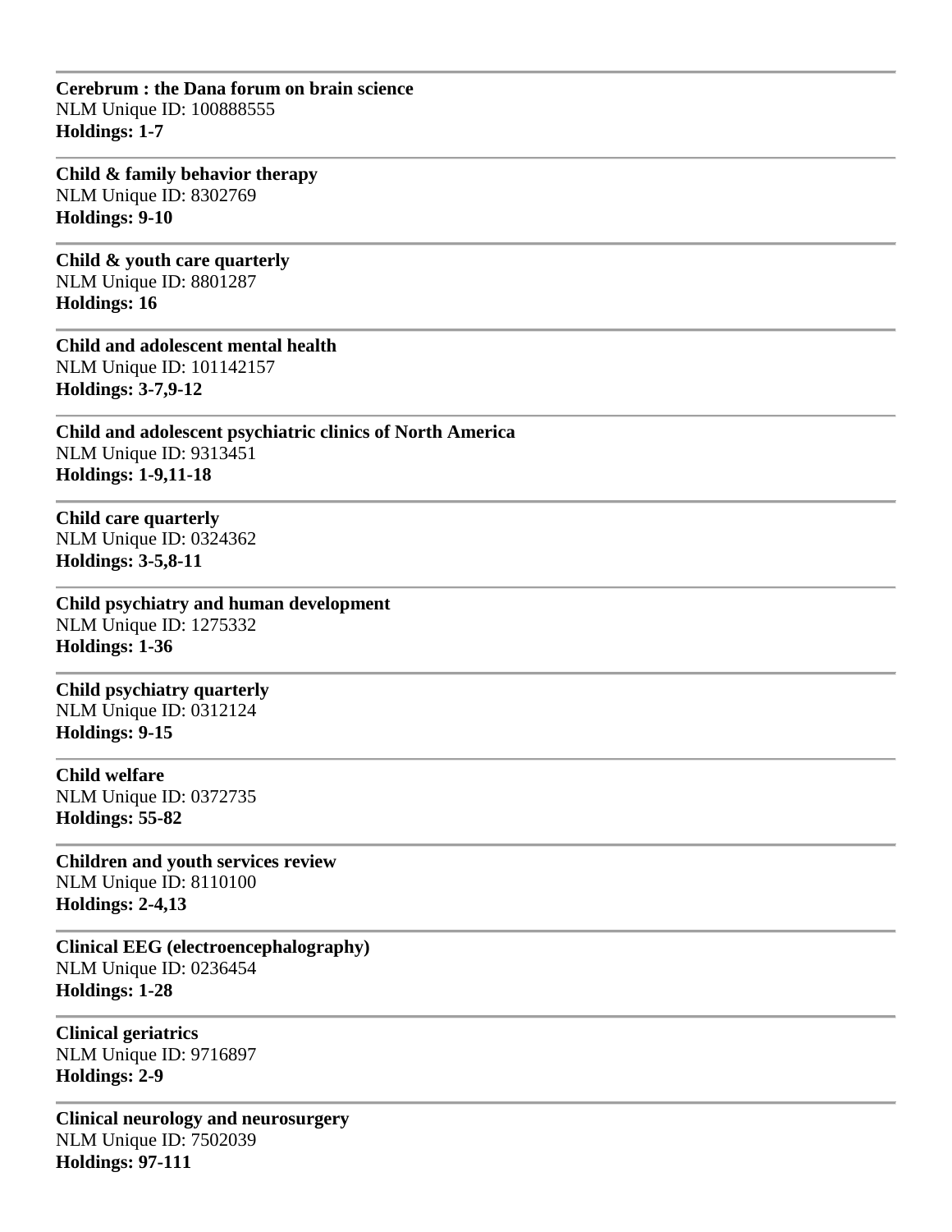---

**Cerebrum : the Dana forum on brain science**
NLM Unique ID: 100888555
**Holdings: 1-7**

---

**Child & family behavior therapy**
NLM Unique ID: 8302769
**Holdings: 9-10**

---

**Child & youth care quarterly**
NLM Unique ID: 8801287
**Holdings: 16**

---

**Child and adolescent mental health**
NLM Unique ID: 101142157
**Holdings: 3-7,9-12**

---

**Child and adolescent psychiatric clinics of North America**
NLM Unique ID: 9313451
**Holdings: 1-9,11-18**

---

**Child care quarterly**
NLM Unique ID: 0324362
**Holdings: 3-5,8-11**

---

**Child psychiatry and human development**
NLM Unique ID: 1275332
**Holdings: 1-36**

---

**Child psychiatry quarterly**
NLM Unique ID: 0312124
**Holdings: 9-15**

---

**Child welfare**
NLM Unique ID: 0372735
**Holdings: 55-82**

---

**Children and youth services review**
NLM Unique ID: 8110100
**Holdings: 2-4,13**

---

**Clinical EEG (electroencephalography)**
NLM Unique ID: 0236454
**Holdings: 1-28**

---

**Clinical geriatrics**
NLM Unique ID: 9716897
**Holdings: 2-9**

---

**Clinical neurology and neurosurgery**
NLM Unique ID: 7502039
**Holdings: 97-111**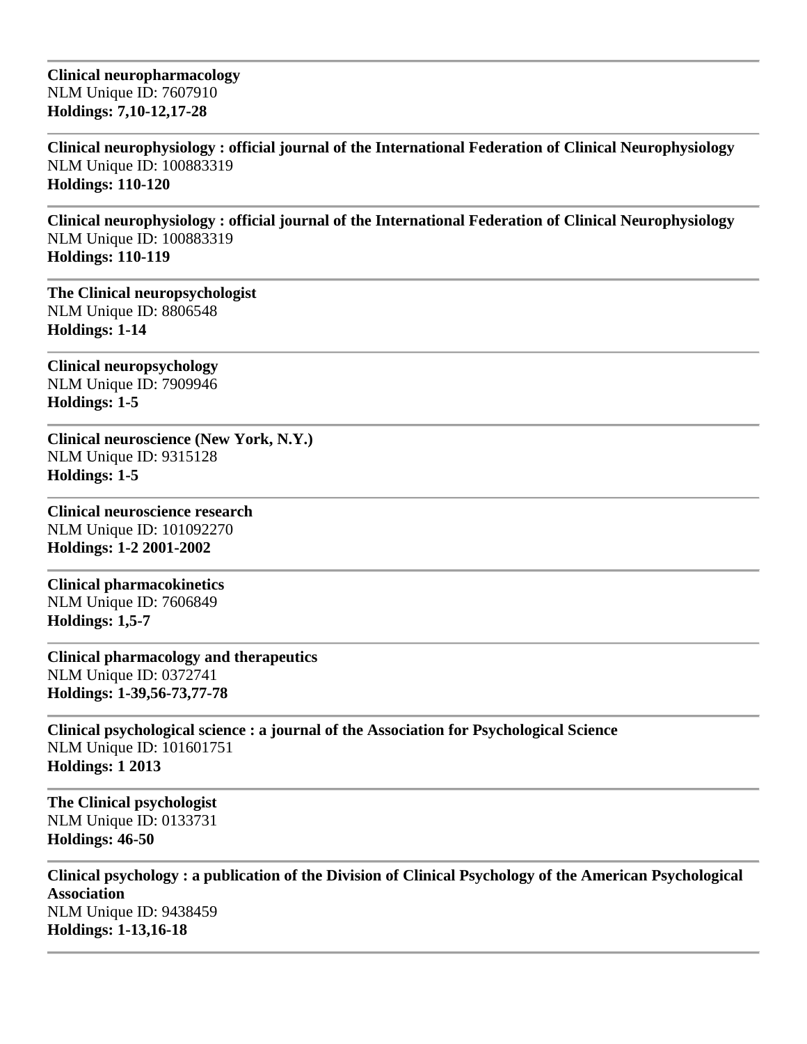---

**Clinical neuropharmacology**
NLM Unique ID: 7607910
**Holdings: 7,10-12,17-28**

---

**Clinical neurophysiology : official journal of the International Federation of Clinical Neurophysiology**
NLM Unique ID: 100883319
**Holdings: 110-120**

---

**Clinical neurophysiology : official journal of the International Federation of Clinical Neurophysiology**
NLM Unique ID: 100883319
**Holdings: 110-119**

---

**The Clinical neuropsychologist**
NLM Unique ID: 8806548
**Holdings: 1-14**

---

**Clinical neuropsychology**
NLM Unique ID: 7909946
**Holdings: 1-5**

---

**Clinical neuroscience (New York, N.Y.)**
NLM Unique ID: 9315128
**Holdings: 1-5**

---

**Clinical neuroscience research**
NLM Unique ID: 101092270
**Holdings: 1-2 2001-2002**

---

**Clinical pharmacokinetics**
NLM Unique ID: 7606849
**Holdings: 1,5-7**

---

**Clinical pharmacology and therapeutics**
NLM Unique ID: 0372741
**Holdings: 1-39,56-73,77-78**

---

**Clinical psychological science : a journal of the Association for Psychological Science**
NLM Unique ID: 101601751
**Holdings: 1 2013**

---

**The Clinical psychologist**
NLM Unique ID: 0133731
**Holdings: 46-50**

---

**Clinical psychology : a publication of the Division of Clinical Psychology of the American Psychological Association**
NLM Unique ID: 9438459
**Holdings: 1-13,16-18**

---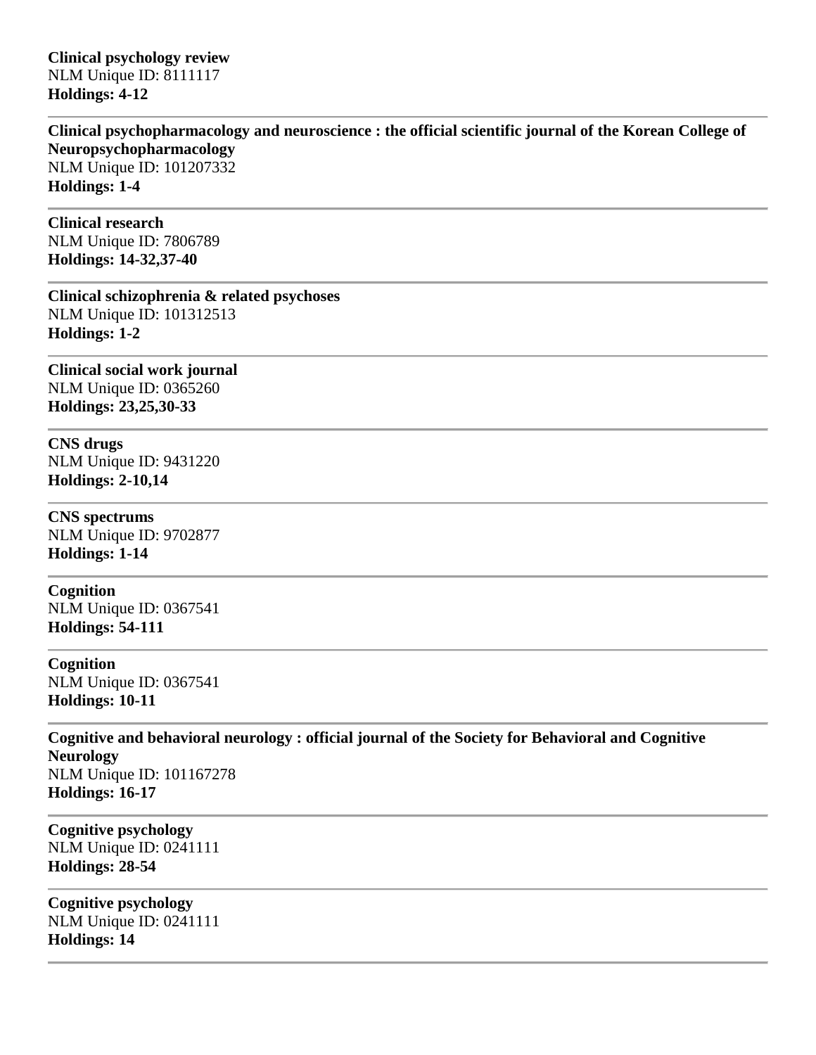**Clinical psychology review**
NLM Unique ID: 8111117
**Holdings: 4-12**

---

**Clinical psychopharmacology and neuroscience : the official scientific journal of the Korean College of Neuropsychopharmacology**
NLM Unique ID: 101207332
**Holdings: 1-4**

---

**Clinical research**
NLM Unique ID: 7806789
**Holdings: 14-32,37-40**

---

**Clinical schizophrenia & related psychoses**
NLM Unique ID: 101312513
**Holdings: 1-2**

---

**Clinical social work journal**
NLM Unique ID: 0365260
**Holdings: 23,25,30-33**

---

**CNS drugs**
NLM Unique ID: 9431220
**Holdings: 2-10,14**

---

**CNS spectrums**
NLM Unique ID: 9702877
**Holdings: 1-14**

---

**Cognition**
NLM Unique ID: 0367541
**Holdings: 54-111**

---

**Cognition**
NLM Unique ID: 0367541
**Holdings: 10-11**

---

**Cognitive and behavioral neurology : official journal of the Society for Behavioral and Cognitive Neurology**
NLM Unique ID: 101167278
**Holdings: 16-17**

---

**Cognitive psychology**
NLM Unique ID: 0241111
**Holdings: 28-54**

---

**Cognitive psychology**
NLM Unique ID: 0241111
**Holdings: 14**

---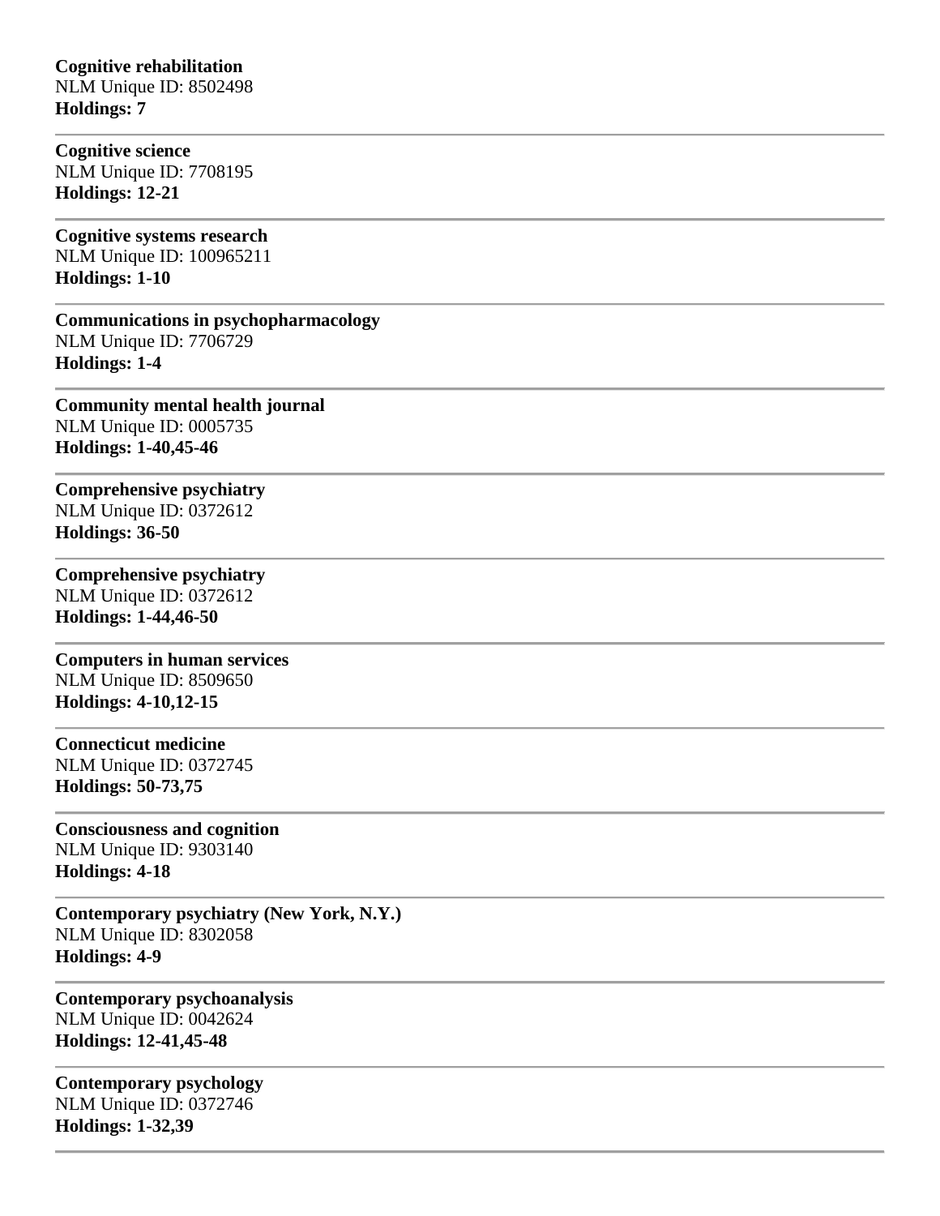**Cognitive rehabilitation**
NLM Unique ID: 8502498
**Holdings: 7**

---

**Cognitive science**
NLM Unique ID: 7708195
**Holdings: 12-21**

---

**Cognitive systems research**
NLM Unique ID: 100965211
**Holdings: 1-10**

---

**Communications in psychopharmacology**
NLM Unique ID: 7706729
**Holdings: 1-4**

---

**Community mental health journal**
NLM Unique ID: 0005735
**Holdings: 1-40,45-46**

---

**Comprehensive psychiatry**
NLM Unique ID: 0372612
**Holdings: 36-50**

---

**Comprehensive psychiatry**
NLM Unique ID: 0372612
**Holdings: 1-44,46-50**

---

**Computers in human services**
NLM Unique ID: 8509650
**Holdings: 4-10,12-15**

---

**Connecticut medicine**
NLM Unique ID: 0372745
**Holdings: 50-73,75**

---

**Consciousness and cognition**
NLM Unique ID: 9303140
**Holdings: 4-18**

---

**Contemporary psychiatry (New York, N.Y.)**
NLM Unique ID: 8302058
**Holdings: 4-9**

---

**Contemporary psychoanalysis**
NLM Unique ID: 0042624
**Holdings: 12-41,45-48**

---

**Contemporary psychology**
NLM Unique ID: 0372746
**Holdings: 1-32,39**

---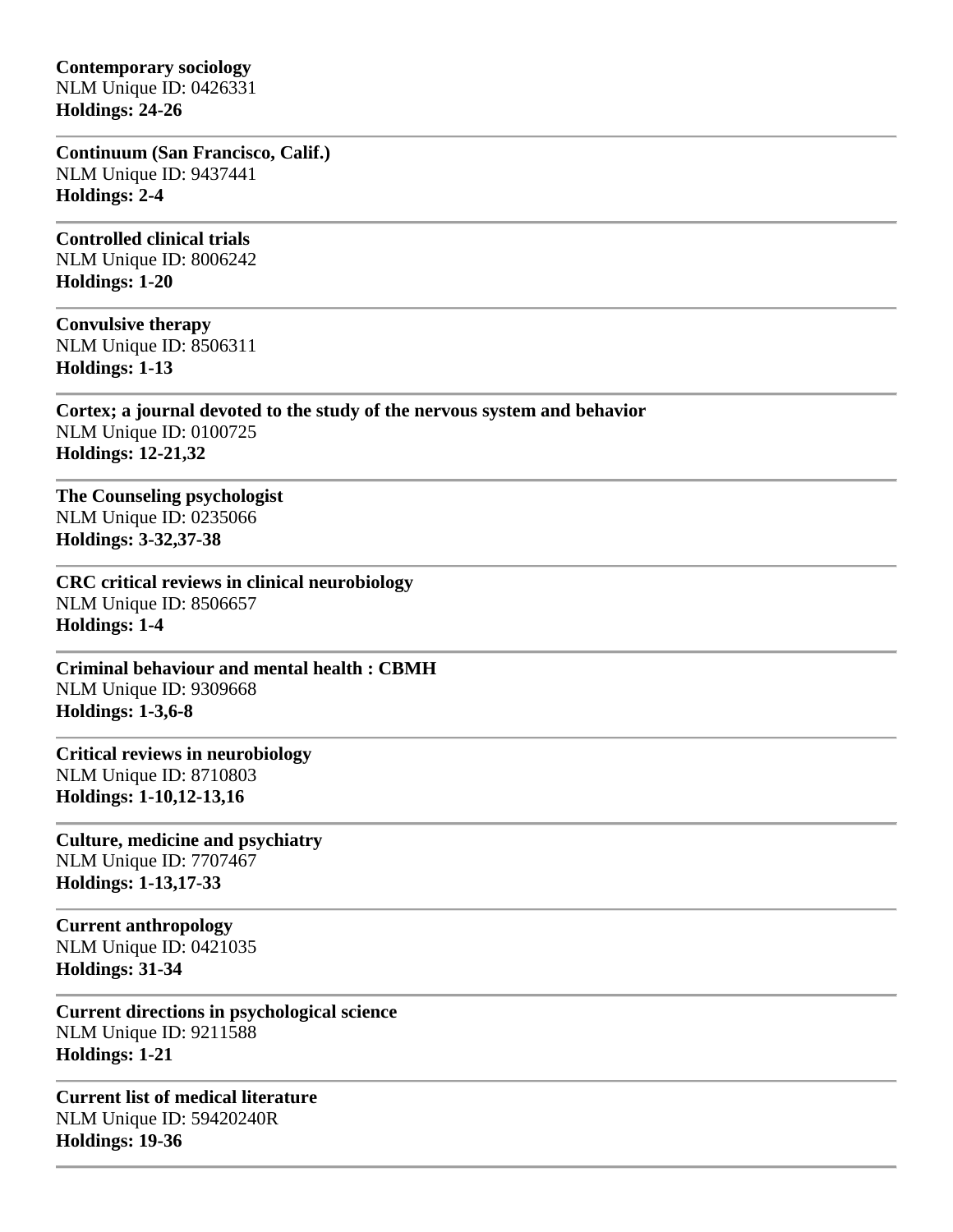**Contemporary sociology**
NLM Unique ID: 0426331
**Holdings: 24-26**

---

**Continuum (San Francisco, Calif.)**
NLM Unique ID: 9437441
**Holdings: 2-4**

---

**Controlled clinical trials**
NLM Unique ID: 8006242
**Holdings: 1-20**

---

**Convulsive therapy**
NLM Unique ID: 8506311
**Holdings: 1-13**

---

**Cortex; a journal devoted to the study of the nervous system and behavior**
NLM Unique ID: 0100725
**Holdings: 12-21,32**

---

**The Counseling psychologist**
NLM Unique ID: 0235066
**Holdings: 3-32,37-38**

---

**CRC critical reviews in clinical neurobiology**
NLM Unique ID: 8506657
**Holdings: 1-4**

---

**Criminal behaviour and mental health : CBMH**
NLM Unique ID: 9309668
**Holdings: 1-3,6-8**

---

**Critical reviews in neurobiology**
NLM Unique ID: 8710803
**Holdings: 1-10,12-13,16**

---

**Culture, medicine and psychiatry**
NLM Unique ID: 7707467
**Holdings: 1-13,17-33**

---

**Current anthropology**
NLM Unique ID: 0421035
**Holdings: 31-34**

---

**Current directions in psychological science**
NLM Unique ID: 9211588
**Holdings: 1-21**

---

**Current list of medical literature**
NLM Unique ID: 59420240R
**Holdings: 19-36**

---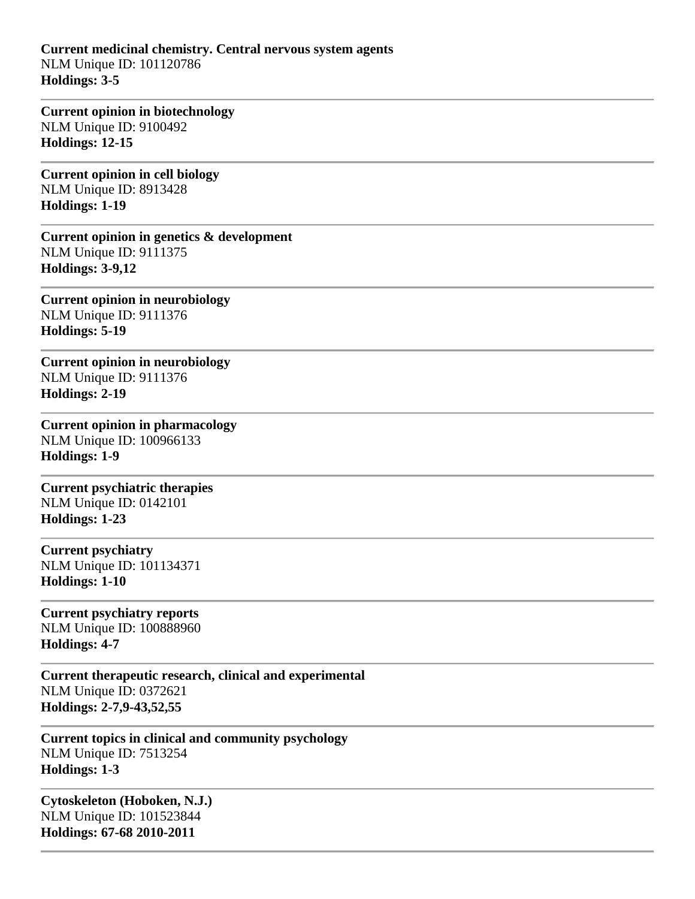**Current medicinal chemistry. Central nervous system agents**
NLM Unique ID: 101120786
**Holdings: 3-5**

---

**Current opinion in biotechnology**
NLM Unique ID: 9100492
**Holdings: 12-15**

---

**Current opinion in cell biology**
NLM Unique ID: 8913428
**Holdings: 1-19**

---

**Current opinion in genetics & development**
NLM Unique ID: 9111375
**Holdings: 3-9,12**

---

**Current opinion in neurobiology**
NLM Unique ID: 9111376
**Holdings: 5-19**

---

**Current opinion in neurobiology**
NLM Unique ID: 9111376
**Holdings: 2-19**

---

**Current opinion in pharmacology**
NLM Unique ID: 100966133
**Holdings: 1-9**

---

**Current psychiatric therapies**
NLM Unique ID: 0142101
**Holdings: 1-23**

---

**Current psychiatry**
NLM Unique ID: 101134371
**Holdings: 1-10**

---

**Current psychiatry reports**
NLM Unique ID: 100888960
**Holdings: 4-7**

---

**Current therapeutic research, clinical and experimental**
NLM Unique ID: 0372621
**Holdings: 2-7,9-43,52,55**

---

**Current topics in clinical and community psychology**
NLM Unique ID: 7513254
**Holdings: 1-3**

---

**Cytoskeleton (Hoboken, N.J.)**
NLM Unique ID: 101523844
**Holdings: 67-68 2010-2011**

---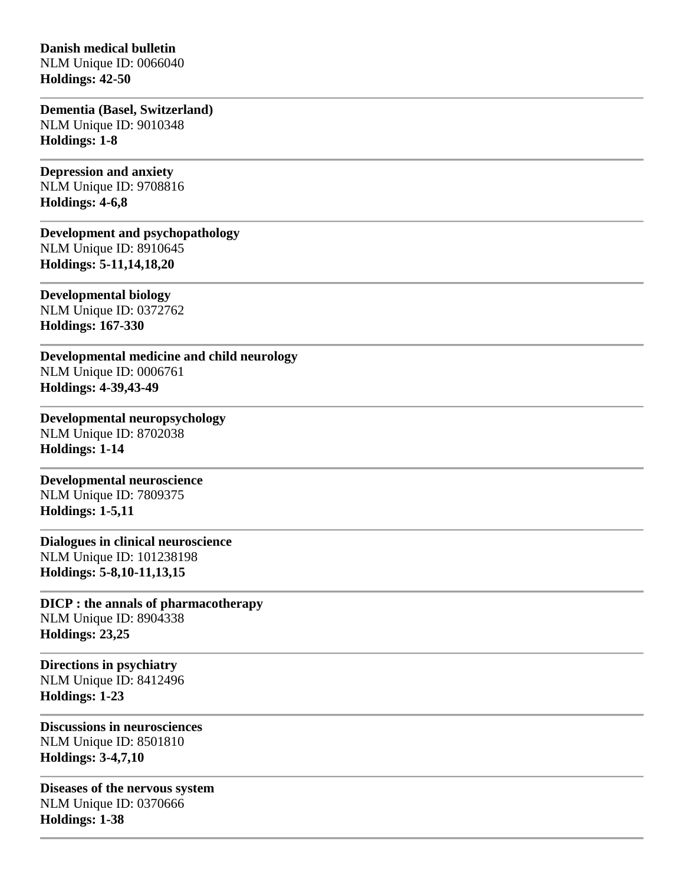**Danish medical bulletin**
NLM Unique ID: 0066040
**Holdings: 42-50**

---

**Dementia (Basel, Switzerland)**
NLM Unique ID: 9010348
**Holdings: 1-8**

---

**Depression and anxiety**
NLM Unique ID: 9708816
**Holdings: 4-6,8**

---

**Development and psychopathology**
NLM Unique ID: 8910645
**Holdings: 5-11,14,18,20**

---

**Developmental biology**
NLM Unique ID: 0372762
**Holdings: 167-330**

---

**Developmental medicine and child neurology**
NLM Unique ID: 0006761
**Holdings: 4-39,43-49**

---

**Developmental neuropsychology**
NLM Unique ID: 8702038
**Holdings: 1-14**

---

**Developmental neuroscience**
NLM Unique ID: 7809375
**Holdings: 1-5,11**

---

**Dialogues in clinical neuroscience**
NLM Unique ID: 101238198
**Holdings: 5-8,10-11,13,15**

---

**DICP : the annals of pharmacotherapy**
NLM Unique ID: 8904338
**Holdings: 23,25**

---

**Directions in psychiatry**
NLM Unique ID: 8412496
**Holdings: 1-23**

---

**Discussions in neurosciences**
NLM Unique ID: 8501810
**Holdings: 3-4,7,10**

---

**Diseases of the nervous system**
NLM Unique ID: 0370666
**Holdings: 1-38**

---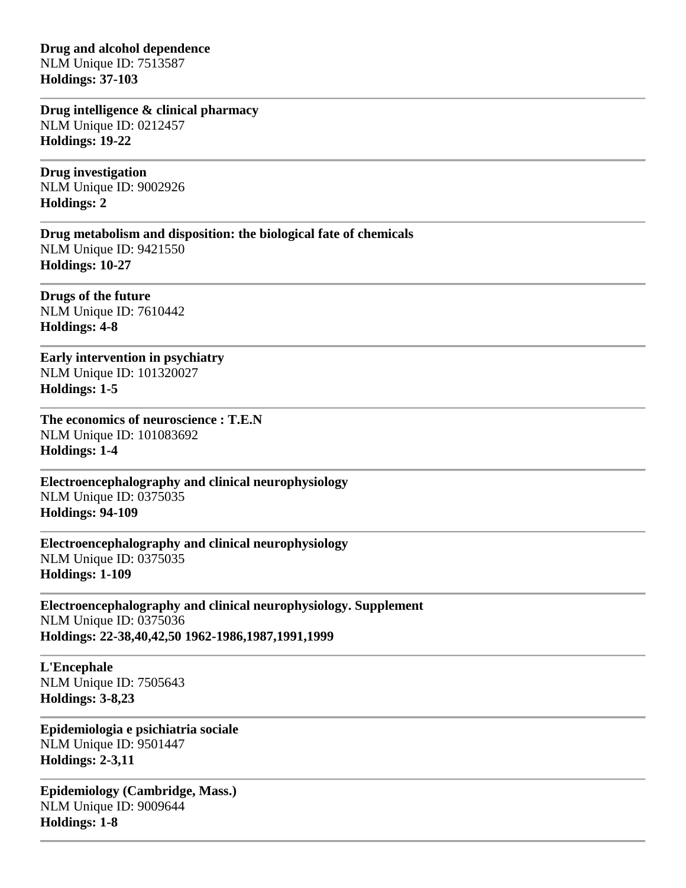**Drug and alcohol dependence**
NLM Unique ID: 7513587
**Holdings: 37-103**

---

**Drug intelligence & clinical pharmacy**
NLM Unique ID: 0212457
**Holdings: 19-22**

---

**Drug investigation**
NLM Unique ID: 9002926
**Holdings: 2**

---

**Drug metabolism and disposition: the biological fate of chemicals**
NLM Unique ID: 9421550
**Holdings: 10-27**

---

**Drugs of the future**
NLM Unique ID: 7610442
**Holdings: 4-8**

---

**Early intervention in psychiatry**
NLM Unique ID: 101320027
**Holdings: 1-5**

---

**The economics of neuroscience : T.E.N**
NLM Unique ID: 101083692
**Holdings: 1-4**

---

**Electroencephalography and clinical neurophysiology**
NLM Unique ID: 0375035
**Holdings: 94-109**

---

**Electroencephalography and clinical neurophysiology**
NLM Unique ID: 0375035
**Holdings: 1-109**

---

**Electroencephalography and clinical neurophysiology. Supplement**
NLM Unique ID: 0375036
**Holdings: 22-38,40,42,50 1962-1986,1987,1991,1999**

---

**L'Encephale**
NLM Unique ID: 7505643
**Holdings: 3-8,23**

---

**Epidemiologia e psichiatria sociale**
NLM Unique ID: 9501447
**Holdings: 2-3,11**

---

**Epidemiology (Cambridge, Mass.)**
NLM Unique ID: 9009644
**Holdings: 1-8**

---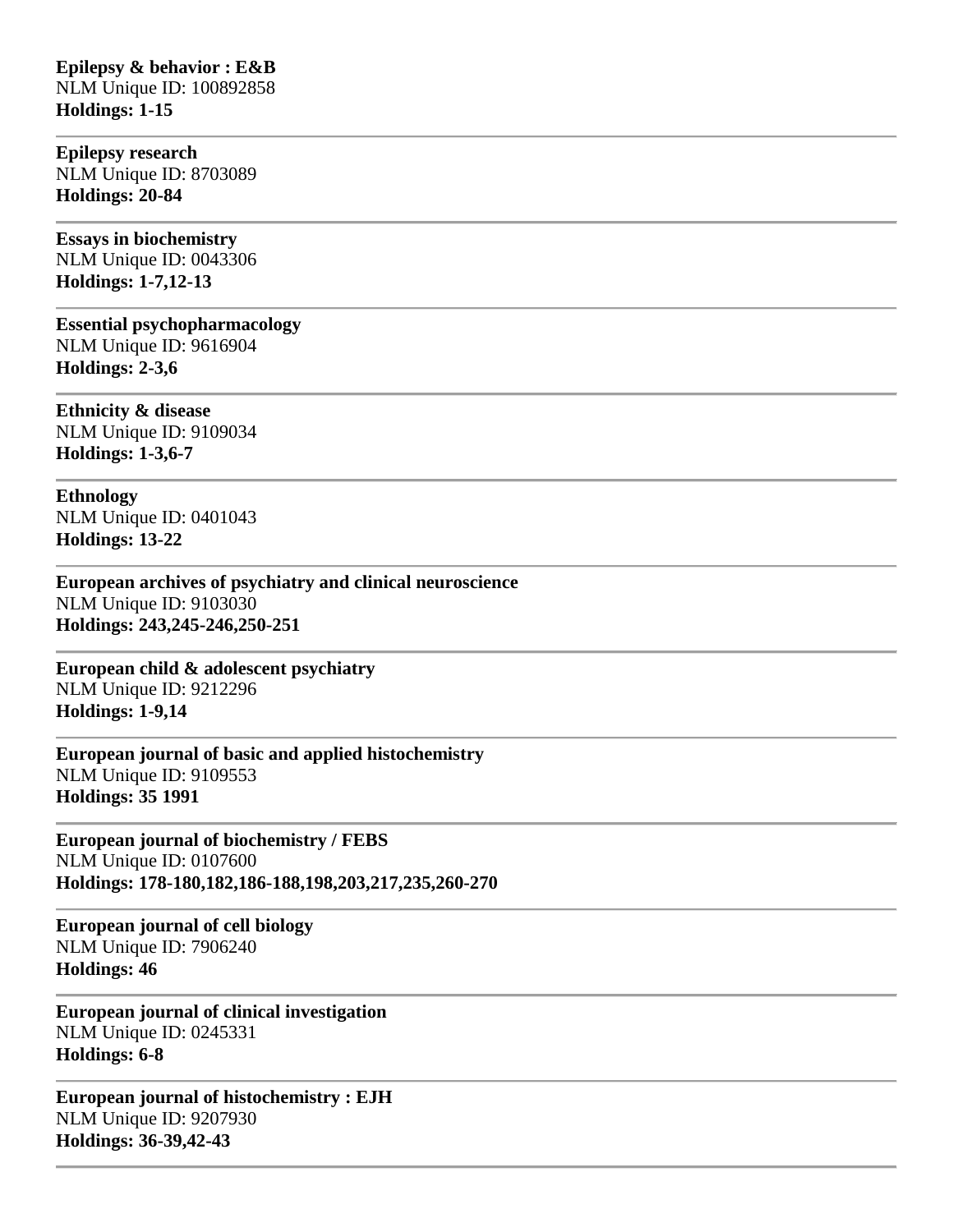**Epilepsy & behavior : E&B**
NLM Unique ID: 100892858
**Holdings: 1-15**

---

**Epilepsy research**
NLM Unique ID: 8703089
**Holdings: 20-84**

---

**Essays in biochemistry**
NLM Unique ID: 0043306
**Holdings: 1-7,12-13**

---

**Essential psychopharmacology**
NLM Unique ID: 9616904
**Holdings: 2-3,6**

---

**Ethnicity & disease**
NLM Unique ID: 9109034
**Holdings: 1-3,6-7**

---

**Ethnology**
NLM Unique ID: 0401043
**Holdings: 13-22**

---

**European archives of psychiatry and clinical neuroscience**
NLM Unique ID: 9103030
**Holdings: 243,245-246,250-251**

---

**European child & adolescent psychiatry**
NLM Unique ID: 9212296
**Holdings: 1-9,14**

---

**European journal of basic and applied histochemistry**
NLM Unique ID: 9109553
**Holdings: 35 1991**

---

**European journal of biochemistry / FEBS**
NLM Unique ID: 0107600
**Holdings: 178-180,182,186-188,198,203,217,235,260-270**

---

**European journal of cell biology**
NLM Unique ID: 7906240
**Holdings: 46**

---

**European journal of clinical investigation**
NLM Unique ID: 0245331
**Holdings: 6-8**

---

**European journal of histochemistry : EJH**
NLM Unique ID: 9207930
**Holdings: 36-39,42-43**

---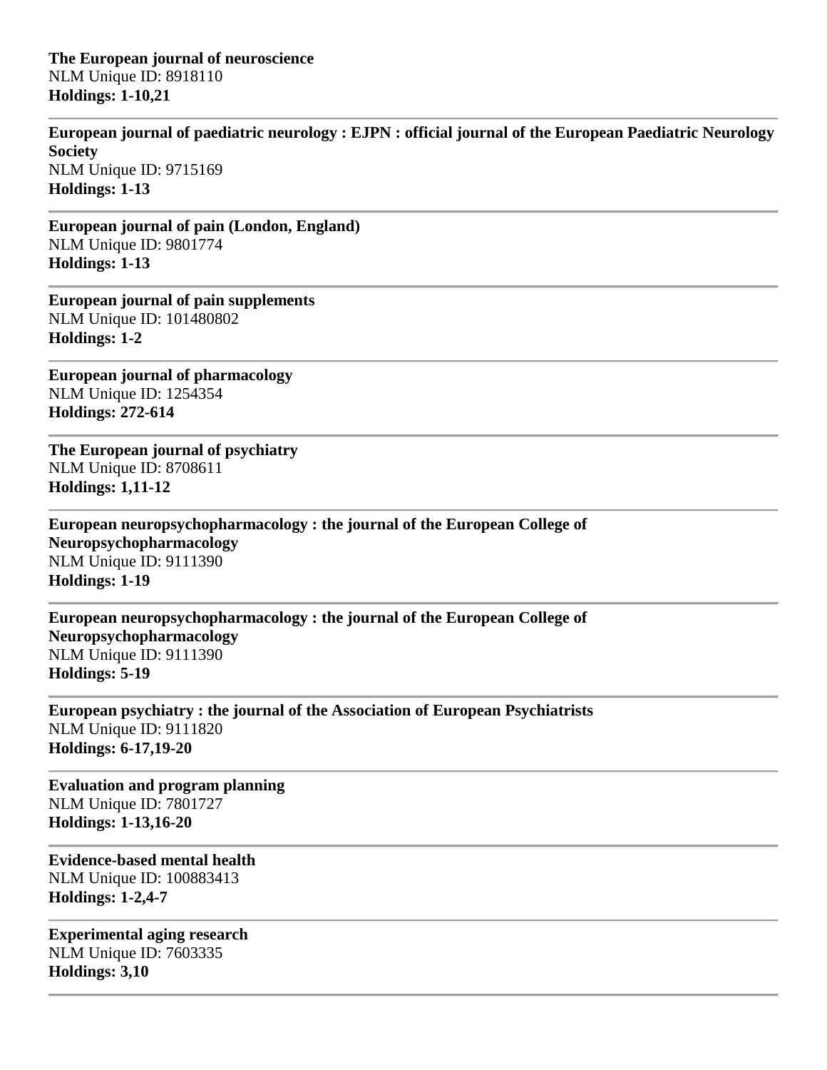**The European journal of neuroscience**
NLM Unique ID: 8918110
**Holdings: 1-10,21**

---

**European journal of paediatric neurology : EJPN : official journal of the European Paediatric Neurology Society**
NLM Unique ID: 9715169
**Holdings: 1-13**

---

**European journal of pain (London, England)**
NLM Unique ID: 9801774
**Holdings: 1-13**

---

**European journal of pain supplements**
NLM Unique ID: 101480802
**Holdings: 1-2**

---

**European journal of pharmacology**
NLM Unique ID: 1254354
**Holdings: 272-614**

---

**The European journal of psychiatry**
NLM Unique ID: 8708611
**Holdings: 1,11-12**

---

**European neuropsychopharmacology : the journal of the European College of Neuropsychopharmacology**
NLM Unique ID: 9111390
**Holdings: 1-19**

---

**European neuropsychopharmacology : the journal of the European College of Neuropsychopharmacology**
NLM Unique ID: 9111390
**Holdings: 5-19**

---

**European psychiatry : the journal of the Association of European Psychiatrists**
NLM Unique ID: 9111820
**Holdings: 6-17,19-20**

---

**Evaluation and program planning**
NLM Unique ID: 7801727
**Holdings: 1-13,16-20**

---

**Evidence-based mental health**
NLM Unique ID: 100883413
**Holdings: 1-2,4-7**

---

**Experimental aging research**
NLM Unique ID: 7603335
**Holdings: 3,10**

---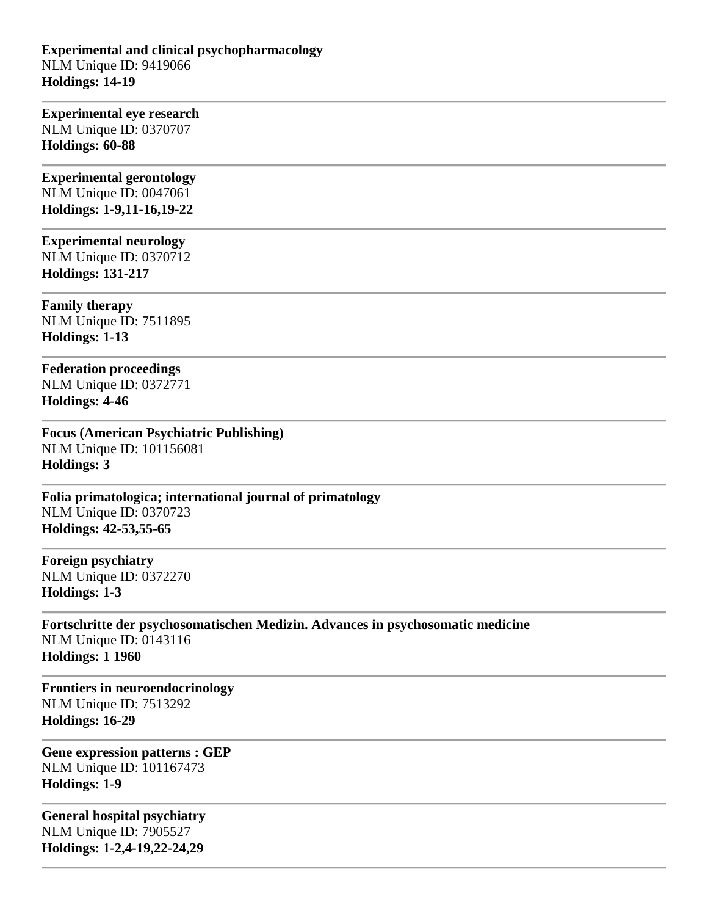**Experimental and clinical psychopharmacology**
NLM Unique ID: 9419066
**Holdings: 14-19**

---

**Experimental eye research**
NLM Unique ID: 0370707
**Holdings: 60-88**

---

**Experimental gerontology**
NLM Unique ID: 0047061
**Holdings: 1-9,11-16,19-22**

---

**Experimental neurology**
NLM Unique ID: 0370712
**Holdings: 131-217**

---

**Family therapy**
NLM Unique ID: 7511895
**Holdings: 1-13**

---

**Federation proceedings**
NLM Unique ID: 0372771
**Holdings: 4-46**

---

**Focus (American Psychiatric Publishing)**
NLM Unique ID: 101156081
**Holdings: 3**

---

**Folia primatologica; international journal of primatology**
NLM Unique ID: 0370723
**Holdings: 42-53,55-65**

---

**Foreign psychiatry**
NLM Unique ID: 0372270
**Holdings: 1-3**

---

**Fortschritte der psychosomatischen Medizin. Advances in psychosomatic medicine**
NLM Unique ID: 0143116
**Holdings: 1 1960**

---

**Frontiers in neuroendocrinology**
NLM Unique ID: 7513292
**Holdings: 16-29**

---

**Gene expression patterns : GEP**
NLM Unique ID: 101167473
**Holdings: 1-9**

---

**General hospital psychiatry**
NLM Unique ID: 7905527
**Holdings: 1-2,4-19,22-24,29**

---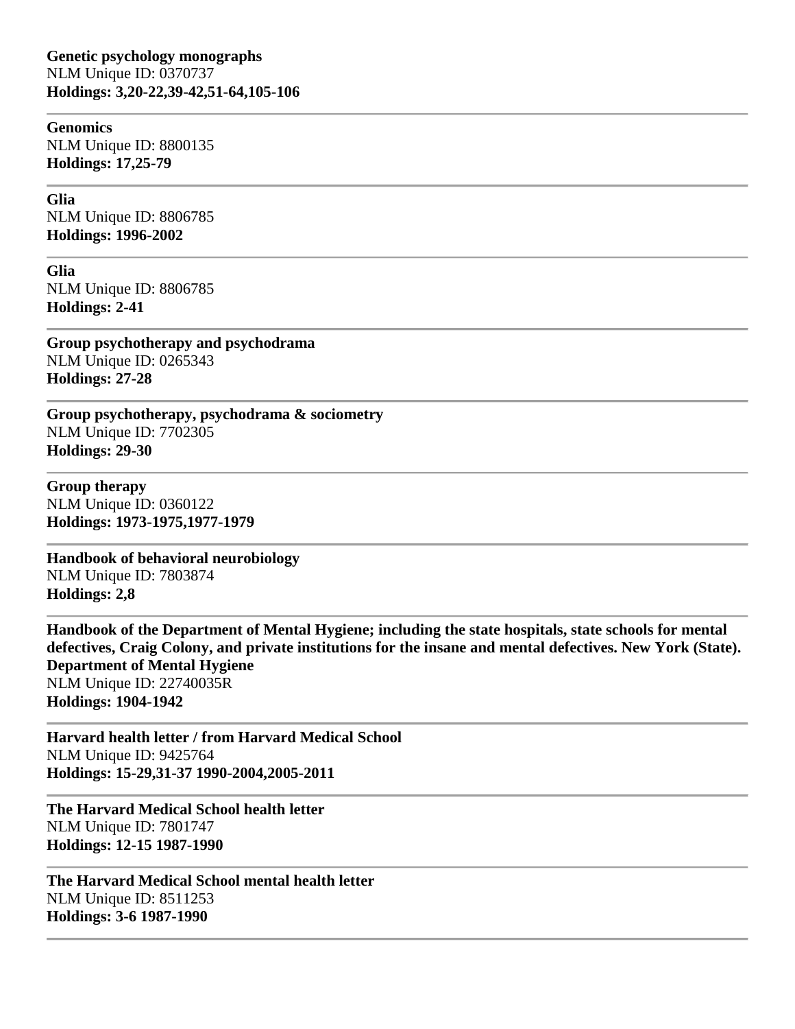**Genetic psychology monographs**
NLM Unique ID: 0370737
**Holdings: 3,20-22,39-42,51-64,105-106**

---

**Genomics**
NLM Unique ID: 8800135
**Holdings: 17,25-79**

---

**Glia**
NLM Unique ID: 8806785
**Holdings: 1996-2002**

---

**Glia**
NLM Unique ID: 8806785
**Holdings: 2-41**

---

**Group psychotherapy and psychodrama**
NLM Unique ID: 0265343
**Holdings: 27-28**

---

**Group psychotherapy, psychodrama & sociometry**
NLM Unique ID: 7702305
**Holdings: 29-30**

---

**Group therapy**
NLM Unique ID: 0360122
**Holdings: 1973-1975,1977-1979**

---

**Handbook of behavioral neurobiology**
NLM Unique ID: 7803874
**Holdings: 2,8**

---

**Handbook of the Department of Mental Hygiene; including the state hospitals, state schools for mental defectives, Craig Colony, and private institutions for the insane and mental defectives. New York (State). Department of Mental Hygiene**
NLM Unique ID: 22740035R
**Holdings: 1904-1942**

---

**Harvard health letter / from Harvard Medical School**
NLM Unique ID: 9425764
**Holdings: 15-29,31-37 1990-2004,2005-2011**

---

**The Harvard Medical School health letter**
NLM Unique ID: 7801747
**Holdings: 12-15 1987-1990**

---

**The Harvard Medical School mental health letter**
NLM Unique ID: 8511253
**Holdings: 3-6 1987-1990**

---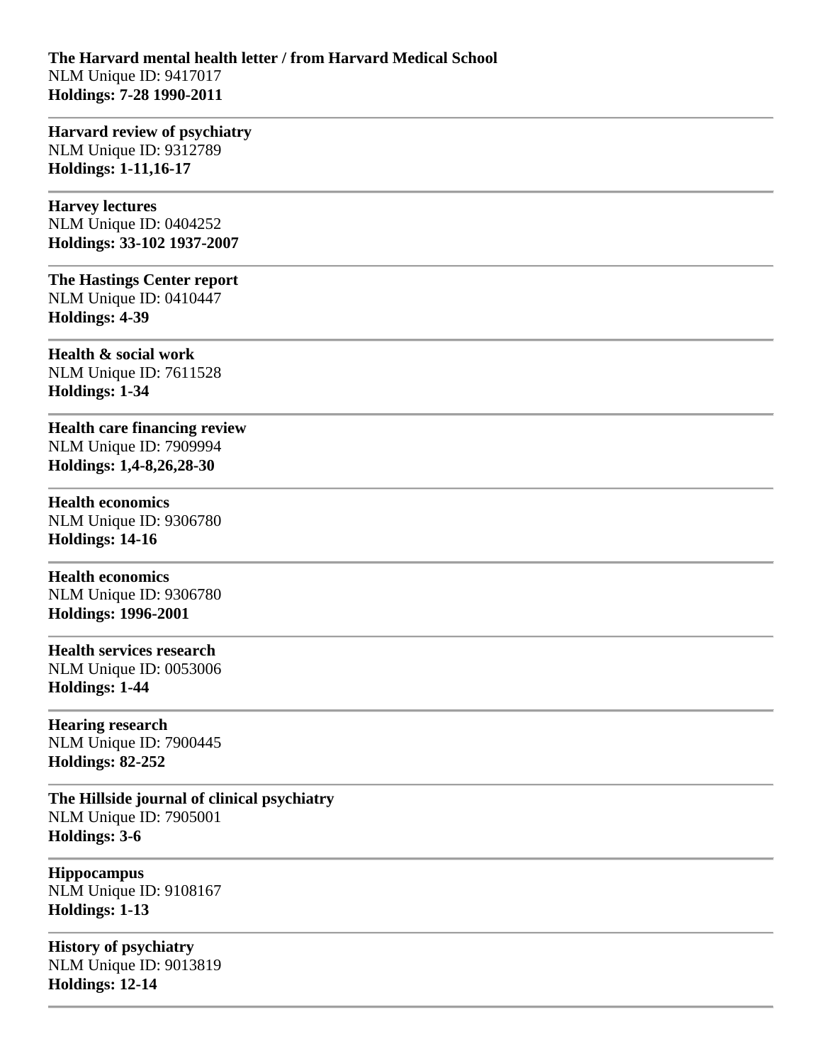**The Harvard mental health letter / from Harvard Medical School**
NLM Unique ID: 9417017
**Holdings: 7-28 1990-2011**

---

**Harvard review of psychiatry**
NLM Unique ID: 9312789
**Holdings: 1-11,16-17**

---

**Harvey lectures**
NLM Unique ID: 0404252
**Holdings: 33-102 1937-2007**

---

**The Hastings Center report**
NLM Unique ID: 0410447
**Holdings: 4-39**

---

**Health & social work**
NLM Unique ID: 7611528
**Holdings: 1-34**

---

**Health care financing review**
NLM Unique ID: 7909994
**Holdings: 1,4-8,26,28-30**

---

**Health economics**
NLM Unique ID: 9306780
**Holdings: 14-16**

---

**Health economics**
NLM Unique ID: 9306780
**Holdings: 1996-2001**

---

**Health services research**
NLM Unique ID: 0053006
**Holdings: 1-44**

---

**Hearing research**
NLM Unique ID: 7900445
**Holdings: 82-252**

---

**The Hillside journal of clinical psychiatry**
NLM Unique ID: 7905001
**Holdings: 3-6**

---

**Hippocampus**
NLM Unique ID: 9108167
**Holdings: 1-13**

---

**History of psychiatry**
NLM Unique ID: 9013819
**Holdings: 12-14**

---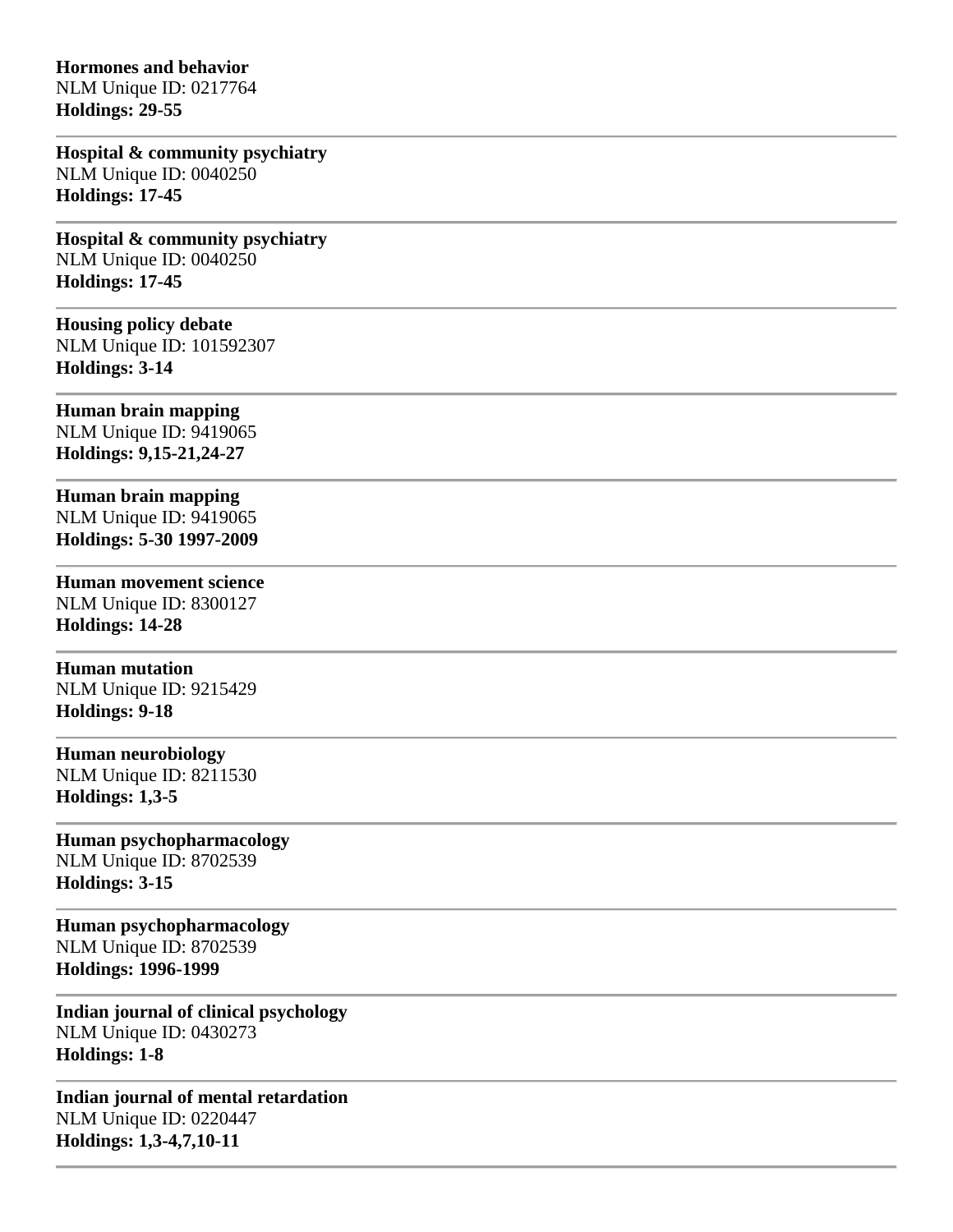**Hormones and behavior**
NLM Unique ID: 0217764
**Holdings: 29-55**

---

**Hospital & community psychiatry**
NLM Unique ID: 0040250
**Holdings: 17-45**

---

**Hospital & community psychiatry**
NLM Unique ID: 0040250
**Holdings: 17-45**

---

**Housing policy debate**
NLM Unique ID: 101592307
**Holdings: 3-14**

---

**Human brain mapping**
NLM Unique ID: 9419065
**Holdings: 9,15-21,24-27**

---

**Human brain mapping**
NLM Unique ID: 9419065
**Holdings: 5-30 1997-2009**

---

**Human movement science**
NLM Unique ID: 8300127
**Holdings: 14-28**

---

**Human mutation**
NLM Unique ID: 9215429
**Holdings: 9-18**

---

**Human neurobiology**
NLM Unique ID: 8211530
**Holdings: 1,3-5**

---

**Human psychopharmacology**
NLM Unique ID: 8702539
**Holdings: 3-15**

---

**Human psychopharmacology**
NLM Unique ID: 8702539
**Holdings: 1996-1999**

---

**Indian journal of clinical psychology**
NLM Unique ID: 0430273
**Holdings: 1-8**

---

**Indian journal of mental retardation**
NLM Unique ID: 0220447
**Holdings: 1,3-4,7,10-11**

---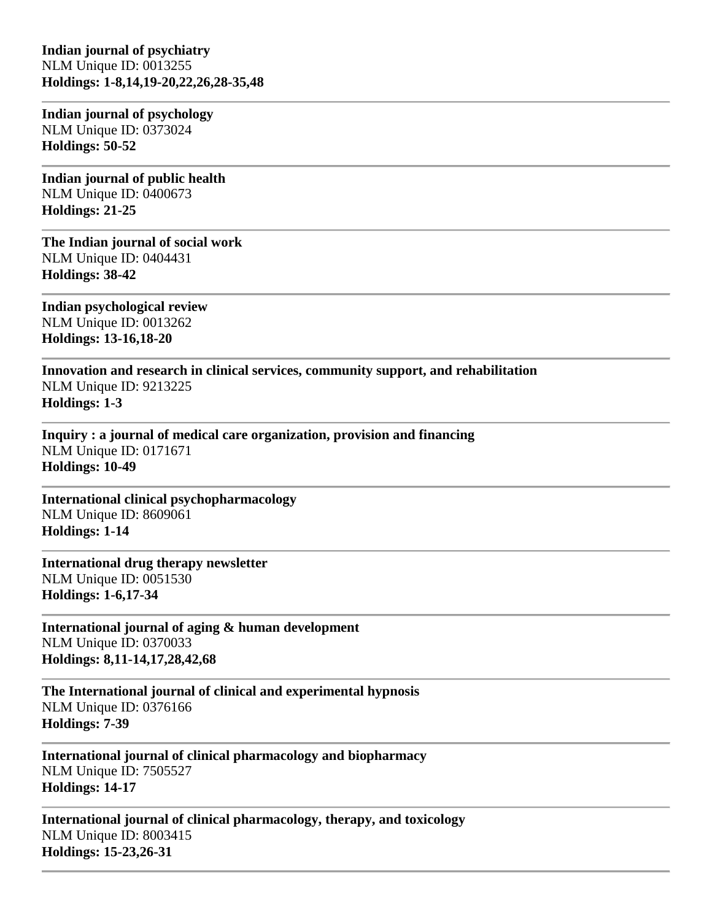**Indian journal of psychiatry**
NLM Unique ID: 0013255
**Holdings: 1-8,14,19-20,22,26,28-35,48**

---

**Indian journal of psychology**
NLM Unique ID: 0373024
**Holdings: 50-52**

---

**Indian journal of public health**
NLM Unique ID: 0400673
**Holdings: 21-25**

---

**The Indian journal of social work**
NLM Unique ID: 0404431
**Holdings: 38-42**

---

**Indian psychological review**
NLM Unique ID: 0013262
**Holdings: 13-16,18-20**

---

**Innovation and research in clinical services, community support, and rehabilitation**
NLM Unique ID: 9213225
**Holdings: 1-3**

---

**Inquiry : a journal of medical care organization, provision and financing**
NLM Unique ID: 0171671
**Holdings: 10-49**

---

**International clinical psychopharmacology**
NLM Unique ID: 8609061
**Holdings: 1-14**

---

**International drug therapy newsletter**
NLM Unique ID: 0051530
**Holdings: 1-6,17-34**

---

**International journal of aging & human development**
NLM Unique ID: 0370033
**Holdings: 8,11-14,17,28,42,68**

---

**The International journal of clinical and experimental hypnosis**
NLM Unique ID: 0376166
**Holdings: 7-39**

---

**International journal of clinical pharmacology and biopharmacy**
NLM Unique ID: 7505527
**Holdings: 14-17**

---

**International journal of clinical pharmacology, therapy, and toxicology**
NLM Unique ID: 8003415
**Holdings: 15-23,26-31**

---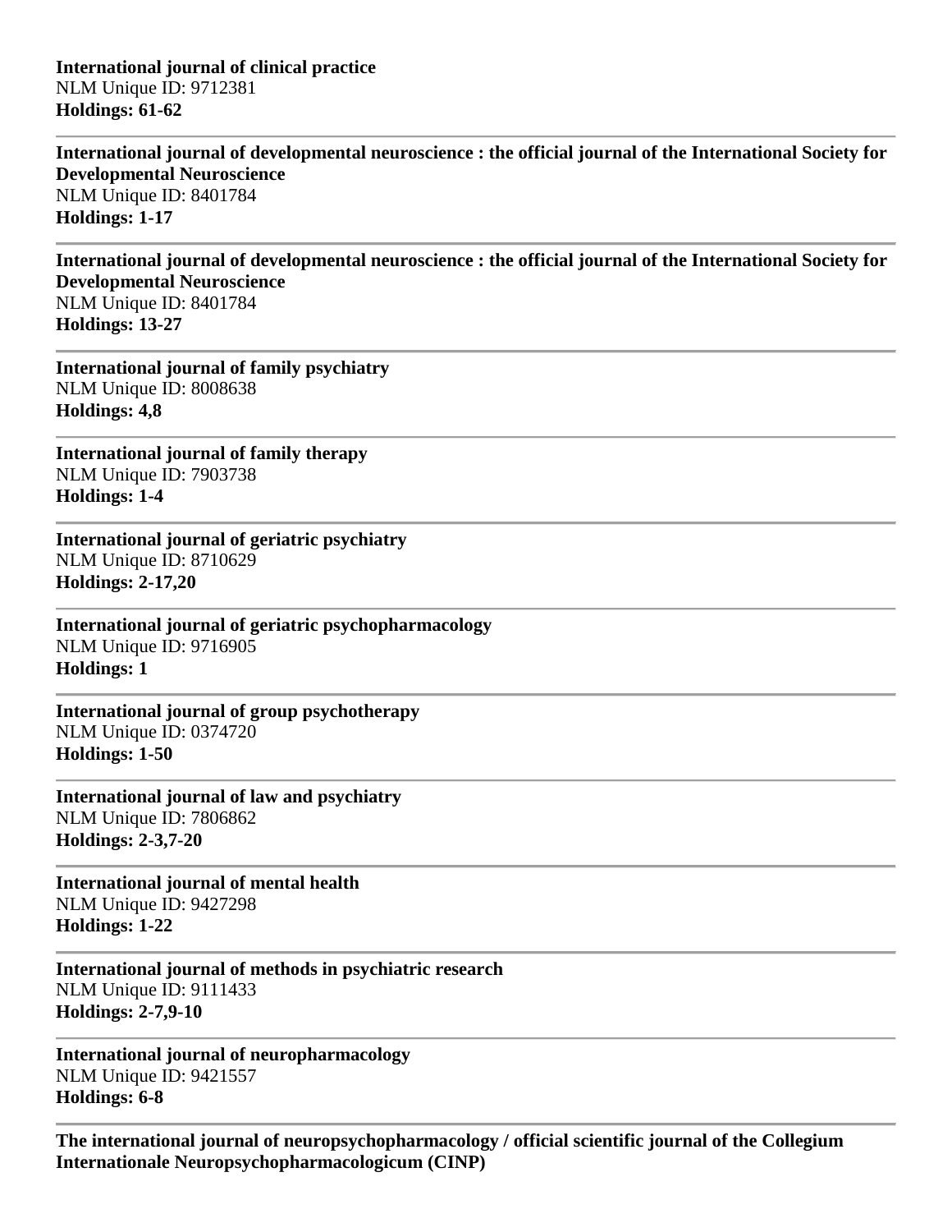**International journal of clinical practice**
NLM Unique ID: 9712381
**Holdings: 61-62**

---

**International journal of developmental neuroscience : the official journal of the International Society for Developmental Neuroscience**
NLM Unique ID: 8401784
**Holdings: 1-17**

---

**International journal of developmental neuroscience : the official journal of the International Society for Developmental Neuroscience**
NLM Unique ID: 8401784
**Holdings: 13-27**

---

**International journal of family psychiatry**
NLM Unique ID: 8008638
**Holdings: 4,8**

---

**International journal of family therapy**
NLM Unique ID: 7903738
**Holdings: 1-4**

---

**International journal of geriatric psychiatry**
NLM Unique ID: 8710629
**Holdings: 2-17,20**

---

**International journal of geriatric psychopharmacology**
NLM Unique ID: 9716905
**Holdings: 1**

---

**International journal of group psychotherapy**
NLM Unique ID: 0374720
**Holdings: 1-50**

---

**International journal of law and psychiatry**
NLM Unique ID: 7806862
**Holdings: 2-3,7-20**

---

**International journal of mental health**
NLM Unique ID: 9427298
**Holdings: 1-22**

---

**International journal of methods in psychiatric research**
NLM Unique ID: 9111433
**Holdings: 2-7,9-10**

---

**International journal of neuropharmacology**
NLM Unique ID: 9421557
**Holdings: 6-8**

---

**The international journal of neuropsychopharmacology / official scientific journal of the Collegium Internationale Neuropsychopharmacologicum (CINP)**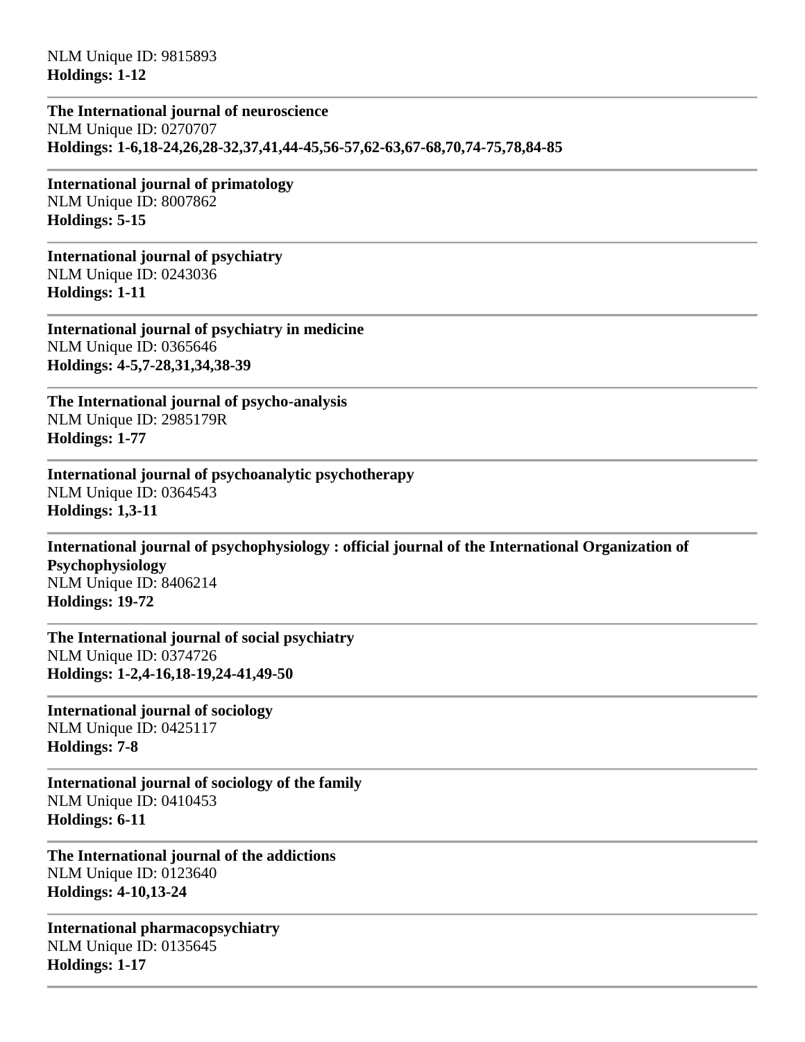NLM Unique ID: 9815893
**Holdings: 1-12**

---

**The International journal of neuroscience**
NLM Unique ID: 0270707
**Holdings: 1-6,18-24,26,28-32,37,41,44-45,56-57,62-63,67-68,70,74-75,78,84-85**

---

**International journal of primatology**
NLM Unique ID: 8007862
**Holdings: 5-15**

---

**International journal of psychiatry**
NLM Unique ID: 0243036
**Holdings: 1-11**

---

**International journal of psychiatry in medicine**
NLM Unique ID: 0365646
**Holdings: 4-5,7-28,31,34,38-39**

---

**The International journal of psycho-analysis**
NLM Unique ID: 2985179R
**Holdings: 1-77**

---

**International journal of psychoanalytic psychotherapy**
NLM Unique ID: 0364543
**Holdings: 1,3-11**

---

**International journal of psychophysiology : official journal of the International Organization of Psychophysiology**
NLM Unique ID: 8406214
**Holdings: 19-72**

---

**The International journal of social psychiatry**
NLM Unique ID: 0374726
**Holdings: 1-2,4-16,18-19,24-41,49-50**

---

**International journal of sociology**
NLM Unique ID: 0425117
**Holdings: 7-8**

---

**International journal of sociology of the family**
NLM Unique ID: 0410453
**Holdings: 6-11**

---

**The International journal of the addictions**
NLM Unique ID: 0123640
**Holdings: 4-10,13-24**

---

**International pharmacopsychiatry**
NLM Unique ID: 0135645
**Holdings: 1-17**

---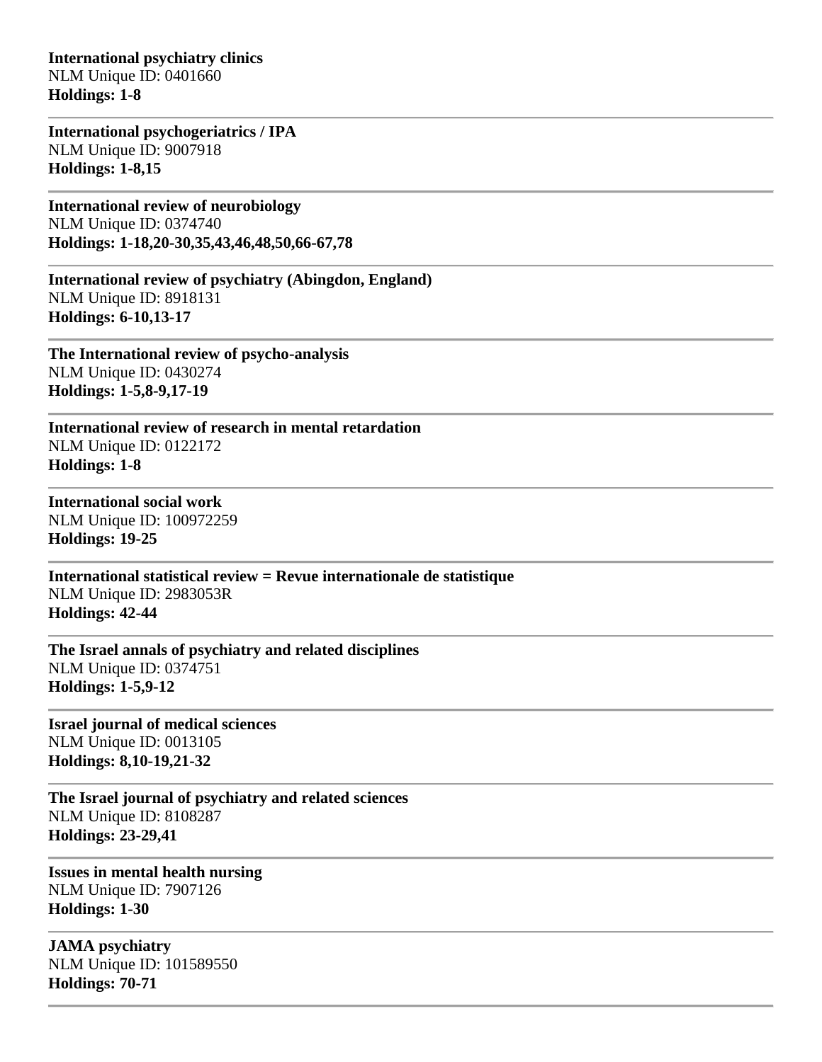**International psychiatry clinics**
NLM Unique ID: 0401660
**Holdings: 1-8**

---

**International psychogeriatrics / IPA**
NLM Unique ID: 9007918
**Holdings: 1-8,15**

---

**International review of neurobiology**
NLM Unique ID: 0374740
**Holdings: 1-18,20-30,35,43,46,48,50,66-67,78**

---

**International review of psychiatry (Abingdon, England)**
NLM Unique ID: 8918131
**Holdings: 6-10,13-17**

---

**The International review of psycho-analysis**
NLM Unique ID: 0430274
**Holdings: 1-5,8-9,17-19**

---

**International review of research in mental retardation**
NLM Unique ID: 0122172
**Holdings: 1-8**

---

**International social work**
NLM Unique ID: 100972259
**Holdings: 19-25**

---

**International statistical review = Revue internationale de statistique**
NLM Unique ID: 2983053R
**Holdings: 42-44**

---

**The Israel annals of psychiatry and related disciplines**
NLM Unique ID: 0374751
**Holdings: 1-5,9-12**

---

**Israel journal of medical sciences**
NLM Unique ID: 0013105
**Holdings: 8,10-19,21-32**

---

**The Israel journal of psychiatry and related sciences**
NLM Unique ID: 8108287
**Holdings: 23-29,41**

---

**Issues in mental health nursing**
NLM Unique ID: 7907126
**Holdings: 1-30**

---

**JAMA psychiatry**
NLM Unique ID: 101589550
**Holdings: 70-71**

---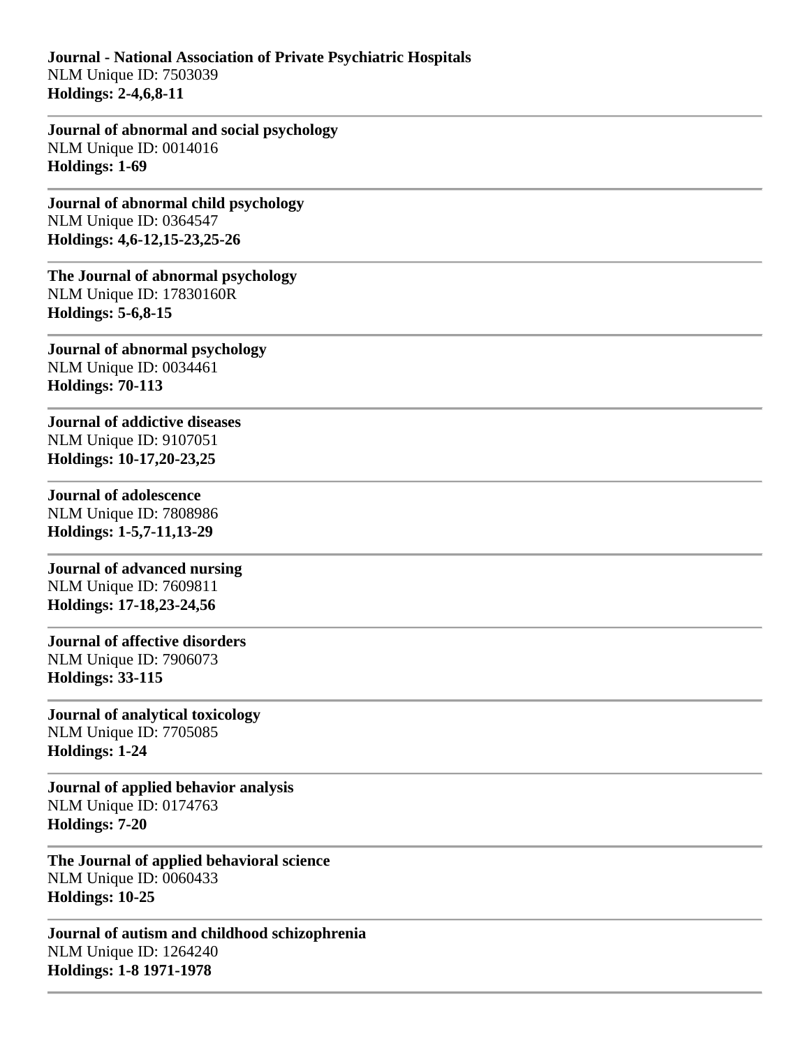**Journal - National Association of Private Psychiatric Hospitals**
NLM Unique ID: 7503039
**Holdings: 2-4,6,8-11**

---

**Journal of abnormal and social psychology**
NLM Unique ID: 0014016
**Holdings: 1-69**

---

**Journal of abnormal child psychology**
NLM Unique ID: 0364547
**Holdings: 4,6-12,15-23,25-26**

---

**The Journal of abnormal psychology**
NLM Unique ID: 17830160R
**Holdings: 5-6,8-15**

---

**Journal of abnormal psychology**
NLM Unique ID: 0034461
**Holdings: 70-113**

---

**Journal of addictive diseases**
NLM Unique ID: 9107051
**Holdings: 10-17,20-23,25**

---

**Journal of adolescence**
NLM Unique ID: 7808986
**Holdings: 1-5,7-11,13-29**

---

**Journal of advanced nursing**
NLM Unique ID: 7609811
**Holdings: 17-18,23-24,56**

---

**Journal of affective disorders**
NLM Unique ID: 7906073
**Holdings: 33-115**

---

**Journal of analytical toxicology**
NLM Unique ID: 7705085
**Holdings: 1-24**

---

**Journal of applied behavior analysis**
NLM Unique ID: 0174763
**Holdings: 7-20**

---

**The Journal of applied behavioral science**
NLM Unique ID: 0060433
**Holdings: 10-25**

---

**Journal of autism and childhood schizophrenia**
NLM Unique ID: 1264240
**Holdings: 1-8 1971-1978**

---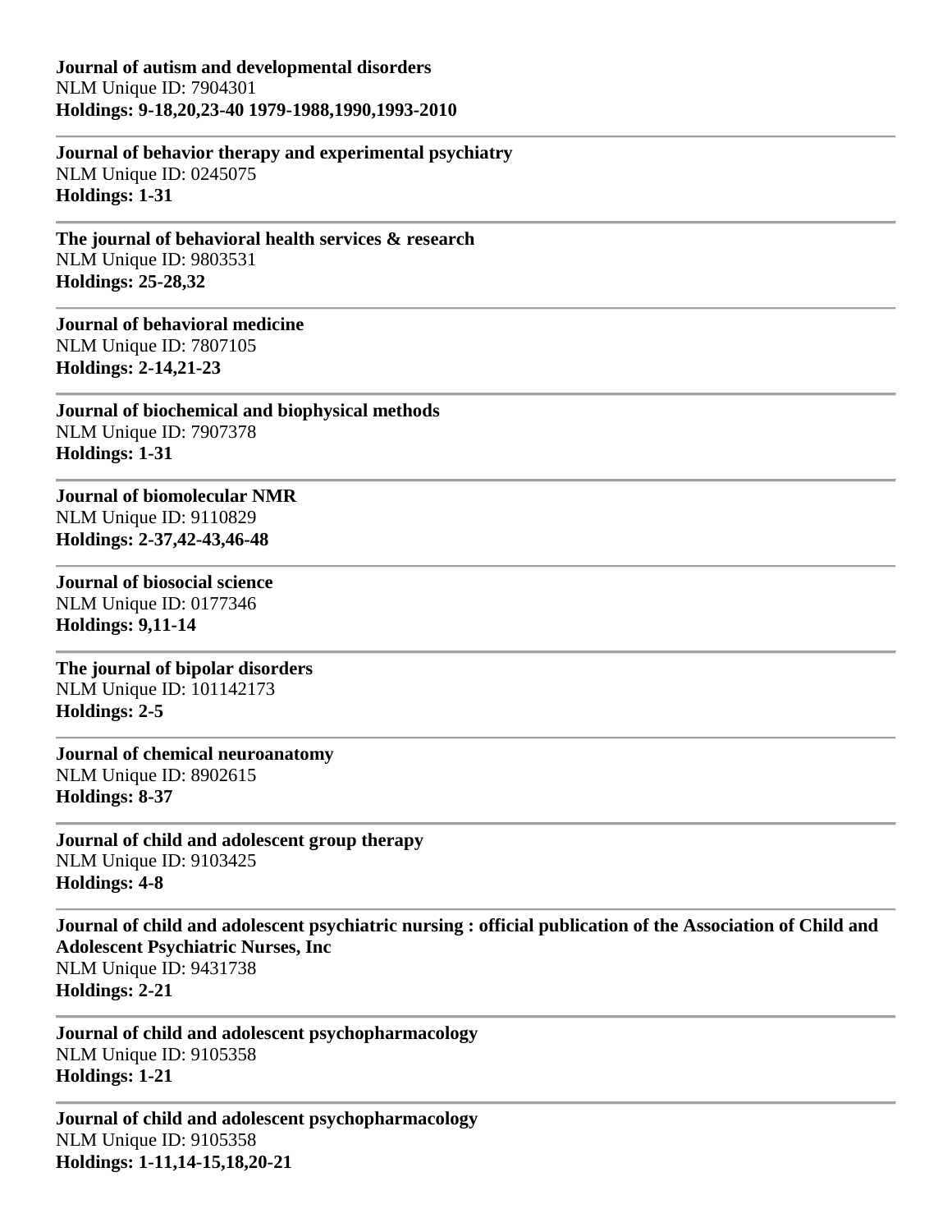**Journal of autism and developmental disorders**
NLM Unique ID: 7904301
**Holdings: 9-18,20,23-40 1979-1988,1990,1993-2010**

---

**Journal of behavior therapy and experimental psychiatry**
NLM Unique ID: 0245075
**Holdings: 1-31**

---

**The journal of behavioral health services & research**
NLM Unique ID: 9803531
**Holdings: 25-28,32**

---

**Journal of behavioral medicine**
NLM Unique ID: 7807105
**Holdings: 2-14,21-23**

---

**Journal of biochemical and biophysical methods**
NLM Unique ID: 7907378
**Holdings: 1-31**

---

**Journal of biomolecular NMR**
NLM Unique ID: 9110829
**Holdings: 2-37,42-43,46-48**

---

**Journal of biosocial science**
NLM Unique ID: 0177346
**Holdings: 9,11-14**

---

**The journal of bipolar disorders**
NLM Unique ID: 101142173
**Holdings: 2-5**

---

**Journal of chemical neuroanatomy**
NLM Unique ID: 8902615
**Holdings: 8-37**

---

**Journal of child and adolescent group therapy**
NLM Unique ID: 9103425
**Holdings: 4-8**

---

**Journal of child and adolescent psychiatric nursing : official publication of the Association of Child and Adolescent Psychiatric Nurses, Inc**
NLM Unique ID: 9431738
**Holdings: 2-21**

---

**Journal of child and adolescent psychopharmacology**
NLM Unique ID: 9105358
**Holdings: 1-21**

---

**Journal of child and adolescent psychopharmacology**
NLM Unique ID: 9105358
**Holdings: 1-11,14-15,18,20-21**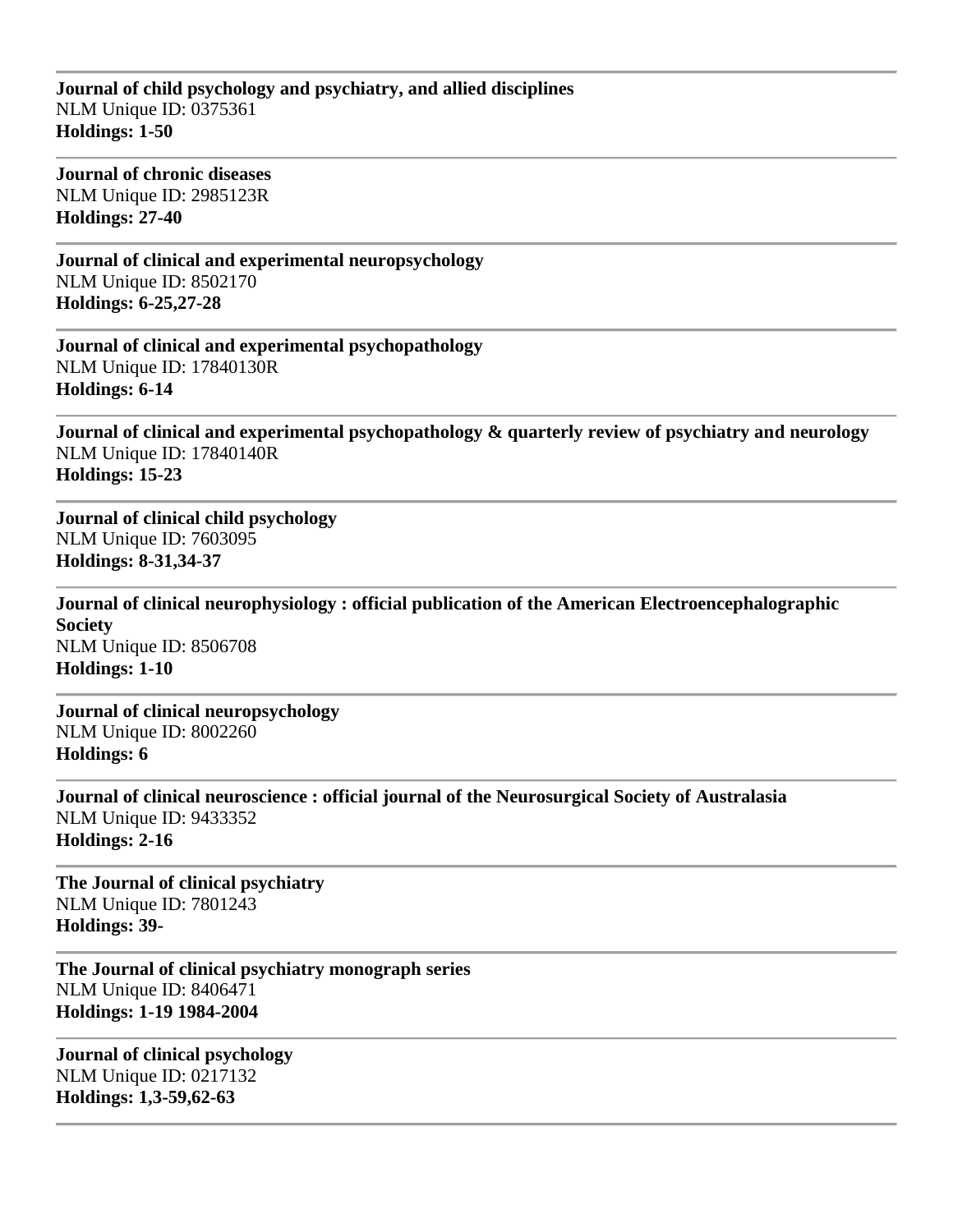---

**Journal of child psychology and psychiatry, and allied disciplines**
NLM Unique ID: 0375361
**Holdings: 1-50**

---

**Journal of chronic diseases**
NLM Unique ID: 2985123R
**Holdings: 27-40**

---

**Journal of clinical and experimental neuropsychology**
NLM Unique ID: 8502170
**Holdings: 6-25,27-28**

---

**Journal of clinical and experimental psychopathology**
NLM Unique ID: 17840130R
**Holdings: 6-14**

---

**Journal of clinical and experimental psychopathology & quarterly review of psychiatry and neurology**
NLM Unique ID: 17840140R
**Holdings: 15-23**

---

**Journal of clinical child psychology**
NLM Unique ID: 7603095
**Holdings: 8-31,34-37**

---

**Journal of clinical neurophysiology : official publication of the American Electroencephalographic Society**
NLM Unique ID: 8506708
**Holdings: 1-10**

---

**Journal of clinical neuropsychology**
NLM Unique ID: 8002260
**Holdings: 6**

---

**Journal of clinical neuroscience : official journal of the Neurosurgical Society of Australasia**
NLM Unique ID: 9433352
**Holdings: 2-16**

---

**The Journal of clinical psychiatry**
NLM Unique ID: 7801243
**Holdings: 39-**

---

**The Journal of clinical psychiatry monograph series**
NLM Unique ID: 8406471
**Holdings: 1-19 1984-2004**

---

**Journal of clinical psychology**
NLM Unique ID: 0217132
**Holdings: 1,3-59,62-63**

---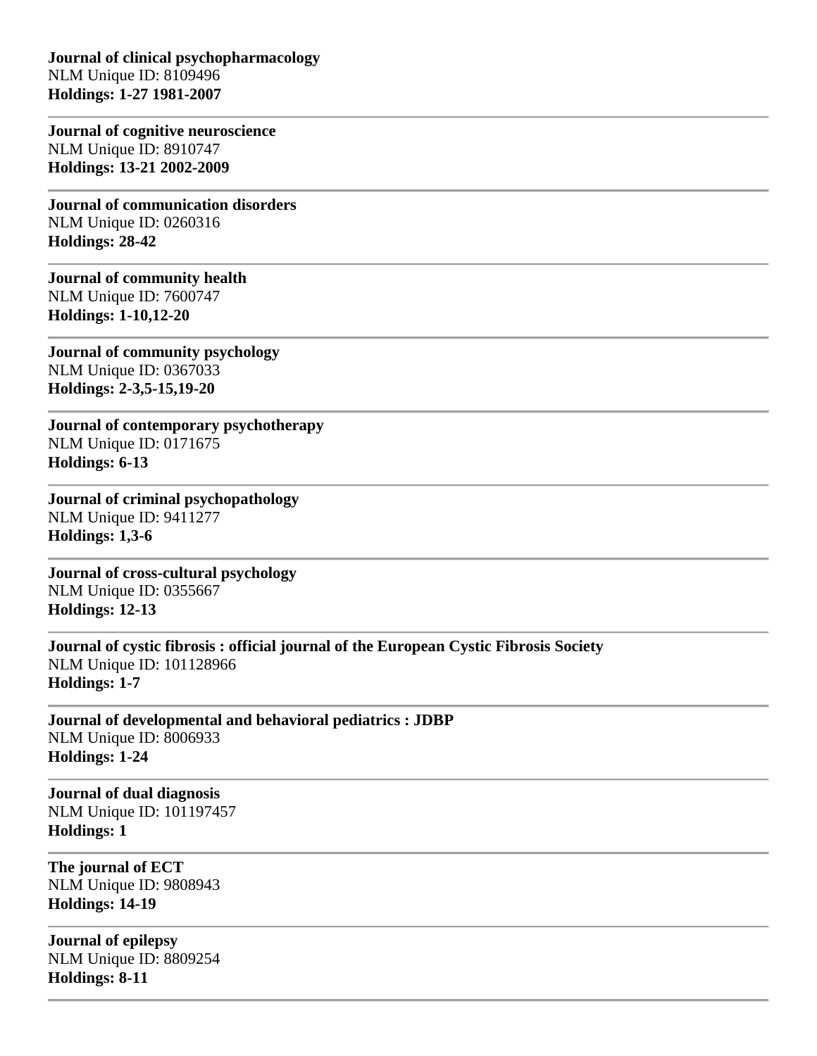**Journal of clinical psychopharmacology**
NLM Unique ID: 8109496
**Holdings: 1-27 1981-2007**

---

**Journal of cognitive neuroscience**
NLM Unique ID: 8910747
**Holdings: 13-21 2002-2009**

---

**Journal of communication disorders**
NLM Unique ID: 0260316
**Holdings: 28-42**

---

**Journal of community health**
NLM Unique ID: 7600747
**Holdings: 1-10,12-20**

---

**Journal of community psychology**
NLM Unique ID: 0367033
**Holdings: 2-3,5-15,19-20**

---

**Journal of contemporary psychotherapy**
NLM Unique ID: 0171675
**Holdings: 6-13**

---

**Journal of criminal psychopathology**
NLM Unique ID: 9411277
**Holdings: 1,3-6**

---

**Journal of cross-cultural psychology**
NLM Unique ID: 0355667
**Holdings: 12-13**

---

**Journal of cystic fibrosis : official journal of the European Cystic Fibrosis Society**
NLM Unique ID: 101128966
**Holdings: 1-7**

---

**Journal of developmental and behavioral pediatrics : JDBP**
NLM Unique ID: 8006933
**Holdings: 1-24**

---

**Journal of dual diagnosis**
NLM Unique ID: 101197457
**Holdings: 1**

---

**The journal of ECT**
NLM Unique ID: 9808943
**Holdings: 14-19**

---

**Journal of epilepsy**
NLM Unique ID: 8809254
**Holdings: 8-11**

---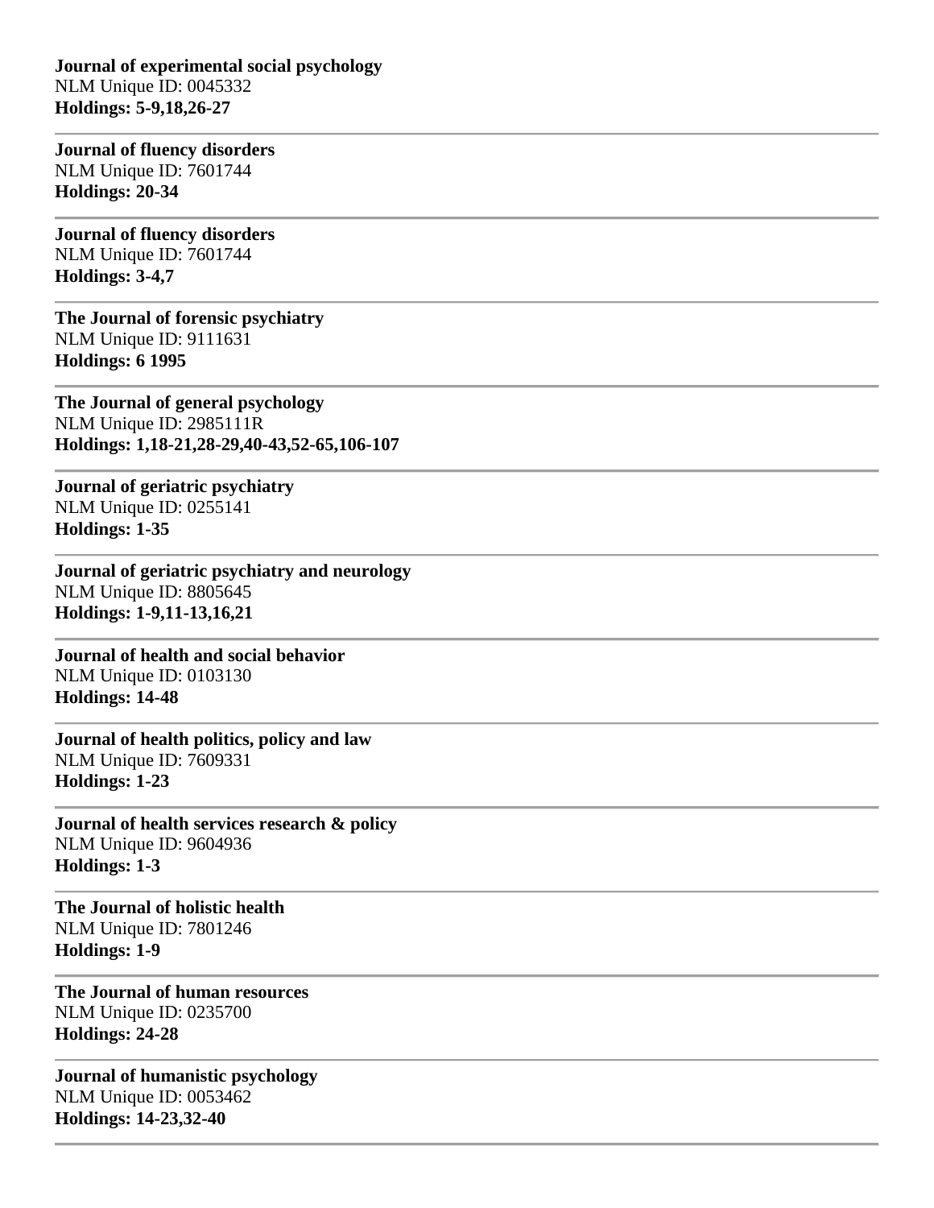**Journal of experimental social psychology**
NLM Unique ID: 0045332
**Holdings: 5-9,18,26-27**

---

**Journal of fluency disorders**
NLM Unique ID: 7601744
**Holdings: 20-34**

---

**Journal of fluency disorders**
NLM Unique ID: 7601744
**Holdings: 3-4,7**

---

**The Journal of forensic psychiatry**
NLM Unique ID: 9111631
**Holdings: 6 1995**

---

**The Journal of general psychology**
NLM Unique ID: 2985111R
**Holdings: 1,18-21,28-29,40-43,52-65,106-107**

---

**Journal of geriatric psychiatry**
NLM Unique ID: 0255141
**Holdings: 1-35**

---

**Journal of geriatric psychiatry and neurology**
NLM Unique ID: 8805645
**Holdings: 1-9,11-13,16,21**

---

**Journal of health and social behavior**
NLM Unique ID: 0103130
**Holdings: 14-48**

---

**Journal of health politics, policy and law**
NLM Unique ID: 7609331
**Holdings: 1-23**

---

**Journal of health services research & policy**
NLM Unique ID: 9604936
**Holdings: 1-3**

---

**The Journal of holistic health**
NLM Unique ID: 7801246
**Holdings: 1-9**

---

**The Journal of human resources**
NLM Unique ID: 0235700
**Holdings: 24-28**

---

**Journal of humanistic psychology**
NLM Unique ID: 0053462
**Holdings: 14-23,32-40**

---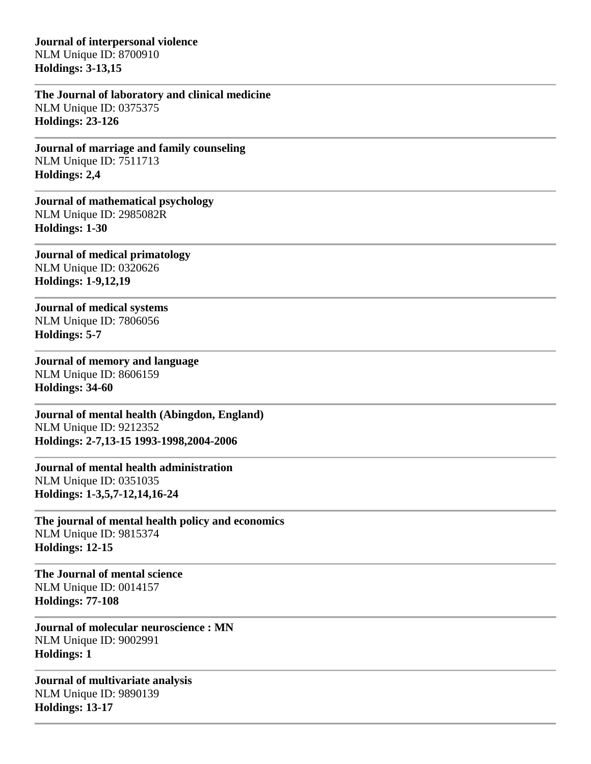**Journal of interpersonal violence**
NLM Unique ID: 8700910
**Holdings: 3-13,15**

---

**The Journal of laboratory and clinical medicine**
NLM Unique ID: 0375375
**Holdings: 23-126**

---

**Journal of marriage and family counseling**
NLM Unique ID: 7511713
**Holdings: 2,4**

---

**Journal of mathematical psychology**
NLM Unique ID: 2985082R
**Holdings: 1-30**

---

**Journal of medical primatology**
NLM Unique ID: 0320626
**Holdings: 1-9,12,19**

---

**Journal of medical systems**
NLM Unique ID: 7806056
**Holdings: 5-7**

---

**Journal of memory and language**
NLM Unique ID: 8606159
**Holdings: 34-60**

---

**Journal of mental health (Abingdon, England)**
NLM Unique ID: 9212352
**Holdings: 2-7,13-15 1993-1998,2004-2006**

---

**Journal of mental health administration**
NLM Unique ID: 0351035
**Holdings: 1-3,5,7-12,14,16-24**

---

**The journal of mental health policy and economics**
NLM Unique ID: 9815374
**Holdings: 12-15**

---

**The Journal of mental science**
NLM Unique ID: 0014157
**Holdings: 77-108**

---

**Journal of molecular neuroscience : MN**
NLM Unique ID: 9002991
**Holdings: 1**

---

**Journal of multivariate analysis**
NLM Unique ID: 9890139
**Holdings: 13-17**

---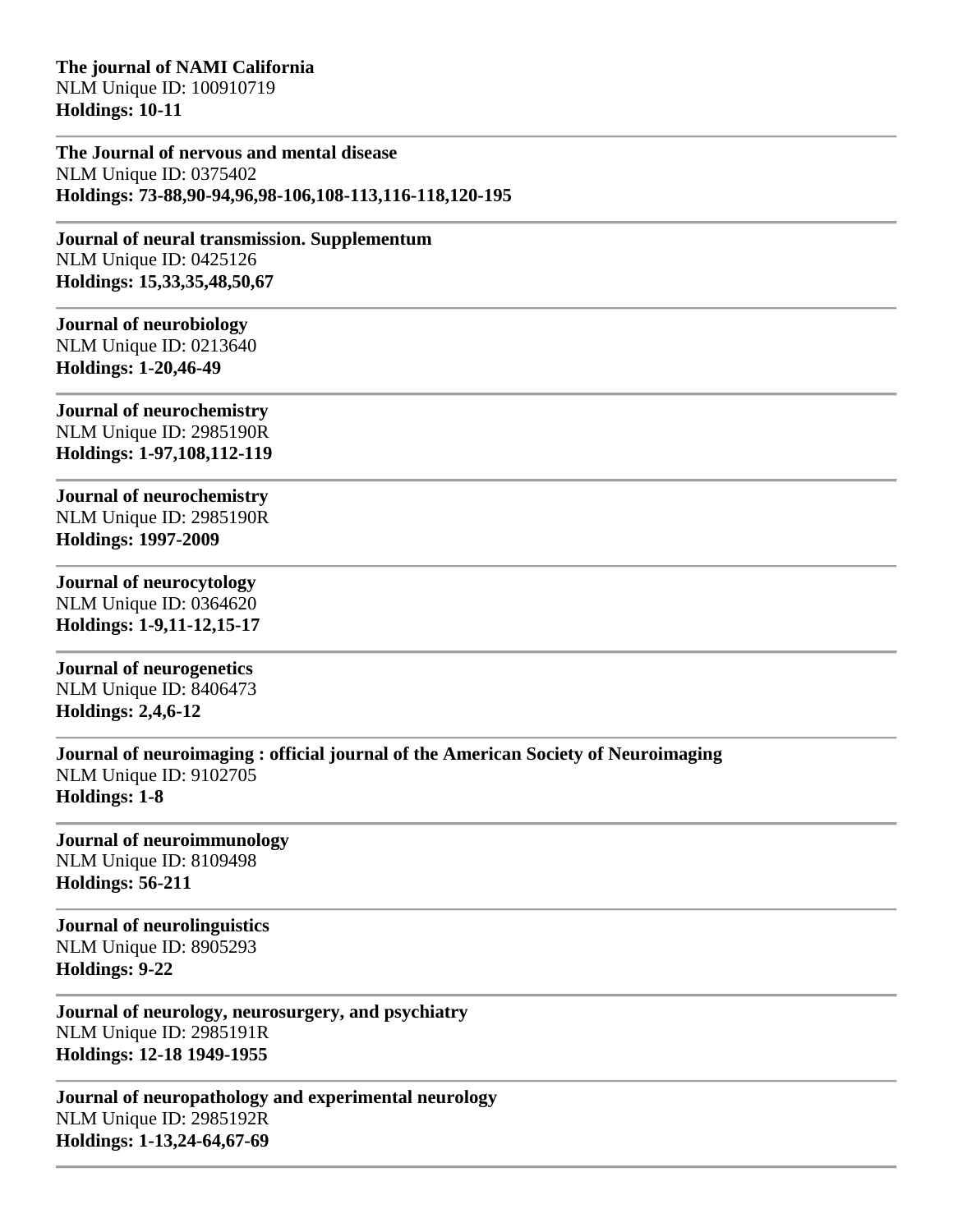**The journal of NAMI California**
NLM Unique ID: 100910719
**Holdings: 10-11**

---

**The Journal of nervous and mental disease**
NLM Unique ID: 0375402
**Holdings: 73-88,90-94,96,98-106,108-113,116-118,120-195**

---

**Journal of neural transmission. Supplementum**
NLM Unique ID: 0425126
**Holdings: 15,33,35,48,50,67**

---

**Journal of neurobiology**
NLM Unique ID: 0213640
**Holdings: 1-20,46-49**

---

**Journal of neurochemistry**
NLM Unique ID: 2985190R
**Holdings: 1-97,108,112-119**

---

**Journal of neurochemistry**
NLM Unique ID: 2985190R
**Holdings: 1997-2009**

---

**Journal of neurocytology**
NLM Unique ID: 0364620
**Holdings: 1-9,11-12,15-17**

---

**Journal of neurogenetics**
NLM Unique ID: 8406473
**Holdings: 2,4,6-12**

---

**Journal of neuroimaging : official journal of the American Society of Neuroimaging**
NLM Unique ID: 9102705
**Holdings: 1-8**

---

**Journal of neuroimmunology**
NLM Unique ID: 8109498
**Holdings: 56-211**

---

**Journal of neurolinguistics**
NLM Unique ID: 8905293
**Holdings: 9-22**

---

**Journal of neurology, neurosurgery, and psychiatry**
NLM Unique ID: 2985191R
**Holdings: 12-18 1949-1955**

---

**Journal of neuropathology and experimental neurology**
NLM Unique ID: 2985192R
**Holdings: 1-13,24-64,67-69**

---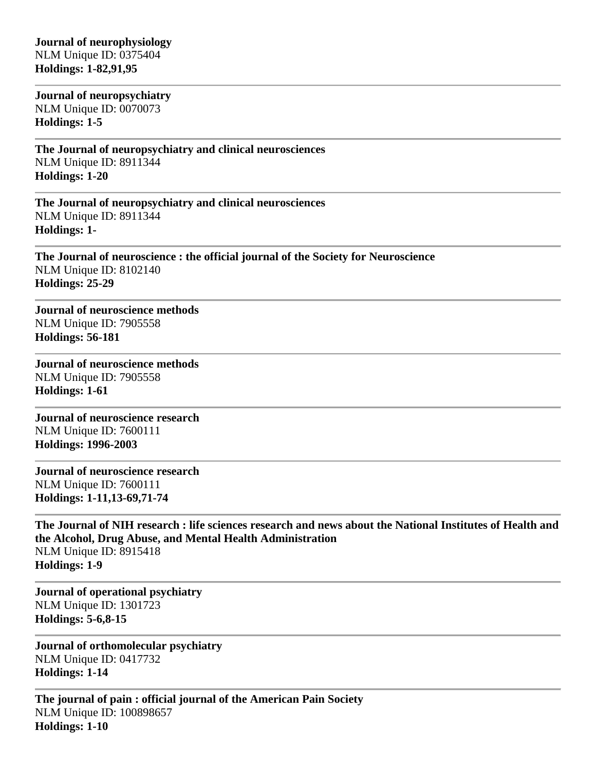**Journal of neurophysiology**
NLM Unique ID: 0375404
**Holdings: 1-82,91,95**

---

**Journal of neuropsychiatry**
NLM Unique ID: 0070073
**Holdings: 1-5**

---

**The Journal of neuropsychiatry and clinical neurosciences**
NLM Unique ID: 8911344
**Holdings: 1-20**

---

**The Journal of neuropsychiatry and clinical neurosciences**
NLM Unique ID: 8911344
**Holdings: 1-**

---

**The Journal of neuroscience : the official journal of the Society for Neuroscience**
NLM Unique ID: 8102140
**Holdings: 25-29**

---

**Journal of neuroscience methods**
NLM Unique ID: 7905558
**Holdings: 56-181**

---

**Journal of neuroscience methods**
NLM Unique ID: 7905558
**Holdings: 1-61**

---

**Journal of neuroscience research**
NLM Unique ID: 7600111
**Holdings: 1996-2003**

---

**Journal of neuroscience research**
NLM Unique ID: 7600111
**Holdings: 1-11,13-69,71-74**

---

**The Journal of NIH research : life sciences research and news about the National Institutes of Health and the Alcohol, Drug Abuse, and Mental Health Administration**
NLM Unique ID: 8915418
**Holdings: 1-9**

---

**Journal of operational psychiatry**
NLM Unique ID: 1301723
**Holdings: 5-6,8-15**

---

**Journal of orthomolecular psychiatry**
NLM Unique ID: 0417732
**Holdings: 1-14**

---

**The journal of pain : official journal of the American Pain Society**
NLM Unique ID: 100898657
**Holdings: 1-10**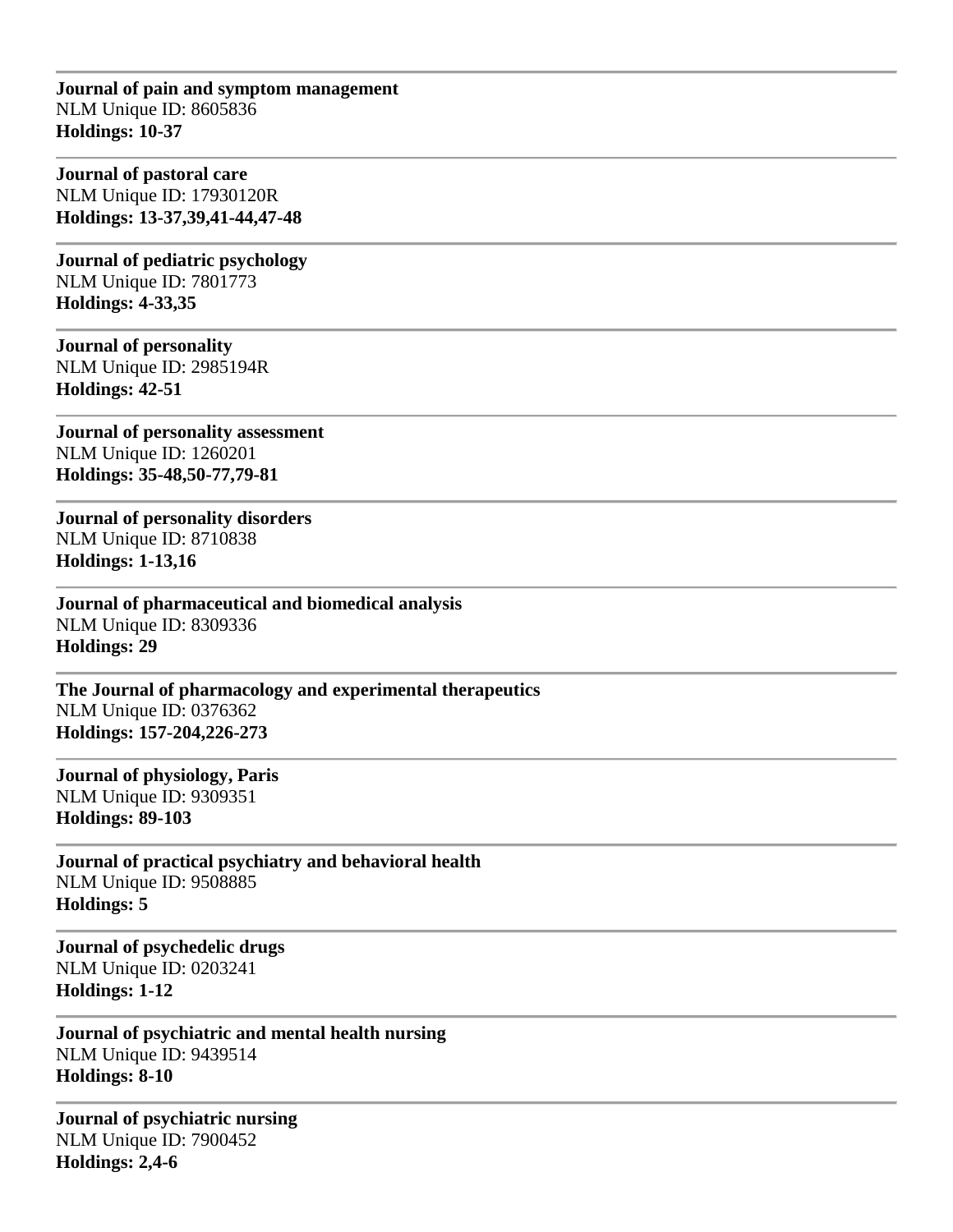---

**Journal of pain and symptom management**
NLM Unique ID: 8605836
**Holdings: 10-37**

---

**Journal of pastoral care**
NLM Unique ID: 17930120R
**Holdings: 13-37,39,41-44,47-48**

---

**Journal of pediatric psychology**
NLM Unique ID: 7801773
**Holdings: 4-33,35**

---

**Journal of personality**
NLM Unique ID: 2985194R
**Holdings: 42-51**

---

**Journal of personality assessment**
NLM Unique ID: 1260201
**Holdings: 35-48,50-77,79-81**

---

**Journal of personality disorders**
NLM Unique ID: 8710838
**Holdings: 1-13,16**

---

**Journal of pharmaceutical and biomedical analysis**
NLM Unique ID: 8309336
**Holdings: 29**

---

**The Journal of pharmacology and experimental therapeutics**
NLM Unique ID: 0376362
**Holdings: 157-204,226-273**

---

**Journal of physiology, Paris**
NLM Unique ID: 9309351
**Holdings: 89-103**

---

**Journal of practical psychiatry and behavioral health**
NLM Unique ID: 9508885
**Holdings: 5**

---

**Journal of psychedelic drugs**
NLM Unique ID: 0203241
**Holdings: 1-12**

---

**Journal of psychiatric and mental health nursing**
NLM Unique ID: 9439514
**Holdings: 8-10**

---

**Journal of psychiatric nursing**
NLM Unique ID: 7900452
**Holdings: 2,4-6**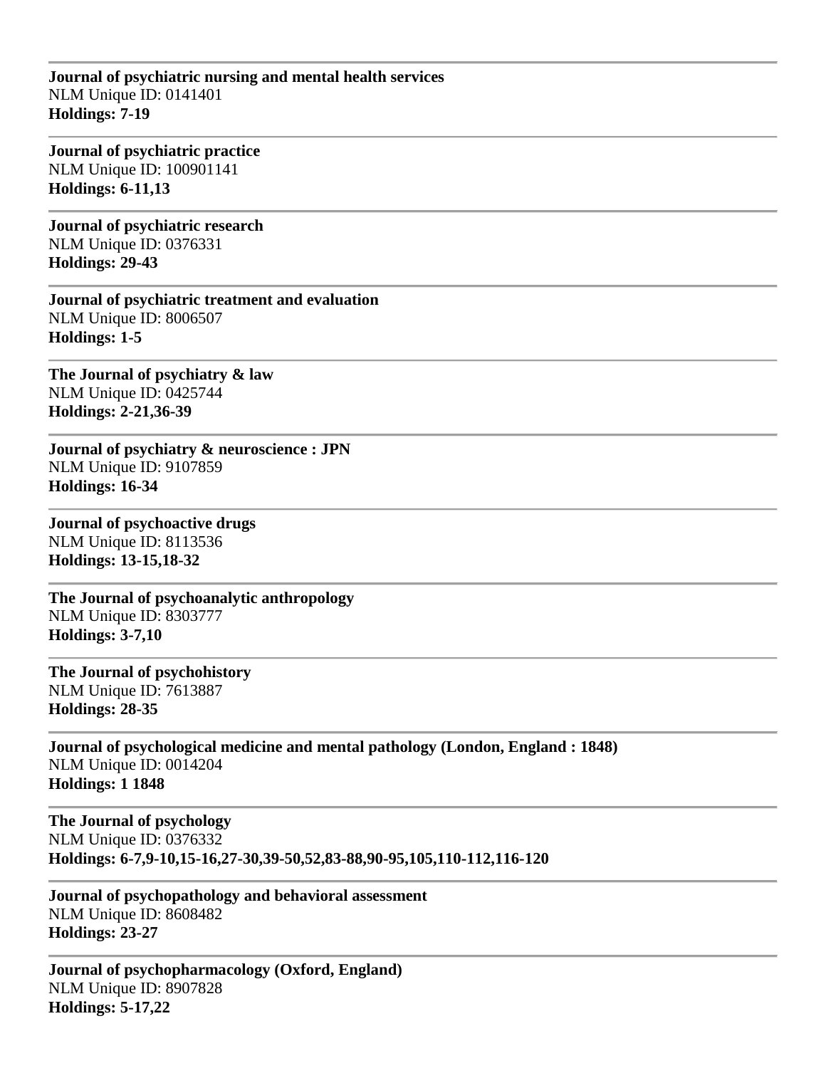---

**Journal of psychiatric nursing and mental health services**
NLM Unique ID: 0141401
**Holdings: 7-19**

---

**Journal of psychiatric practice**
NLM Unique ID: 100901141
**Holdings: 6-11,13**

---

**Journal of psychiatric research**
NLM Unique ID: 0376331
**Holdings: 29-43**

---

**Journal of psychiatric treatment and evaluation**
NLM Unique ID: 8006507
**Holdings: 1-5**

---

**The Journal of psychiatry & law**
NLM Unique ID: 0425744
**Holdings: 2-21,36-39**

---

**Journal of psychiatry & neuroscience : JPN**
NLM Unique ID: 9107859
**Holdings: 16-34**

---

**Journal of psychoactive drugs**
NLM Unique ID: 8113536
**Holdings: 13-15,18-32**

---

**The Journal of psychoanalytic anthropology**
NLM Unique ID: 8303777
**Holdings: 3-7,10**

---

**The Journal of psychohistory**
NLM Unique ID: 7613887
**Holdings: 28-35**

---

**Journal of psychological medicine and mental pathology (London, England : 1848)**
NLM Unique ID: 0014204
**Holdings: 1 1848**

---

**The Journal of psychology**
NLM Unique ID: 0376332
**Holdings: 6-7,9-10,15-16,27-30,39-50,52,83-88,90-95,105,110-112,116-120**

---

**Journal of psychopathology and behavioral assessment**
NLM Unique ID: 8608482
**Holdings: 23-27**

---

**Journal of psychopharmacology (Oxford, England)**
NLM Unique ID: 8907828
**Holdings: 5-17,22**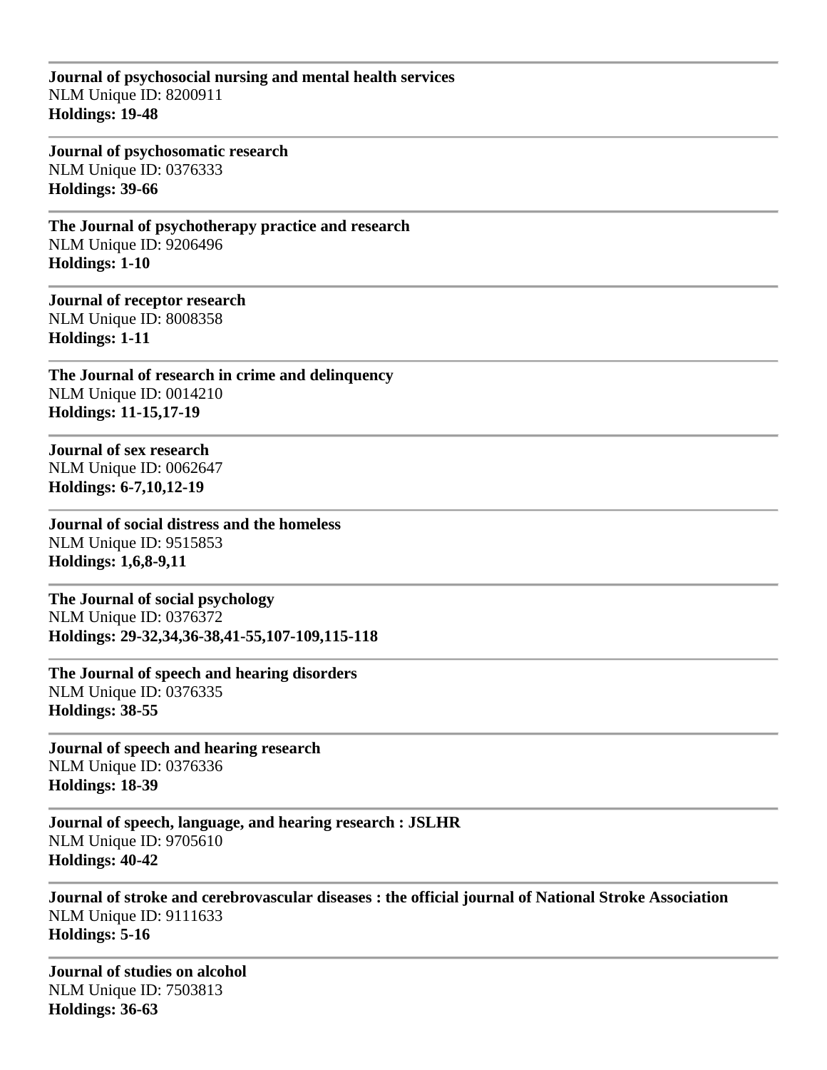---

**Journal of psychosocial nursing and mental health services**
NLM Unique ID: 8200911
**Holdings: 19-48**

---

**Journal of psychosomatic research**
NLM Unique ID: 0376333
**Holdings: 39-66**

---

**The Journal of psychotherapy practice and research**
NLM Unique ID: 9206496
**Holdings: 1-10**

---

**Journal of receptor research**
NLM Unique ID: 8008358
**Holdings: 1-11**

---

**The Journal of research in crime and delinquency**
NLM Unique ID: 0014210
**Holdings: 11-15,17-19**

---

**Journal of sex research**
NLM Unique ID: 0062647
**Holdings: 6-7,10,12-19**

---

**Journal of social distress and the homeless**
NLM Unique ID: 9515853
**Holdings: 1,6,8-9,11**

---

**The Journal of social psychology**
NLM Unique ID: 0376372
**Holdings: 29-32,34,36-38,41-55,107-109,115-118**

---

**The Journal of speech and hearing disorders**
NLM Unique ID: 0376335
**Holdings: 38-55**

---

**Journal of speech and hearing research**
NLM Unique ID: 0376336
**Holdings: 18-39**

---

**Journal of speech, language, and hearing research : JSLHR**
NLM Unique ID: 9705610
**Holdings: 40-42**

---

**Journal of stroke and cerebrovascular diseases : the official journal of National Stroke Association**
NLM Unique ID: 9111633
**Holdings: 5-16**

---

**Journal of studies on alcohol**
NLM Unique ID: 7503813
**Holdings: 36-63**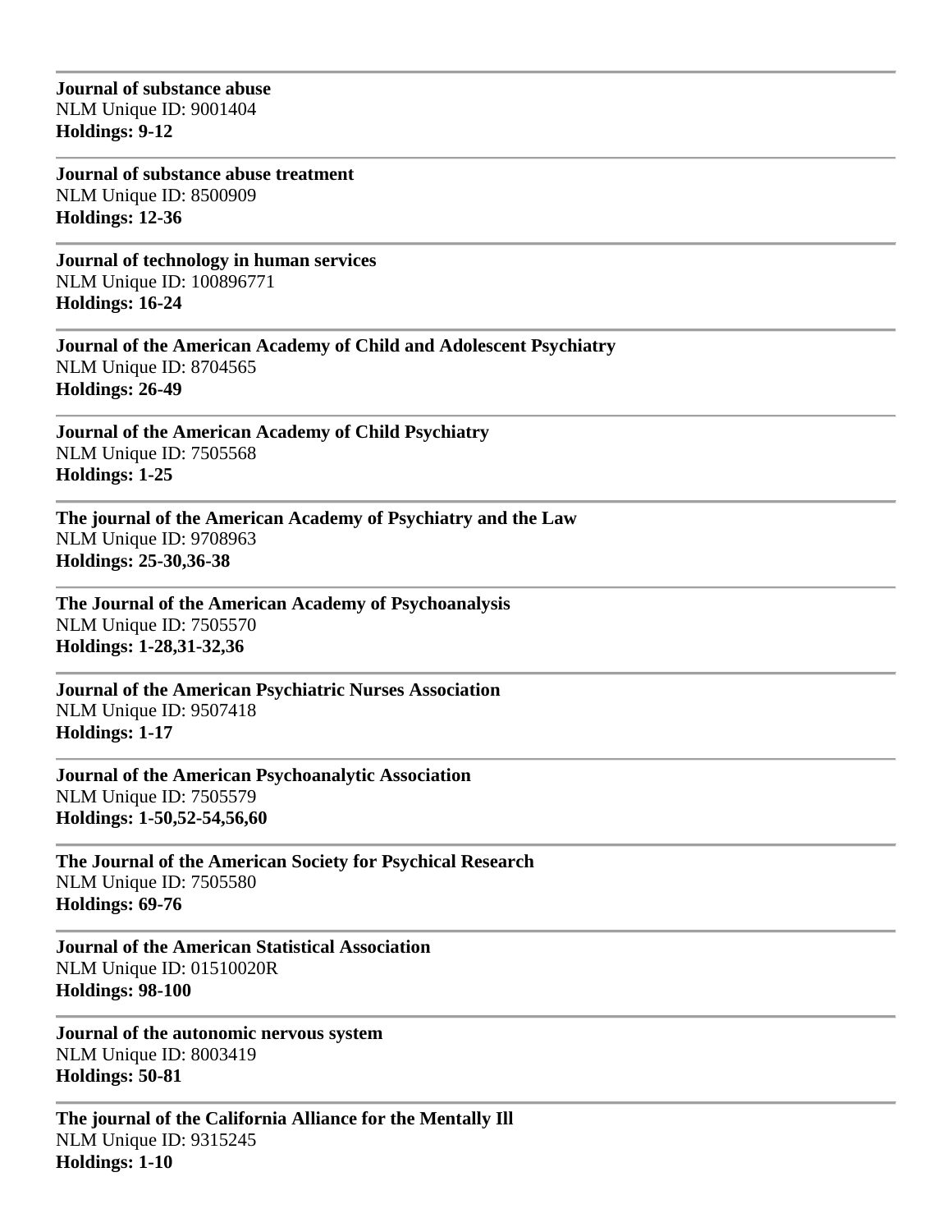---

**Journal of substance abuse**
NLM Unique ID: 9001404
**Holdings: 9-12**

---

**Journal of substance abuse treatment**
NLM Unique ID: 8500909
**Holdings: 12-36**

---

**Journal of technology in human services**
NLM Unique ID: 100896771
**Holdings: 16-24**

---

**Journal of the American Academy of Child and Adolescent Psychiatry**
NLM Unique ID: 8704565
**Holdings: 26-49**

---

**Journal of the American Academy of Child Psychiatry**
NLM Unique ID: 7505568
**Holdings: 1-25**

---

**The journal of the American Academy of Psychiatry and the Law**
NLM Unique ID: 9708963
**Holdings: 25-30,36-38**

---

**The Journal of the American Academy of Psychoanalysis**
NLM Unique ID: 7505570
**Holdings: 1-28,31-32,36**

---

**Journal of the American Psychiatric Nurses Association**
NLM Unique ID: 9507418
**Holdings: 1-17**

---

**Journal of the American Psychoanalytic Association**
NLM Unique ID: 7505579
**Holdings: 1-50,52-54,56,60**

---

**The Journal of the American Society for Psychical Research**
NLM Unique ID: 7505580
**Holdings: 69-76**

---

**Journal of the American Statistical Association**
NLM Unique ID: 01510020R
**Holdings: 98-100**

---

**Journal of the autonomic nervous system**
NLM Unique ID: 8003419
**Holdings: 50-81**

---

**The journal of the California Alliance for the Mentally Ill**
NLM Unique ID: 9315245
**Holdings: 1-10**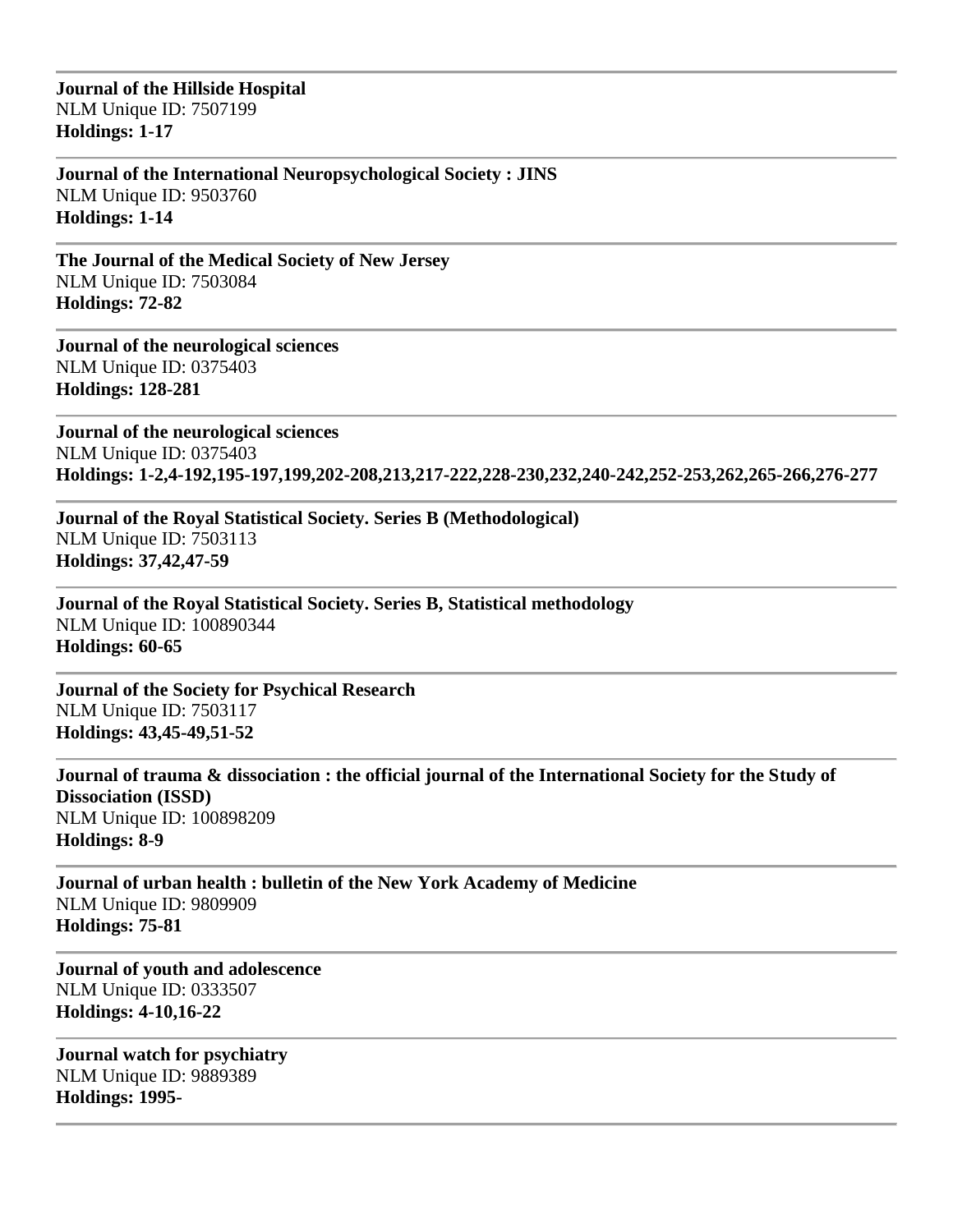**Journal of the Hillside Hospital**
NLM Unique ID: 7507199
**Holdings: 1-17**

---

**Journal of the International Neuropsychological Society : JINS**
NLM Unique ID: 9503760
**Holdings: 1-14**

---

**The Journal of the Medical Society of New Jersey**
NLM Unique ID: 7503084
**Holdings: 72-82**

---

**Journal of the neurological sciences**
NLM Unique ID: 0375403
**Holdings: 128-281**

---

**Journal of the neurological sciences**
NLM Unique ID: 0375403
**Holdings: 1-2,4-192,195-197,199,202-208,213,217-222,228-230,232,240-242,252-253,262,265-266,276-277**

---

**Journal of the Royal Statistical Society. Series B (Methodological)**
NLM Unique ID: 7503113
**Holdings: 37,42,47-59**

---

**Journal of the Royal Statistical Society. Series B, Statistical methodology**
NLM Unique ID: 100890344
**Holdings: 60-65**

---

**Journal of the Society for Psychical Research**
NLM Unique ID: 7503117
**Holdings: 43,45-49,51-52**

---

**Journal of trauma & dissociation : the official journal of the International Society for the Study of Dissociation (ISSD)**
NLM Unique ID: 100898209
**Holdings: 8-9**

---

**Journal of urban health : bulletin of the New York Academy of Medicine**
NLM Unique ID: 9809909
**Holdings: 75-81**

---

**Journal of youth and adolescence**
NLM Unique ID: 0333507
**Holdings: 4-10,16-22**

---

**Journal watch for psychiatry**
NLM Unique ID: 9889389
**Holdings: 1995-**

---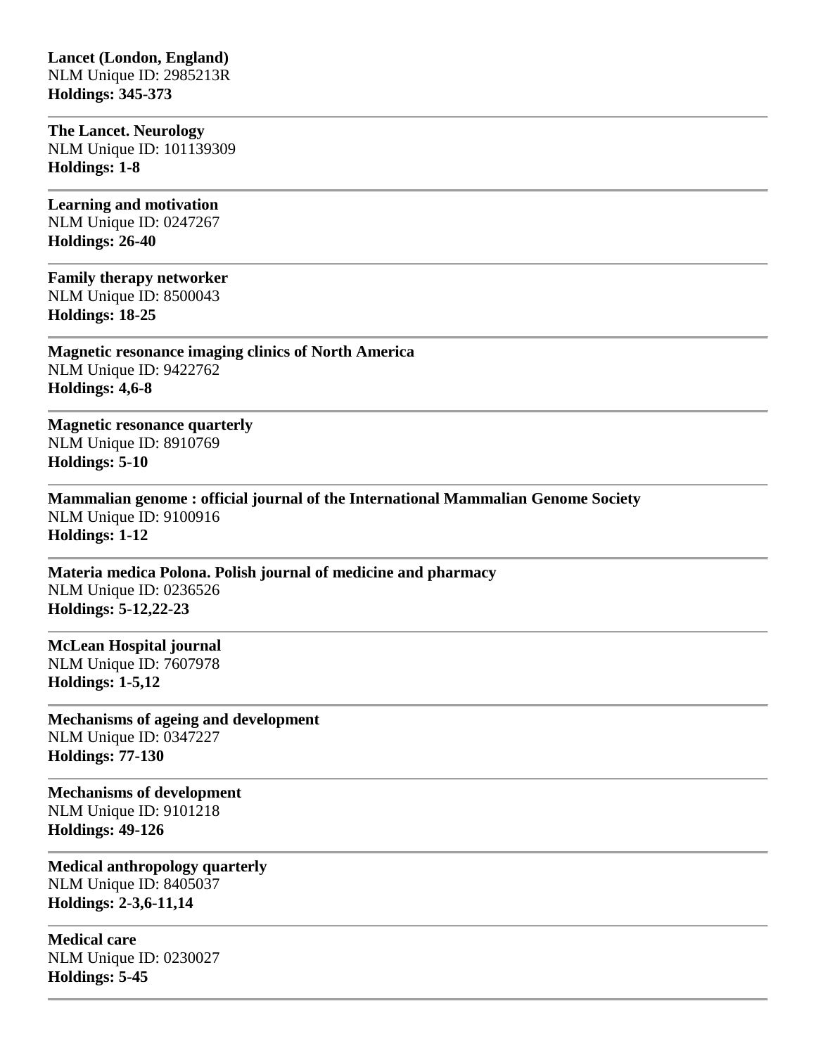**Lancet (London, England)**
NLM Unique ID: 2985213R
**Holdings: 345-373**

---

**The Lancet. Neurology**
NLM Unique ID: 101139309
**Holdings: 1-8**

---

**Learning and motivation**
NLM Unique ID: 0247267
**Holdings: 26-40**

---

**Family therapy networker**
NLM Unique ID: 8500043
**Holdings: 18-25**

---

**Magnetic resonance imaging clinics of North America**
NLM Unique ID: 9422762
**Holdings: 4,6-8**

---

**Magnetic resonance quarterly**
NLM Unique ID: 8910769
**Holdings: 5-10**

---

**Mammalian genome : official journal of the International Mammalian Genome Society**
NLM Unique ID: 9100916
**Holdings: 1-12**

---

**Materia medica Polona. Polish journal of medicine and pharmacy**
NLM Unique ID: 0236526
**Holdings: 5-12,22-23**

---

**McLean Hospital journal**
NLM Unique ID: 7607978
**Holdings: 1-5,12**

---

**Mechanisms of ageing and development**
NLM Unique ID: 0347227
**Holdings: 77-130**

---

**Mechanisms of development**
NLM Unique ID: 9101218
**Holdings: 49-126**

---

**Medical anthropology quarterly**
NLM Unique ID: 8405037
**Holdings: 2-3,6-11,14**

---

**Medical care**
NLM Unique ID: 0230027
**Holdings: 5-45**

---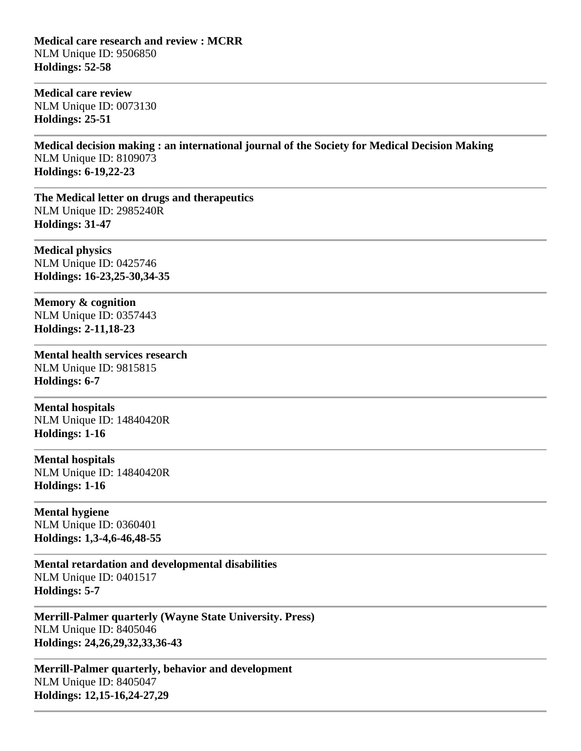**Medical care research and review : MCRR**
NLM Unique ID: 9506850
**Holdings: 52-58**

---

**Medical care review**
NLM Unique ID: 0073130
**Holdings: 25-51**

---

**Medical decision making : an international journal of the Society for Medical Decision Making**
NLM Unique ID: 8109073
**Holdings: 6-19,22-23**

---

**The Medical letter on drugs and therapeutics**
NLM Unique ID: 2985240R
**Holdings: 31-47**

---

**Medical physics**
NLM Unique ID: 0425746
**Holdings: 16-23,25-30,34-35**

---

**Memory & cognition**
NLM Unique ID: 0357443
**Holdings: 2-11,18-23**

---

**Mental health services research**
NLM Unique ID: 9815815
**Holdings: 6-7**

---

**Mental hospitals**
NLM Unique ID: 14840420R
**Holdings: 1-16**

---

**Mental hospitals**
NLM Unique ID: 14840420R
**Holdings: 1-16**

---

**Mental hygiene**
NLM Unique ID: 0360401
**Holdings: 1,3-4,6-46,48-55**

---

**Mental retardation and developmental disabilities**
NLM Unique ID: 0401517
**Holdings: 5-7**

---

**Merrill-Palmer quarterly (Wayne State University. Press)**
NLM Unique ID: 8405046
**Holdings: 24,26,29,32,33,36-43**

---

**Merrill-Palmer quarterly, behavior and development**
NLM Unique ID: 8405047
**Holdings: 12,15-16,24-27,29**

---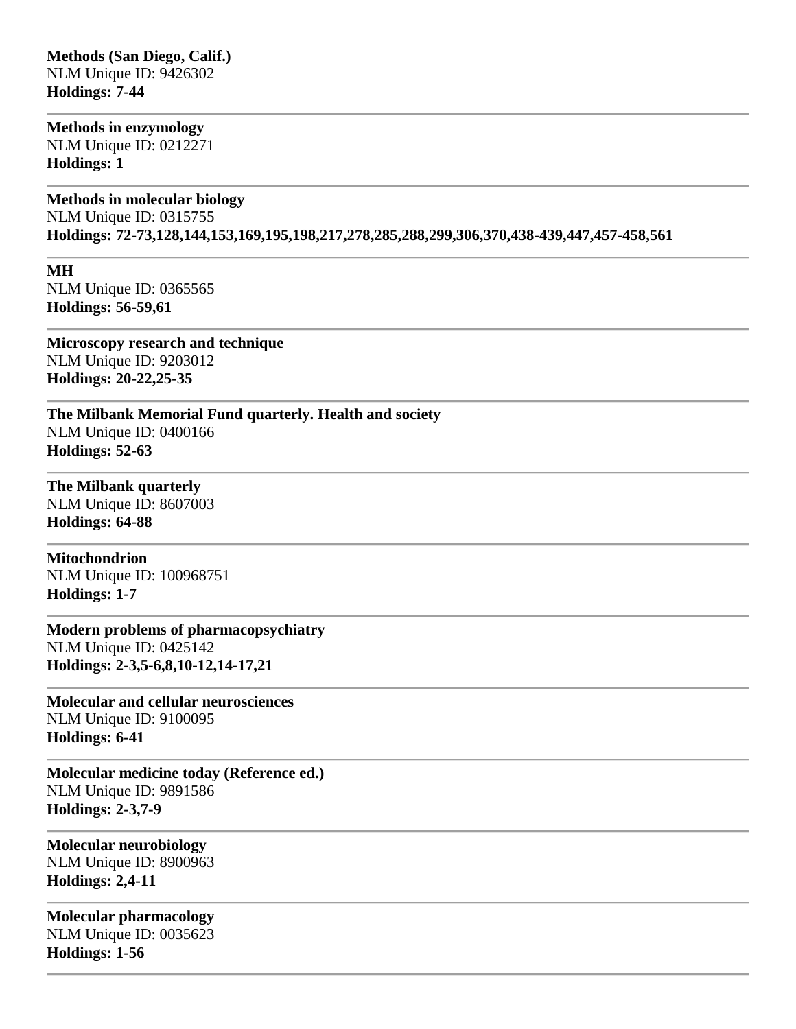**Methods (San Diego, Calif.)**
NLM Unique ID: 9426302
**Holdings: 7-44**

---

**Methods in enzymology**
NLM Unique ID: 0212271
**Holdings: 1**

---

**Methods in molecular biology**
NLM Unique ID: 0315755
**Holdings: 72-73,128,144,153,169,195,198,217,278,285,288,299,306,370,438-439,447,457-458,561**

---

**MH**
NLM Unique ID: 0365565
**Holdings: 56-59,61**

---

**Microscopy research and technique**
NLM Unique ID: 9203012
**Holdings: 20-22,25-35**

---

**The Milbank Memorial Fund quarterly. Health and society**
NLM Unique ID: 0400166
**Holdings: 52-63**

---

**The Milbank quarterly**
NLM Unique ID: 8607003
**Holdings: 64-88**

---

**Mitochondrion**
NLM Unique ID: 100968751
**Holdings: 1-7**

---

**Modern problems of pharmacopsychiatry**
NLM Unique ID: 0425142
**Holdings: 2-3,5-6,8,10-12,14-17,21**

---

**Molecular and cellular neurosciences**
NLM Unique ID: 9100095
**Holdings: 6-41**

---

**Molecular medicine today (Reference ed.)**
NLM Unique ID: 9891586
**Holdings: 2-3,7-9**

---

**Molecular neurobiology**
NLM Unique ID: 8900963
**Holdings: 2,4-11**

---

**Molecular pharmacology**
NLM Unique ID: 0035623
**Holdings: 1-56**

---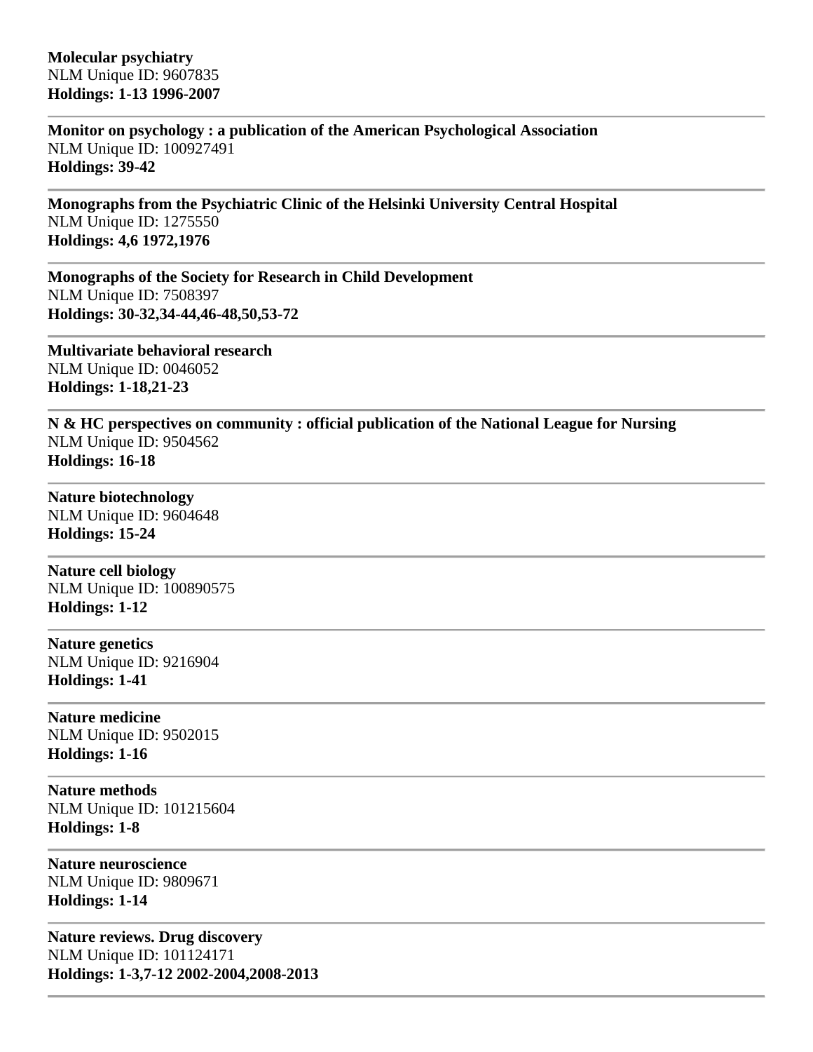**Molecular psychiatry**
NLM Unique ID: 9607835
**Holdings: 1-13 1996-2007**

---

**Monitor on psychology : a publication of the American Psychological Association**
NLM Unique ID: 100927491
**Holdings: 39-42**

---

**Monographs from the Psychiatric Clinic of the Helsinki University Central Hospital**
NLM Unique ID: 1275550
**Holdings: 4,6 1972,1976**

---

**Monographs of the Society for Research in Child Development**
NLM Unique ID: 7508397
**Holdings: 30-32,34-44,46-48,50,53-72**

---

**Multivariate behavioral research**
NLM Unique ID: 0046052
**Holdings: 1-18,21-23**

---

**N & HC perspectives on community : official publication of the National League for Nursing**
NLM Unique ID: 9504562
**Holdings: 16-18**

---

**Nature biotechnology**
NLM Unique ID: 9604648
**Holdings: 15-24**

---

**Nature cell biology**
NLM Unique ID: 100890575
**Holdings: 1-12**

---

**Nature genetics**
NLM Unique ID: 9216904
**Holdings: 1-41**

---

**Nature medicine**
NLM Unique ID: 9502015
**Holdings: 1-16**

---

**Nature methods**
NLM Unique ID: 101215604
**Holdings: 1-8**

---

**Nature neuroscience**
NLM Unique ID: 9809671
**Holdings: 1-14**

---

**Nature reviews. Drug discovery**
NLM Unique ID: 101124171
**Holdings: 1-3,7-12 2002-2004,2008-2013**

---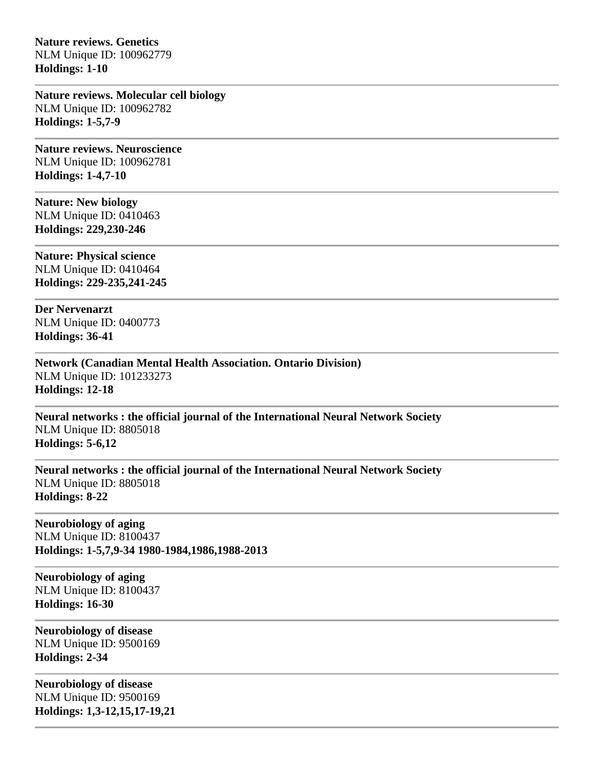**Nature reviews. Genetics**
NLM Unique ID: 100962779
**Holdings: 1-10**

---

**Nature reviews. Molecular cell biology**
NLM Unique ID: 100962782
**Holdings: 1-5,7-9**

---

**Nature reviews. Neuroscience**
NLM Unique ID: 100962781
**Holdings: 1-4,7-10**

---

**Nature: New biology**
NLM Unique ID: 0410463
**Holdings: 229,230-246**

---

**Nature: Physical science**
NLM Unique ID: 0410464
**Holdings: 229-235,241-245**

---

**Der Nervenarzt**
NLM Unique ID: 0400773
**Holdings: 36-41**

---

**Network (Canadian Mental Health Association. Ontario Division)**
NLM Unique ID: 101233273
**Holdings: 12-18**

---

**Neural networks : the official journal of the International Neural Network Society**
NLM Unique ID: 8805018
**Holdings: 5-6,12**

---

**Neural networks : the official journal of the International Neural Network Society**
NLM Unique ID: 8805018
**Holdings: 8-22**

---

**Neurobiology of aging**
NLM Unique ID: 8100437
**Holdings: 1-5,7,9-34 1980-1984,1986,1988-2013**

---

**Neurobiology of aging**
NLM Unique ID: 8100437
**Holdings: 16-30**

---

**Neurobiology of disease**
NLM Unique ID: 9500169
**Holdings: 2-34**

---

**Neurobiology of disease**
NLM Unique ID: 9500169
**Holdings: 1,3-12,15,17-19,21**

---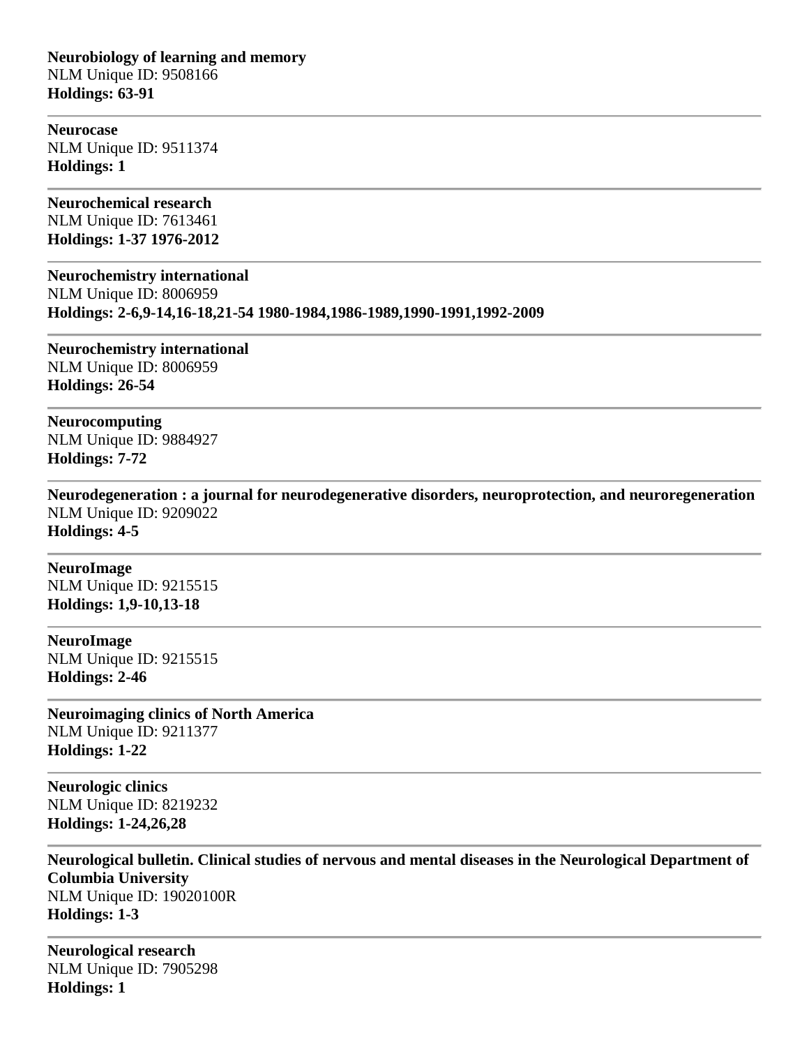**Neurobiology of learning and memory**
NLM Unique ID: 9508166
**Holdings: 63-91**

---

**Neurocase**
NLM Unique ID: 9511374
**Holdings: 1**

---

**Neurochemical research**
NLM Unique ID: 7613461
**Holdings: 1-37 1976-2012**

---

**Neurochemistry international**
NLM Unique ID: 8006959
**Holdings: 2-6,9-14,16-18,21-54 1980-1984,1986-1989,1990-1991,1992-2009**

---

**Neurochemistry international**
NLM Unique ID: 8006959
**Holdings: 26-54**

---

**Neurocomputing**
NLM Unique ID: 9884927
**Holdings: 7-72**

---

**Neurodegeneration : a journal for neurodegenerative disorders, neuroprotection, and neuroregeneration**
NLM Unique ID: 9209022
**Holdings: 4-5**

---

**NeuroImage**
NLM Unique ID: 9215515
**Holdings: 1,9-10,13-18**

---

**NeuroImage**
NLM Unique ID: 9215515
**Holdings: 2-46**

---

**Neuroimaging clinics of North America**
NLM Unique ID: 9211377
**Holdings: 1-22**

---

**Neurologic clinics**
NLM Unique ID: 8219232
**Holdings: 1-24,26,28**

---

**Neurological bulletin. Clinical studies of nervous and mental diseases in the Neurological Department of Columbia University**
NLM Unique ID: 19020100R
**Holdings: 1-3**

---

**Neurological research**
NLM Unique ID: 7905298
**Holdings: 1**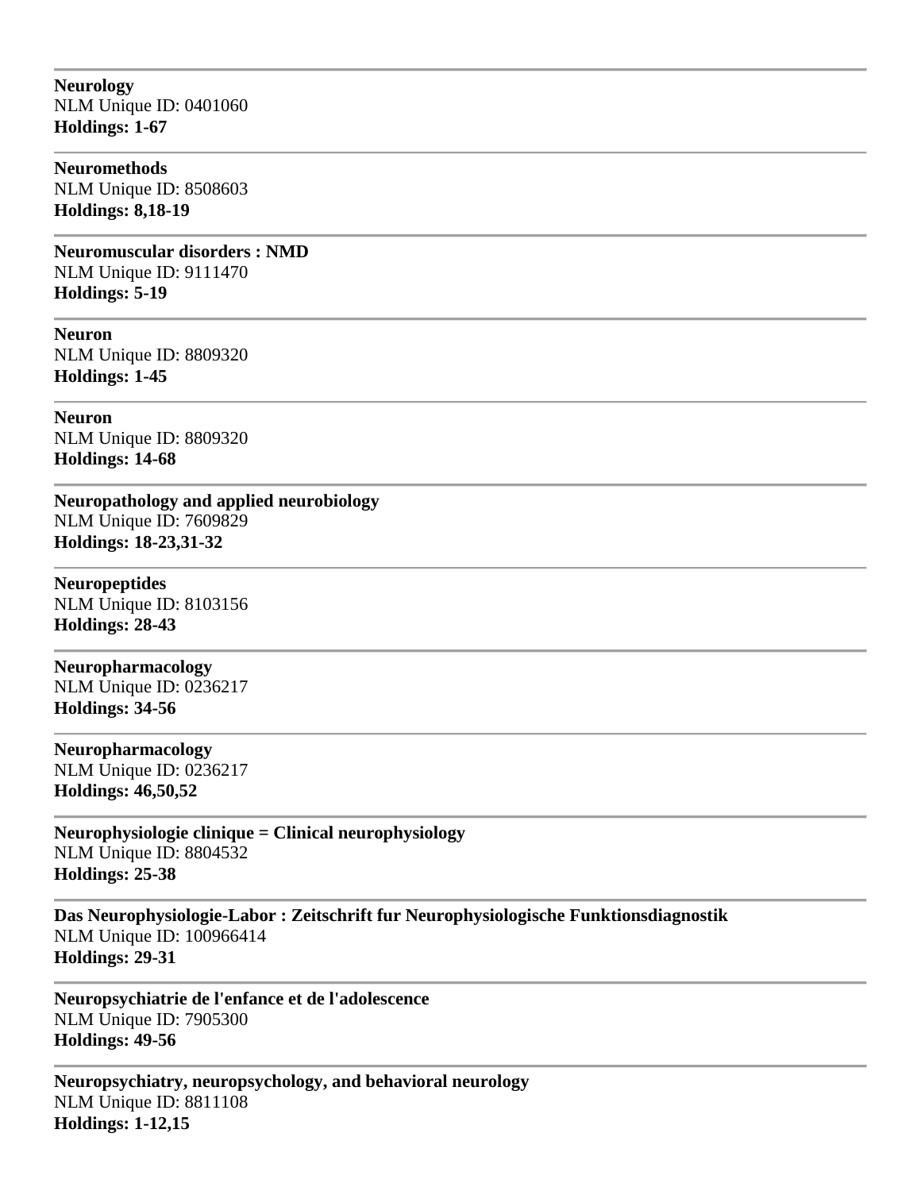---

**Neurology**
NLM Unique ID: 0401060
**Holdings: 1-67**

---

**Neuromethods**
NLM Unique ID: 8508603
**Holdings: 8,18-19**

---

**Neuromuscular disorders : NMD**
NLM Unique ID: 9111470
**Holdings: 5-19**

---

**Neuron**
NLM Unique ID: 8809320
**Holdings: 1-45**

---

**Neuron**
NLM Unique ID: 8809320
**Holdings: 14-68**

---

**Neuropathology and applied neurobiology**
NLM Unique ID: 7609829
**Holdings: 18-23,31-32**

---

**Neuropeptides**
NLM Unique ID: 8103156
**Holdings: 28-43**

---

**Neuropharmacology**
NLM Unique ID: 0236217
**Holdings: 34-56**

---

**Neuropharmacology**
NLM Unique ID: 0236217
**Holdings: 46,50,52**

---

**Neurophysiologie clinique = Clinical neurophysiology**
NLM Unique ID: 8804532
**Holdings: 25-38**

---

**Das Neurophysiologie-Labor : Zeitschrift fur Neurophysiologische Funktionsdiagnostik**
NLM Unique ID: 100966414
**Holdings: 29-31**

---

**Neuropsychiatrie de l'enfance et de l'adolescence**
NLM Unique ID: 7905300
**Holdings: 49-56**

---

**Neuropsychiatry, neuropsychology, and behavioral neurology**
NLM Unique ID: 8811108
**Holdings: 1-12,15**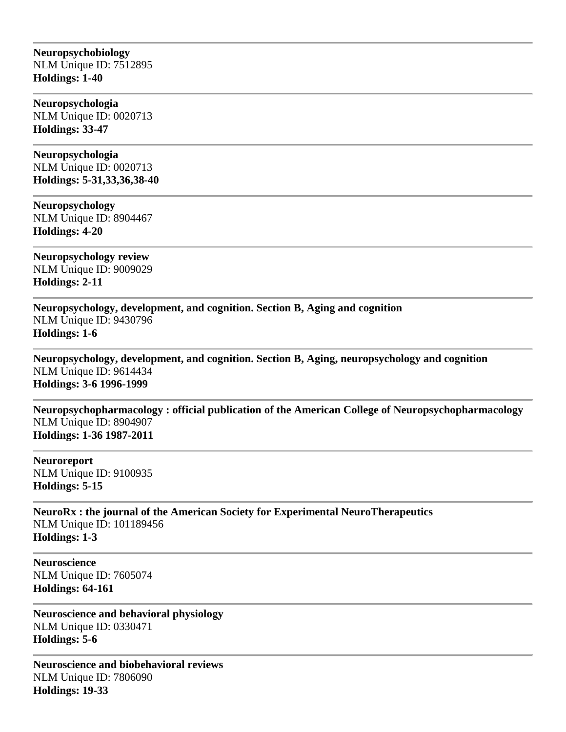---

**Neuropsychobiology**
NLM Unique ID: 7512895
**Holdings: 1-40**

---

**Neuropsychologia**
NLM Unique ID: 0020713
**Holdings: 33-47**

---

**Neuropsychologia**
NLM Unique ID: 0020713
**Holdings: 5-31,33,36,38-40**

---

**Neuropsychology**
NLM Unique ID: 8904467
**Holdings: 4-20**

---

**Neuropsychology review**
NLM Unique ID: 9009029
**Holdings: 2-11**

---

**Neuropsychology, development, and cognition. Section B, Aging and cognition**
NLM Unique ID: 9430796
**Holdings: 1-6**

---

**Neuropsychology, development, and cognition. Section B, Aging, neuropsychology and cognition**
NLM Unique ID: 9614434
**Holdings: 3-6 1996-1999**

---

**Neuropsychopharmacology : official publication of the American College of Neuropsychopharmacology**
NLM Unique ID: 8904907
**Holdings: 1-36 1987-2011**

---

**Neuroreport**
NLM Unique ID: 9100935
**Holdings: 5-15**

---

**NeuroRx : the journal of the American Society for Experimental NeuroTherapeutics**
NLM Unique ID: 101189456
**Holdings: 1-3**

---

**Neuroscience**
NLM Unique ID: 7605074
**Holdings: 64-161**

---

**Neuroscience and behavioral physiology**
NLM Unique ID: 0330471
**Holdings: 5-6**

---

**Neuroscience and biobehavioral reviews**
NLM Unique ID: 7806090
**Holdings: 19-33**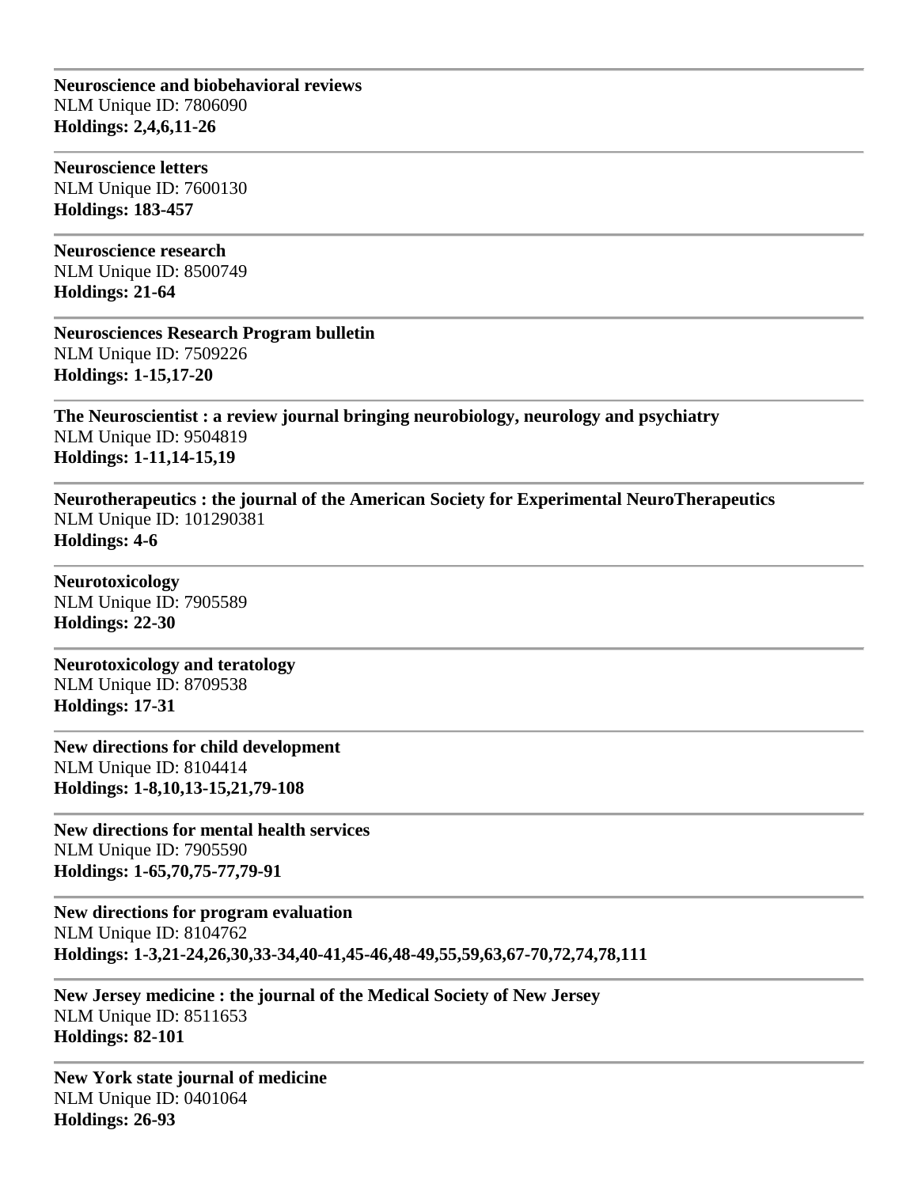---

**Neuroscience and biobehavioral reviews**
NLM Unique ID: 7806090
**Holdings: 2,4,6,11-26**

---

**Neuroscience letters**
NLM Unique ID: 7600130
**Holdings: 183-457**

---

**Neuroscience research**
NLM Unique ID: 8500749
**Holdings: 21-64**

---

**Neurosciences Research Program bulletin**
NLM Unique ID: 7509226
**Holdings: 1-15,17-20**

---

**The Neuroscientist : a review journal bringing neurobiology, neurology and psychiatry**
NLM Unique ID: 9504819
**Holdings: 1-11,14-15,19**

---

**Neurotherapeutics : the journal of the American Society for Experimental NeuroTherapeutics**
NLM Unique ID: 101290381
**Holdings: 4-6**

---

**Neurotoxicology**
NLM Unique ID: 7905589
**Holdings: 22-30**

---

**Neurotoxicology and teratology**
NLM Unique ID: 8709538
**Holdings: 17-31**

---

**New directions for child development**
NLM Unique ID: 8104414
**Holdings: 1-8,10,13-15,21,79-108**

---

**New directions for mental health services**
NLM Unique ID: 7905590
**Holdings: 1-65,70,75-77,79-91**

---

**New directions for program evaluation**
NLM Unique ID: 8104762
**Holdings: 1-3,21-24,26,30,33-34,40-41,45-46,48-49,55,59,63,67-70,72,74,78,111**

---

**New Jersey medicine : the journal of the Medical Society of New Jersey**
NLM Unique ID: 8511653
**Holdings: 82-101**

---

**New York state journal of medicine**
NLM Unique ID: 0401064
**Holdings: 26-93**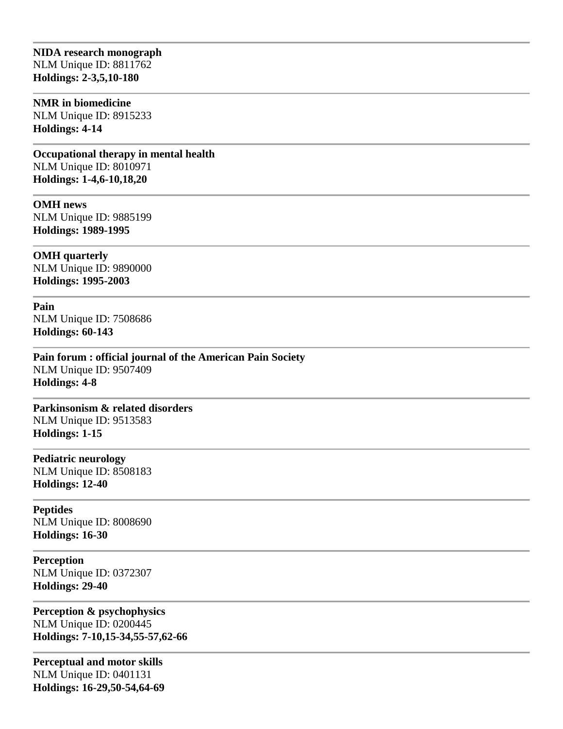---

**NIDA research monograph**
NLM Unique ID: 8811762
**Holdings: 2-3,5,10-180**

---

**NMR in biomedicine**
NLM Unique ID: 8915233
**Holdings: 4-14**

---

**Occupational therapy in mental health**
NLM Unique ID: 8010971
**Holdings: 1-4,6-10,18,20**

---

**OMH news**
NLM Unique ID: 9885199
**Holdings: 1989-1995**

---

**OMH quarterly**
NLM Unique ID: 9890000
**Holdings: 1995-2003**

---

**Pain**
NLM Unique ID: 7508686
**Holdings: 60-143**

---

**Pain forum : official journal of the American Pain Society**
NLM Unique ID: 9507409
**Holdings: 4-8**

---

**Parkinsonism & related disorders**
NLM Unique ID: 9513583
**Holdings: 1-15**

---

**Pediatric neurology**
NLM Unique ID: 8508183
**Holdings: 12-40**

---

**Peptides**
NLM Unique ID: 8008690
**Holdings: 16-30**

---

**Perception**
NLM Unique ID: 0372307
**Holdings: 29-40**

---

**Perception & psychophysics**
NLM Unique ID: 0200445
**Holdings: 7-10,15-34,55-57,62-66**

---

**Perceptual and motor skills**
NLM Unique ID: 0401131
**Holdings: 16-29,50-54,64-69**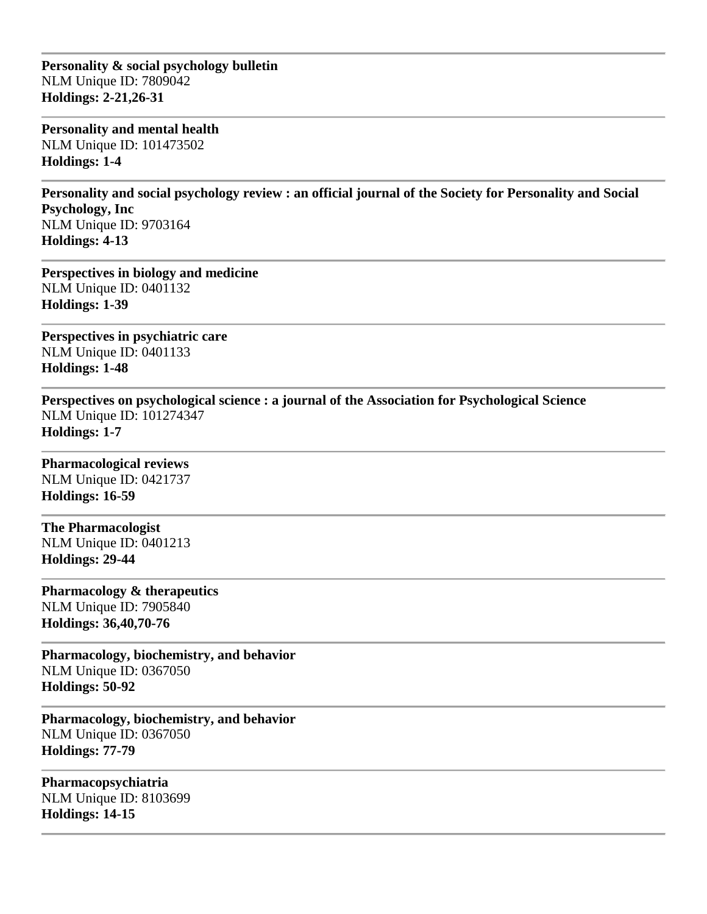---

**Personality & social psychology bulletin**
NLM Unique ID: 7809042
**Holdings: 2-21,26-31**

---

**Personality and mental health**
NLM Unique ID: 101473502
**Holdings: 1-4**

---

**Personality and social psychology review : an official journal of the Society for Personality and Social Psychology, Inc**
NLM Unique ID: 9703164
**Holdings: 4-13**

---

**Perspectives in biology and medicine**
NLM Unique ID: 0401132
**Holdings: 1-39**

---

**Perspectives in psychiatric care**
NLM Unique ID: 0401133
**Holdings: 1-48**

---

**Perspectives on psychological science : a journal of the Association for Psychological Science**
NLM Unique ID: 101274347
**Holdings: 1-7**

---

**Pharmacological reviews**
NLM Unique ID: 0421737
**Holdings: 16-59**

---

**The Pharmacologist**
NLM Unique ID: 0401213
**Holdings: 29-44**

---

**Pharmacology & therapeutics**
NLM Unique ID: 7905840
**Holdings: 36,40,70-76**

---

**Pharmacology, biochemistry, and behavior**
NLM Unique ID: 0367050
**Holdings: 50-92**

---

**Pharmacology, biochemistry, and behavior**
NLM Unique ID: 0367050
**Holdings: 77-79**

---

**Pharmacopsychiatria**
NLM Unique ID: 8103699
**Holdings: 14-15**

---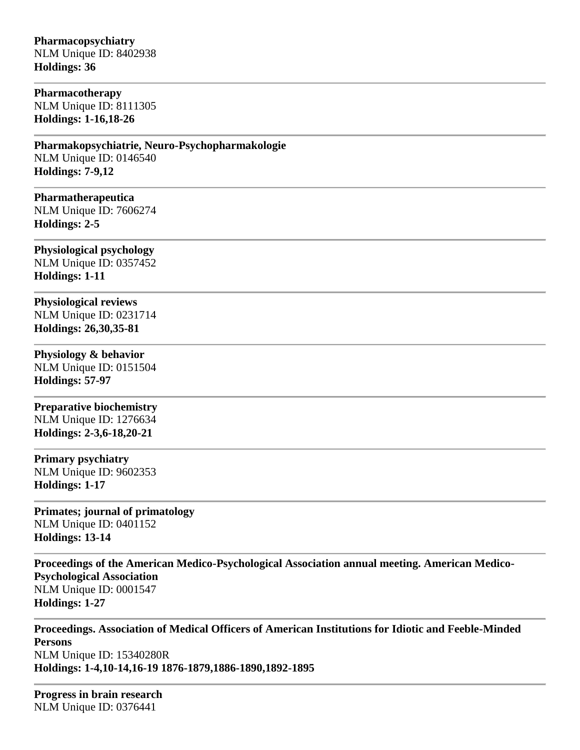**Pharmacopsychiatry**
NLM Unique ID: 8402938
**Holdings: 36**

---

**Pharmacotherapy**
NLM Unique ID: 8111305
**Holdings: 1-16,18-26**

---

**Pharmakopsychiatrie, Neuro-Psychopharmakologie**
NLM Unique ID: 0146540
**Holdings: 7-9,12**

---

**Pharmatherapeutica**
NLM Unique ID: 7606274
**Holdings: 2-5**

---

**Physiological psychology**
NLM Unique ID: 0357452
**Holdings: 1-11**

---

**Physiological reviews**
NLM Unique ID: 0231714
**Holdings: 26,30,35-81**

---

**Physiology & behavior**
NLM Unique ID: 0151504
**Holdings: 57-97**

---

**Preparative biochemistry**
NLM Unique ID: 1276634
**Holdings: 2-3,6-18,20-21**

---

**Primary psychiatry**
NLM Unique ID: 9602353
**Holdings: 1-17**

---

**Primates; journal of primatology**
NLM Unique ID: 0401152
**Holdings: 13-14**

---

**Proceedings of the American Medico-Psychological Association annual meeting. American Medico-Psychological Association**
NLM Unique ID: 0001547
**Holdings: 1-27**

---

**Proceedings. Association of Medical Officers of American Institutions for Idiotic and Feeble-Minded Persons**
NLM Unique ID: 15340280R
**Holdings: 1-4,10-14,16-19 1876-1879,1886-1890,1892-1895**

---

**Progress in brain research**
NLM Unique ID: 0376441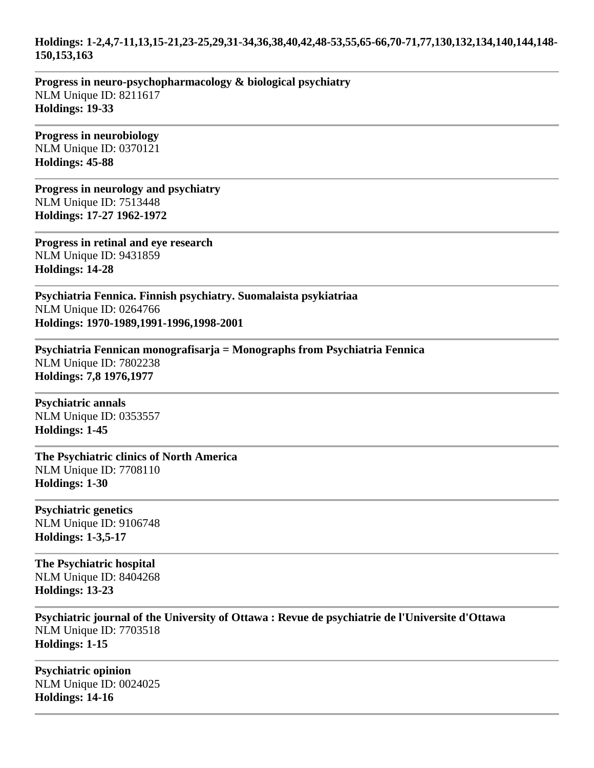**Holdings: 1-2,4,7-11,13,15-21,23-25,29,31-34,36,38,40,42,48-53,55,65-66,70-71,77,130,132,134,140,144,148-150,153,163**

---

**Progress in neuro-psychopharmacology & biological psychiatry**
NLM Unique ID: 8211617
**Holdings: 19-33**

---

**Progress in neurobiology**
NLM Unique ID: 0370121
**Holdings: 45-88**

---

**Progress in neurology and psychiatry**
NLM Unique ID: 7513448
**Holdings: 17-27 1962-1972**

---

**Progress in retinal and eye research**
NLM Unique ID: 9431859
**Holdings: 14-28**

---

**Psychiatria Fennica. Finnish psychiatry. Suomalaista psykiatriaa**
NLM Unique ID: 0264766
**Holdings: 1970-1989,1991-1996,1998-2001**

---

**Psychiatria Fennican monografisarja = Monographs from Psychiatria Fennica**
NLM Unique ID: 7802238
**Holdings: 7,8 1976,1977**

---

**Psychiatric annals**
NLM Unique ID: 0353557
**Holdings: 1-45**

---

**The Psychiatric clinics of North America**
NLM Unique ID: 7708110
**Holdings: 1-30**

---

**Psychiatric genetics**
NLM Unique ID: 9106748
**Holdings: 1-3,5-17**

---

**The Psychiatric hospital**
NLM Unique ID: 8404268
**Holdings: 13-23**

---

**Psychiatric journal of the University of Ottawa : Revue de psychiatrie de l'Universite d'Ottawa**
NLM Unique ID: 7703518
**Holdings: 1-15**

---

**Psychiatric opinion**
NLM Unique ID: 0024025
**Holdings: 14-16**

---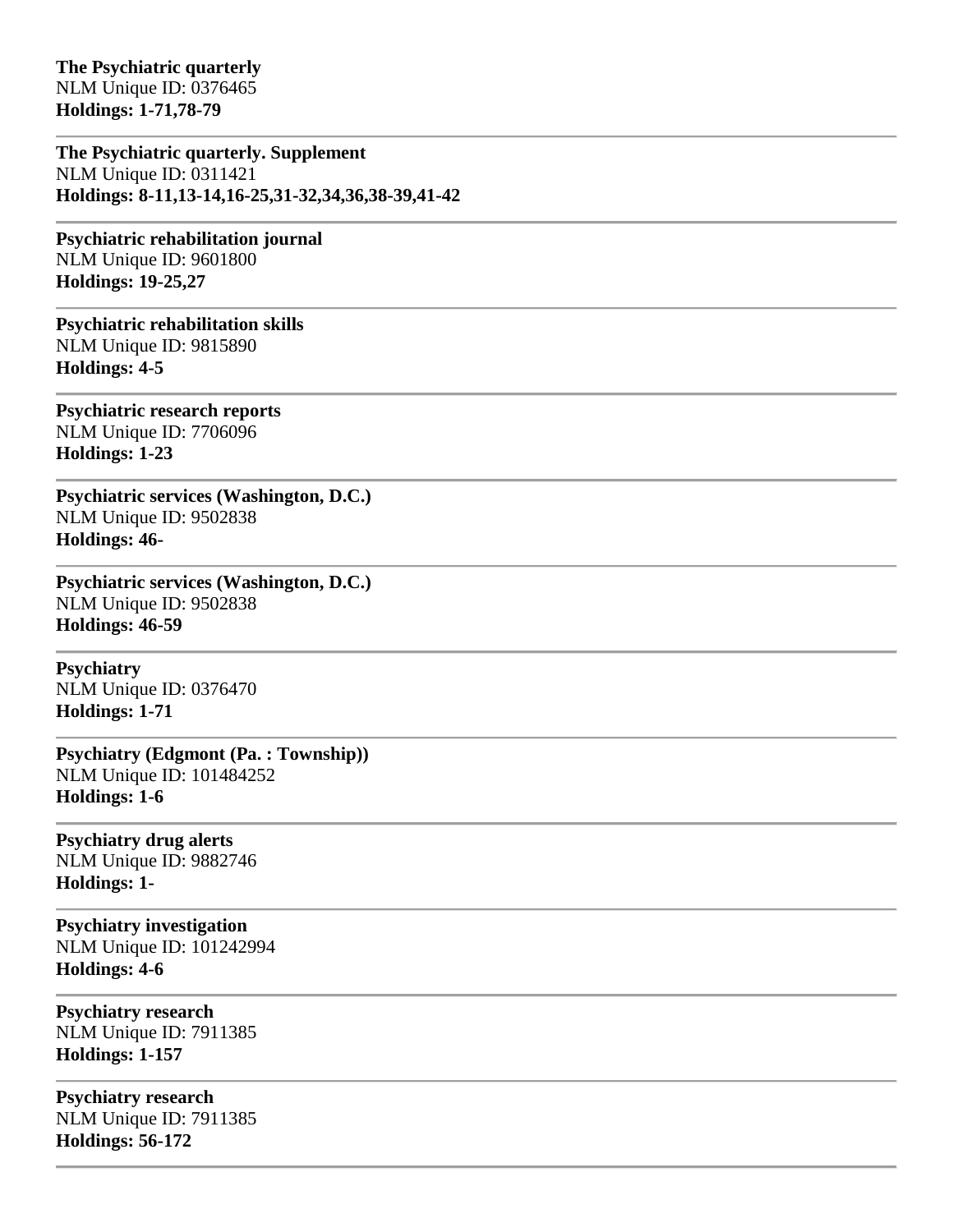**The Psychiatric quarterly**
NLM Unique ID: 0376465
**Holdings: 1-71,78-79**

---

**The Psychiatric quarterly. Supplement**
NLM Unique ID: 0311421
**Holdings: 8-11,13-14,16-25,31-32,34,36,38-39,41-42**

---

**Psychiatric rehabilitation journal**
NLM Unique ID: 9601800
**Holdings: 19-25,27**

---

**Psychiatric rehabilitation skills**
NLM Unique ID: 9815890
**Holdings: 4-5**

---

**Psychiatric research reports**
NLM Unique ID: 7706096
**Holdings: 1-23**

---

**Psychiatric services (Washington, D.C.)**
NLM Unique ID: 9502838
**Holdings: 46-**

---

**Psychiatric services (Washington, D.C.)**
NLM Unique ID: 9502838
**Holdings: 46-59**

---

**Psychiatry**
NLM Unique ID: 0376470
**Holdings: 1-71**

---

**Psychiatry (Edgmont (Pa. : Township))**
NLM Unique ID: 101484252
**Holdings: 1-6**

---

**Psychiatry drug alerts**
NLM Unique ID: 9882746
**Holdings: 1-**

---

**Psychiatry investigation**
NLM Unique ID: 101242994
**Holdings: 4-6**

---

**Psychiatry research**
NLM Unique ID: 7911385
**Holdings: 1-157**

---

**Psychiatry research**
NLM Unique ID: 7911385
**Holdings: 56-172**

---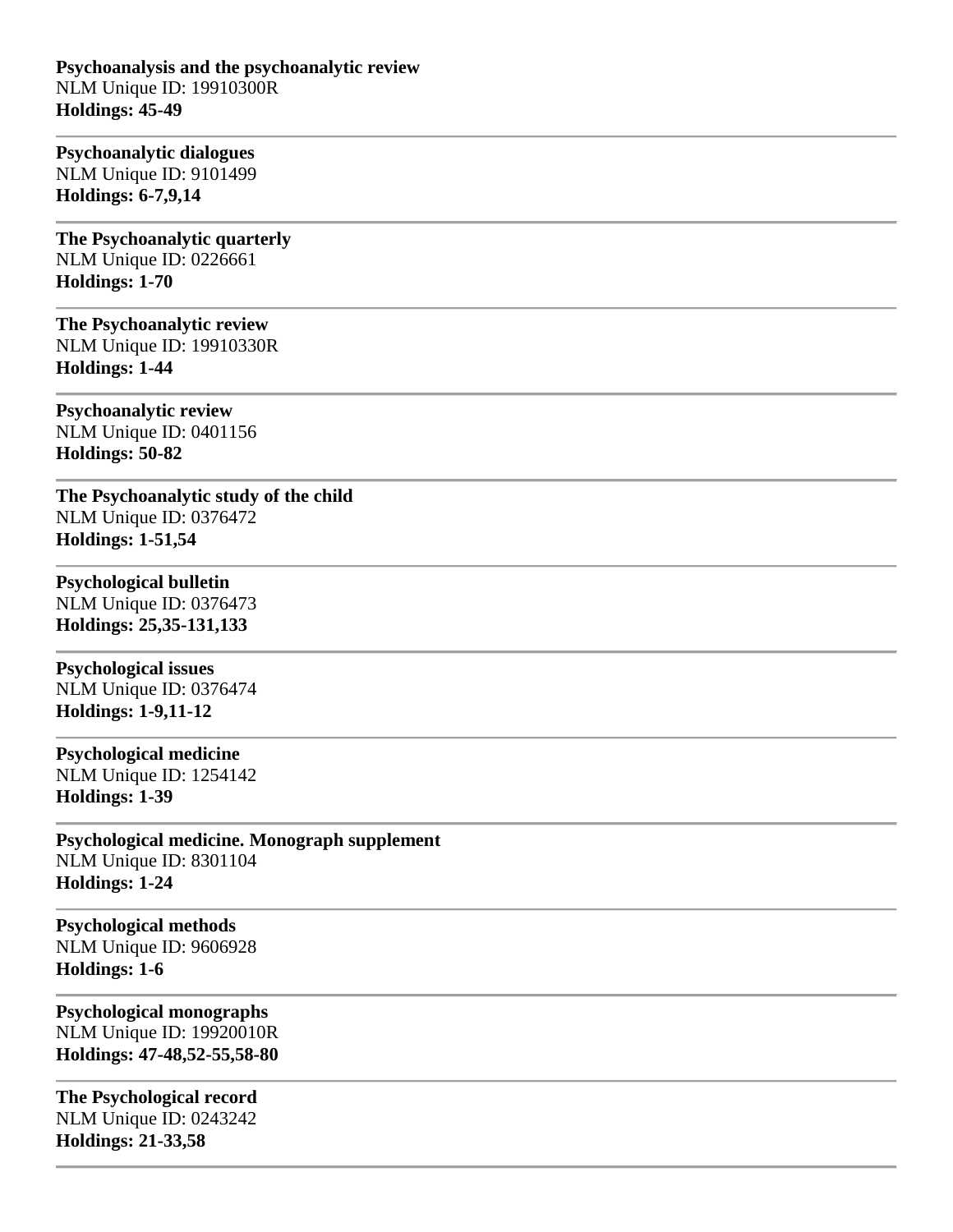**Psychoanalysis and the psychoanalytic review**
NLM Unique ID: 19910300R
**Holdings: 45-49**

---

**Psychoanalytic dialogues**
NLM Unique ID: 9101499
**Holdings: 6-7,9,14**

---

**The Psychoanalytic quarterly**
NLM Unique ID: 0226661
**Holdings: 1-70**

---

**The Psychoanalytic review**
NLM Unique ID: 19910330R
**Holdings: 1-44**

---

**Psychoanalytic review**
NLM Unique ID: 0401156
**Holdings: 50-82**

---

**The Psychoanalytic study of the child**
NLM Unique ID: 0376472
**Holdings: 1-51,54**

---

**Psychological bulletin**
NLM Unique ID: 0376473
**Holdings: 25,35-131,133**

---

**Psychological issues**
NLM Unique ID: 0376474
**Holdings: 1-9,11-12**

---

**Psychological medicine**
NLM Unique ID: 1254142
**Holdings: 1-39**

---

**Psychological medicine. Monograph supplement**
NLM Unique ID: 8301104
**Holdings: 1-24**

---

**Psychological methods**
NLM Unique ID: 9606928
**Holdings: 1-6**

---

**Psychological monographs**
NLM Unique ID: 19920010R
**Holdings: 47-48,52-55,58-80**

---

**The Psychological record**
NLM Unique ID: 0243242
**Holdings: 21-33,58**

---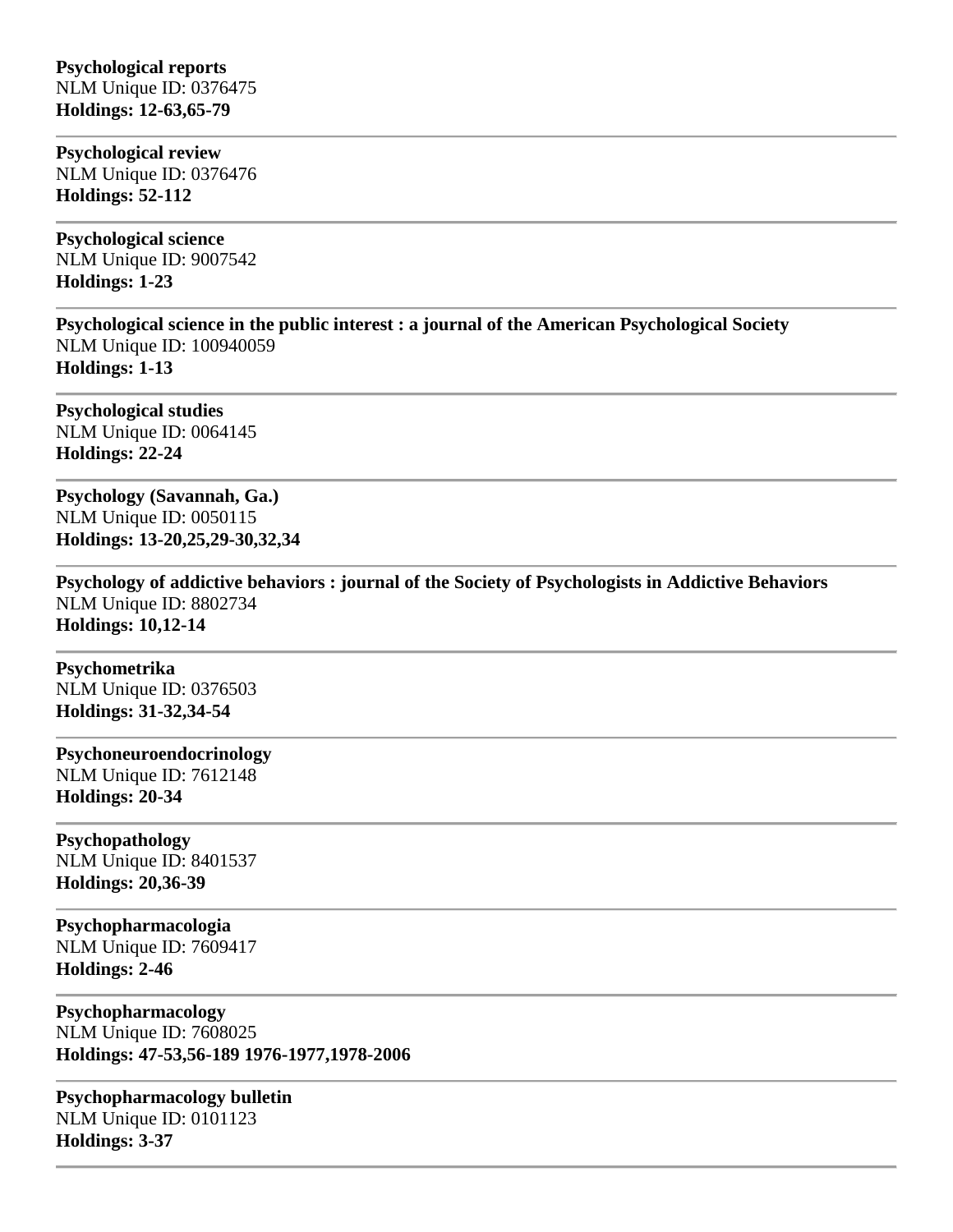**Psychological reports**
NLM Unique ID: 0376475
**Holdings: 12-63,65-79**

---

**Psychological review**
NLM Unique ID: 0376476
**Holdings: 52-112**

---

**Psychological science**
NLM Unique ID: 9007542
**Holdings: 1-23**

---

**Psychological science in the public interest : a journal of the American Psychological Society**
NLM Unique ID: 100940059
**Holdings: 1-13**

---

**Psychological studies**
NLM Unique ID: 0064145
**Holdings: 22-24**

---

**Psychology (Savannah, Ga.)**
NLM Unique ID: 0050115
**Holdings: 13-20,25,29-30,32,34**

---

**Psychology of addictive behaviors : journal of the Society of Psychologists in Addictive Behaviors**
NLM Unique ID: 8802734
**Holdings: 10,12-14**

---

**Psychometrika**
NLM Unique ID: 0376503
**Holdings: 31-32,34-54**

---

**Psychoneuroendocrinology**
NLM Unique ID: 7612148
**Holdings: 20-34**

---

**Psychopathology**
NLM Unique ID: 8401537
**Holdings: 20,36-39**

---

**Psychopharmacologia**
NLM Unique ID: 7609417
**Holdings: 2-46**

---

**Psychopharmacology**
NLM Unique ID: 7608025
**Holdings: 47-53,56-189 1976-1977,1978-2006**

---

**Psychopharmacology bulletin**
NLM Unique ID: 0101123
**Holdings: 3-37**

---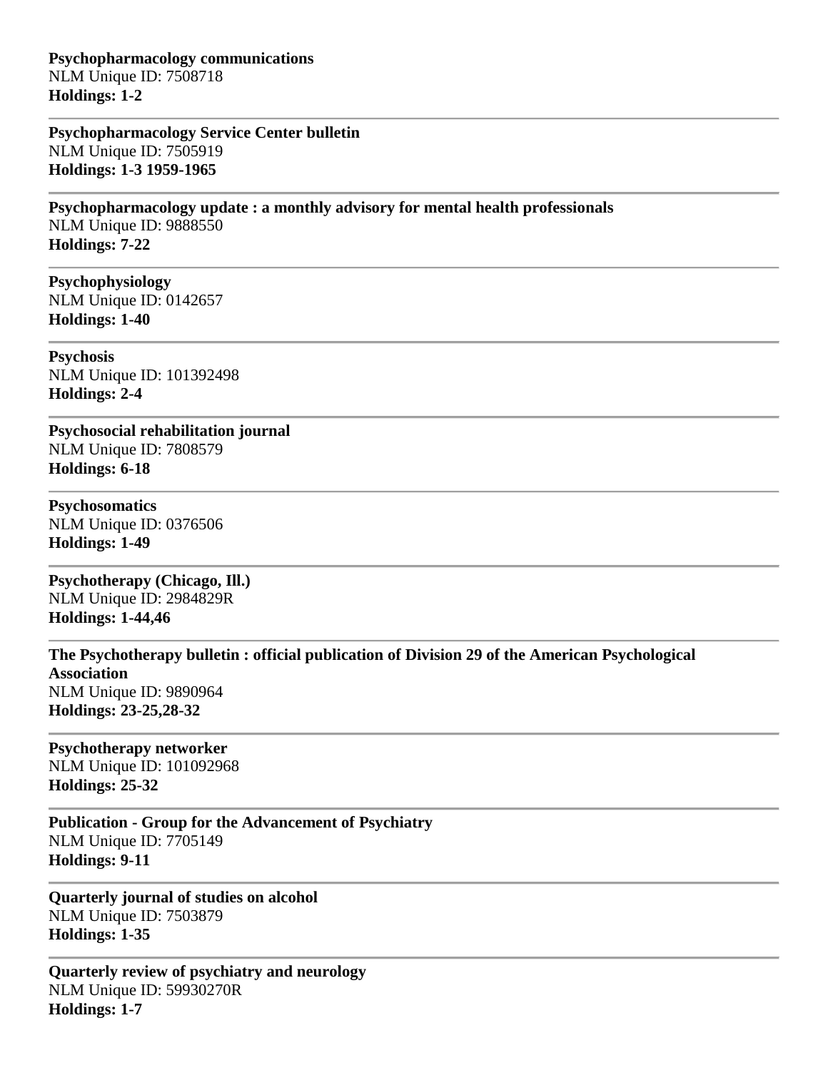**Psychopharmacology communications**
NLM Unique ID: 7508718
**Holdings: 1-2**

---

**Psychopharmacology Service Center bulletin**
NLM Unique ID: 7505919
**Holdings: 1-3 1959-1965**

---

**Psychopharmacology update : a monthly advisory for mental health professionals**
NLM Unique ID: 9888550
**Holdings: 7-22**

---

**Psychophysiology**
NLM Unique ID: 0142657
**Holdings: 1-40**

---

**Psychosis**
NLM Unique ID: 101392498
**Holdings: 2-4**

---

**Psychosocial rehabilitation journal**
NLM Unique ID: 7808579
**Holdings: 6-18**

---

**Psychosomatics**
NLM Unique ID: 0376506
**Holdings: 1-49**

---

**Psychotherapy (Chicago, Ill.)**
NLM Unique ID: 2984829R
**Holdings: 1-44,46**

---

**The Psychotherapy bulletin : official publication of Division 29 of the American Psychological Association**
NLM Unique ID: 9890964
**Holdings: 23-25,28-32**

---

**Psychotherapy networker**
NLM Unique ID: 101092968
**Holdings: 25-32**

---

**Publication - Group for the Advancement of Psychiatry**
NLM Unique ID: 7705149
**Holdings: 9-11**

---

**Quarterly journal of studies on alcohol**
NLM Unique ID: 7503879
**Holdings: 1-35**

---

**Quarterly review of psychiatry and neurology**
NLM Unique ID: 59930270R
**Holdings: 1-7**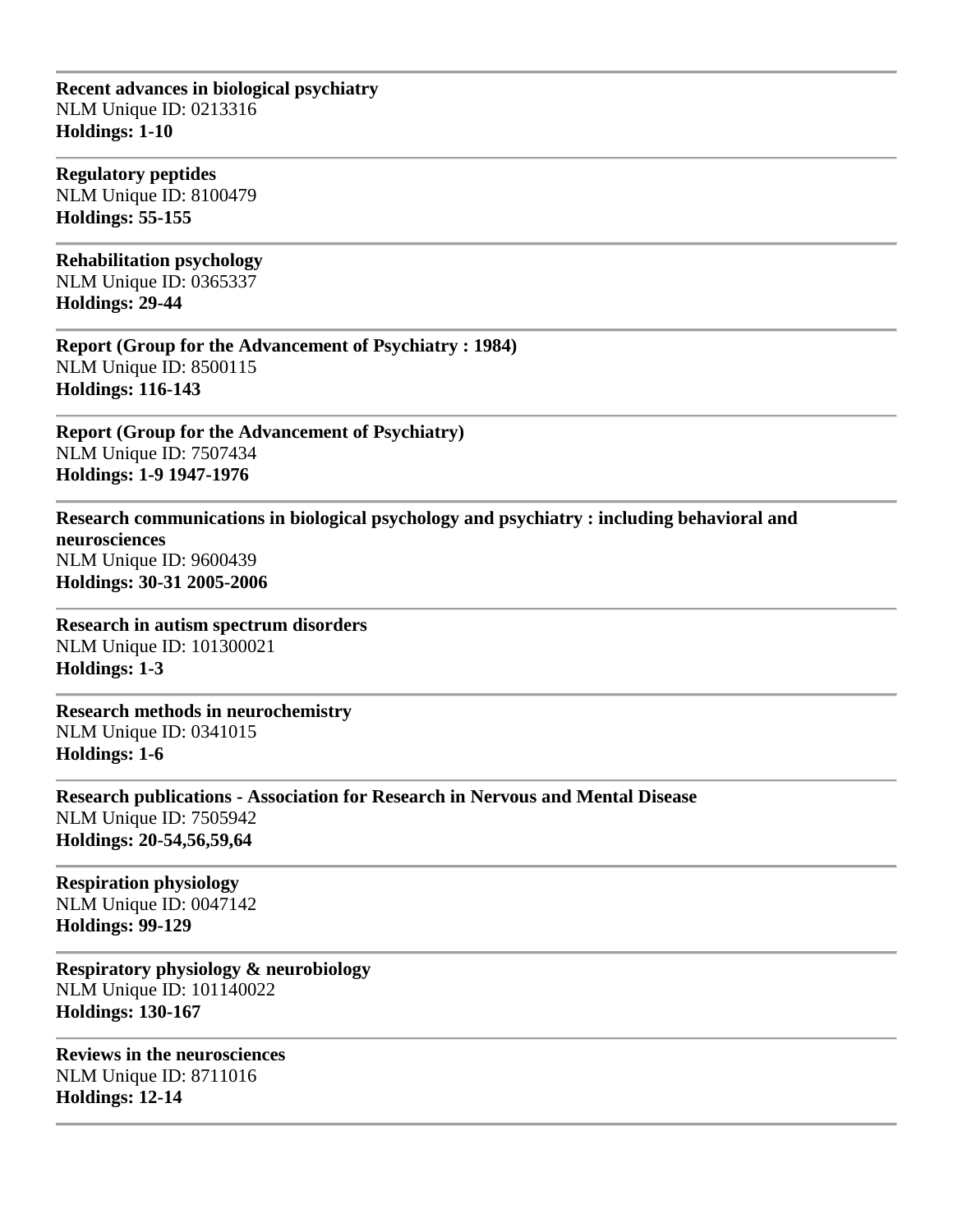---

**Recent advances in biological psychiatry**
NLM Unique ID: 0213316
**Holdings: 1-10**

---

**Regulatory peptides**
NLM Unique ID: 8100479
**Holdings: 55-155**

---

**Rehabilitation psychology**
NLM Unique ID: 0365337
**Holdings: 29-44**

---

**Report (Group for the Advancement of Psychiatry : 1984)**
NLM Unique ID: 8500115
**Holdings: 116-143**

---

**Report (Group for the Advancement of Psychiatry)**
NLM Unique ID: 7507434
**Holdings: 1-9 1947-1976**

---

**Research communications in biological psychology and psychiatry : including behavioral and neurosciences**
NLM Unique ID: 9600439
**Holdings: 30-31 2005-2006**

---

**Research in autism spectrum disorders**
NLM Unique ID: 101300021
**Holdings: 1-3**

---

**Research methods in neurochemistry**
NLM Unique ID: 0341015
**Holdings: 1-6**

---

**Research publications - Association for Research in Nervous and Mental Disease**
NLM Unique ID: 7505942
**Holdings: 20-54,56,59,64**

---

**Respiration physiology**
NLM Unique ID: 0047142
**Holdings: 99-129**

---

**Respiratory physiology & neurobiology**
NLM Unique ID: 101140022
**Holdings: 130-167**

---

**Reviews in the neurosciences**
NLM Unique ID: 8711016
**Holdings: 12-14**

---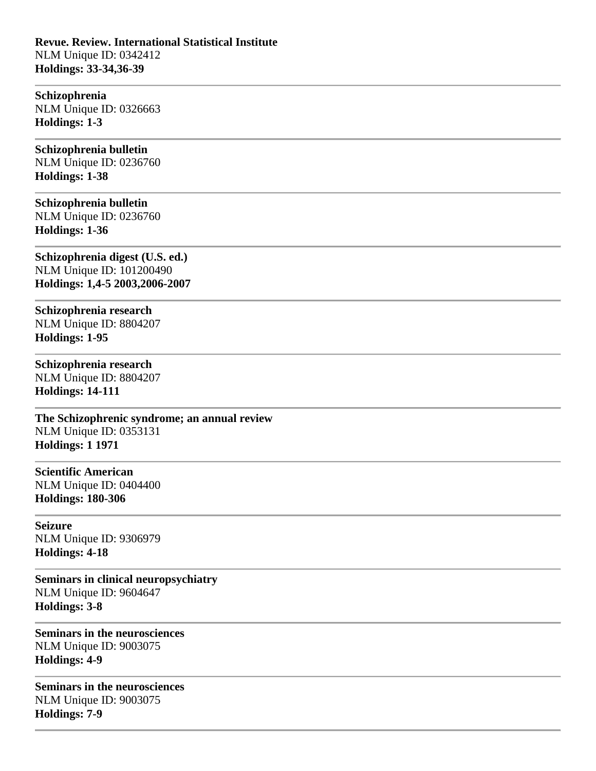**Revue. Review. International Statistical Institute**
NLM Unique ID: 0342412
**Holdings: 33-34,36-39**

---

**Schizophrenia**
NLM Unique ID: 0326663
**Holdings: 1-3**

---

**Schizophrenia bulletin**
NLM Unique ID: 0236760
**Holdings: 1-38**

---

**Schizophrenia bulletin**
NLM Unique ID: 0236760
**Holdings: 1-36**

---

**Schizophrenia digest (U.S. ed.)**
NLM Unique ID: 101200490
**Holdings: 1,4-5 2003,2006-2007**

---

**Schizophrenia research**
NLM Unique ID: 8804207
**Holdings: 1-95**

---

**Schizophrenia research**
NLM Unique ID: 8804207
**Holdings: 14-111**

---

**The Schizophrenic syndrome; an annual review**
NLM Unique ID: 0353131
**Holdings: 1 1971**

---

**Scientific American**
NLM Unique ID: 0404400
**Holdings: 180-306**

---

**Seizure**
NLM Unique ID: 9306979
**Holdings: 4-18**

---

**Seminars in clinical neuropsychiatry**
NLM Unique ID: 9604647
**Holdings: 3-8**

---

**Seminars in the neurosciences**
NLM Unique ID: 9003075
**Holdings: 4-9**

---

**Seminars in the neurosciences**
NLM Unique ID: 9003075
**Holdings: 7-9**

---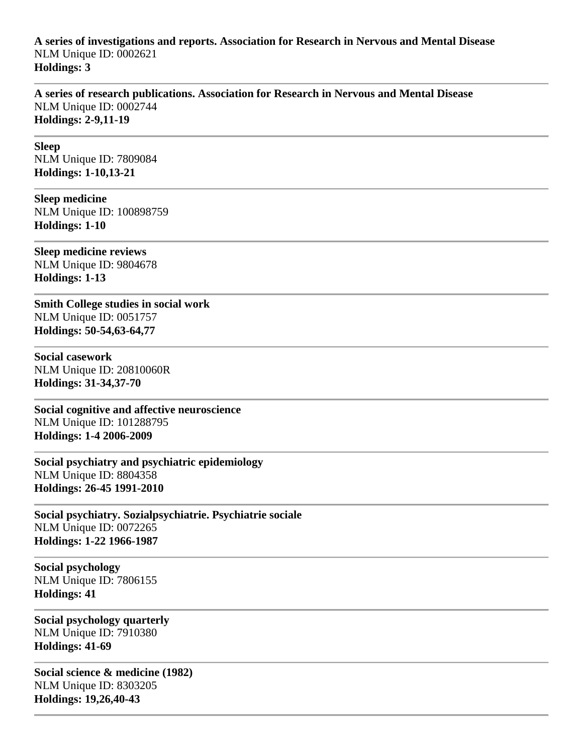**A series of investigations and reports. Association for Research in Nervous and Mental Disease**
NLM Unique ID: 0002621
**Holdings: 3**

---

**A series of research publications. Association for Research in Nervous and Mental Disease**
NLM Unique ID: 0002744
**Holdings: 2-9,11-19**

---

**Sleep**
NLM Unique ID: 7809084
**Holdings: 1-10,13-21**

---

**Sleep medicine**
NLM Unique ID: 100898759
**Holdings: 1-10**

---

**Sleep medicine reviews**
NLM Unique ID: 9804678
**Holdings: 1-13**

---

**Smith College studies in social work**
NLM Unique ID: 0051757
**Holdings: 50-54,63-64,77**

---

**Social casework**
NLM Unique ID: 20810060R
**Holdings: 31-34,37-70**

---

**Social cognitive and affective neuroscience**
NLM Unique ID: 101288795
**Holdings: 1-4 2006-2009**

---

**Social psychiatry and psychiatric epidemiology**
NLM Unique ID: 8804358
**Holdings: 26-45 1991-2010**

---

**Social psychiatry. Sozialpsychiatrie. Psychiatrie sociale**
NLM Unique ID: 0072265
**Holdings: 1-22 1966-1987**

---

**Social psychology**
NLM Unique ID: 7806155
**Holdings: 41**

---

**Social psychology quarterly**
NLM Unique ID: 7910380
**Holdings: 41-69**

---

**Social science & medicine (1982)**
NLM Unique ID: 8303205
**Holdings: 19,26,40-43**

---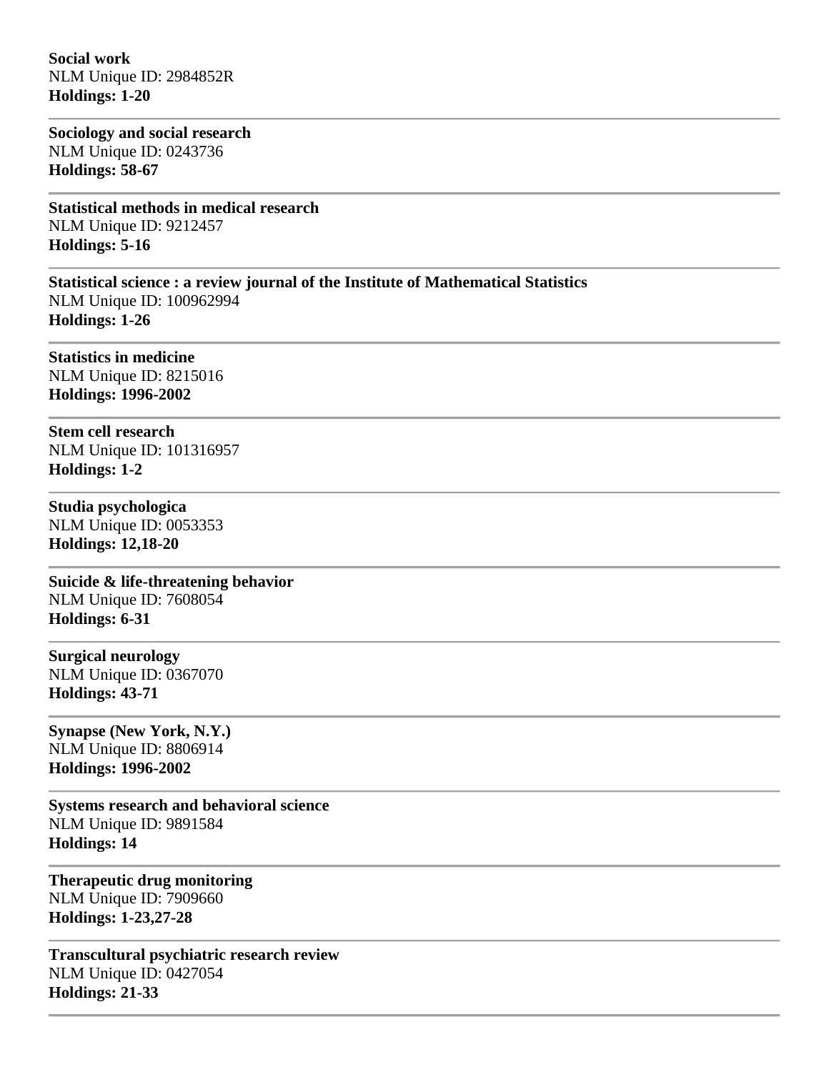**Social work**
NLM Unique ID: 2984852R
**Holdings: 1-20**

---

**Sociology and social research**
NLM Unique ID: 0243736
**Holdings: 58-67**

---

**Statistical methods in medical research**
NLM Unique ID: 9212457
**Holdings: 5-16**

---

**Statistical science : a review journal of the Institute of Mathematical Statistics**
NLM Unique ID: 100962994
**Holdings: 1-26**

---

**Statistics in medicine**
NLM Unique ID: 8215016
**Holdings: 1996-2002**

---

**Stem cell research**
NLM Unique ID: 101316957
**Holdings: 1-2**

---

**Studia psychologica**
NLM Unique ID: 0053353
**Holdings: 12,18-20**

---

**Suicide & life-threatening behavior**
NLM Unique ID: 7608054
**Holdings: 6-31**

---

**Surgical neurology**
NLM Unique ID: 0367070
**Holdings: 43-71**

---

**Synapse (New York, N.Y.)**
NLM Unique ID: 8806914
**Holdings: 1996-2002**

---

**Systems research and behavioral science**
NLM Unique ID: 9891584
**Holdings: 14**

---

**Therapeutic drug monitoring**
NLM Unique ID: 7909660
**Holdings: 1-23,27-28**

---

**Transcultural psychiatric research review**
NLM Unique ID: 0427054
**Holdings: 21-33**

---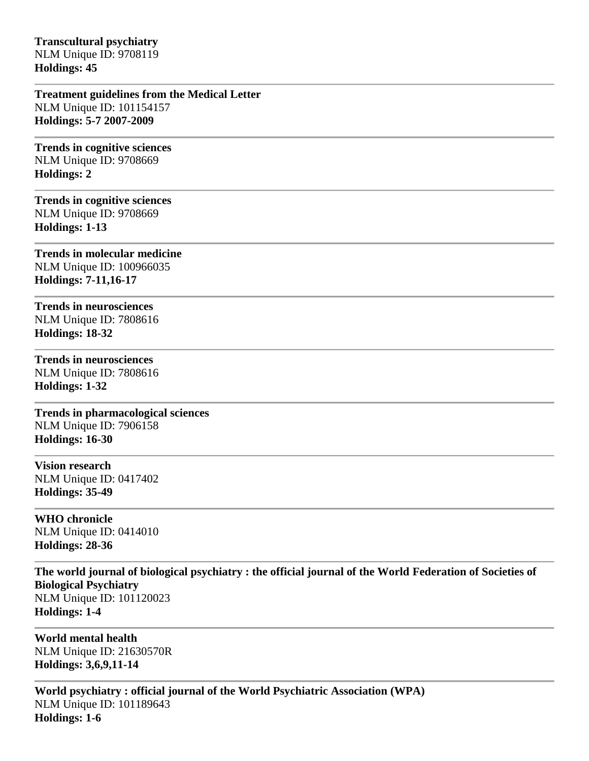**Transcultural psychiatry**
NLM Unique ID: 9708119
**Holdings: 45**

---

**Treatment guidelines from the Medical Letter**
NLM Unique ID: 101154157
**Holdings: 5-7 2007-2009**

---

**Trends in cognitive sciences**
NLM Unique ID: 9708669
**Holdings: 2**

---

**Trends in cognitive sciences**
NLM Unique ID: 9708669
**Holdings: 1-13**

---

**Trends in molecular medicine**
NLM Unique ID: 100966035
**Holdings: 7-11,16-17**

---

**Trends in neurosciences**
NLM Unique ID: 7808616
**Holdings: 18-32**

---

**Trends in neurosciences**
NLM Unique ID: 7808616
**Holdings: 1-32**

---

**Trends in pharmacological sciences**
NLM Unique ID: 7906158
**Holdings: 16-30**

---

**Vision research**
NLM Unique ID: 0417402
**Holdings: 35-49**

---

**WHO chronicle**
NLM Unique ID: 0414010
**Holdings: 28-36**

---

**The world journal of biological psychiatry : the official journal of the World Federation of Societies of Biological Psychiatry**
NLM Unique ID: 101120023
**Holdings: 1-4**

---

**World mental health**
NLM Unique ID: 21630570R
**Holdings: 3,6,9,11-14**

---

**World psychiatry : official journal of the World Psychiatric Association (WPA)**
NLM Unique ID: 101189643
**Holdings: 1-6**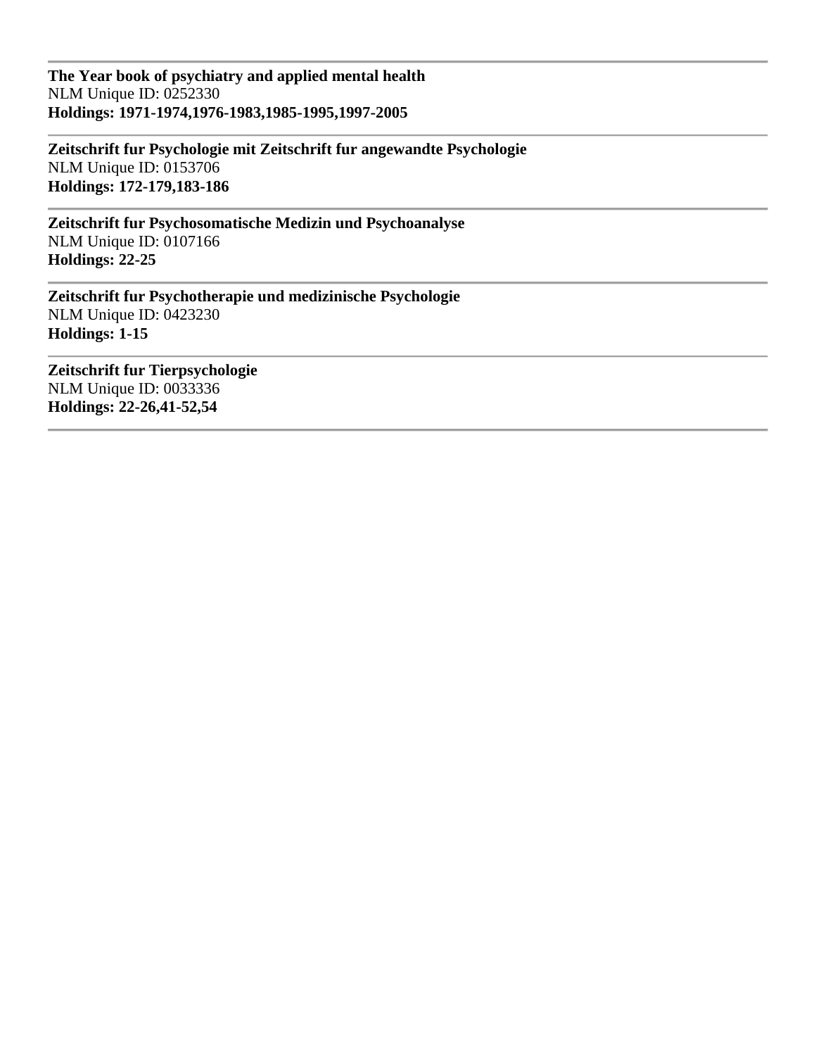---

**The Year book of psychiatry and applied mental health**
NLM Unique ID: 0252330
**Holdings: 1971-1974,1976-1983,1985-1995,1997-2005**

---

**Zeitschrift fur Psychologie mit Zeitschrift fur angewandte Psychologie**
NLM Unique ID: 0153706
**Holdings: 172-179,183-186**

---

**Zeitschrift fur Psychosomatische Medizin und Psychoanalyse**
NLM Unique ID: 0107166
**Holdings: 22-25**

---

**Zeitschrift fur Psychotherapie und medizinische Psychologie**
NLM Unique ID: 0423230
**Holdings: 1-15**

---

**Zeitschrift fur Tierpsychologie**
NLM Unique ID: 0033336
**Holdings: 22-26,41-52,54**

---